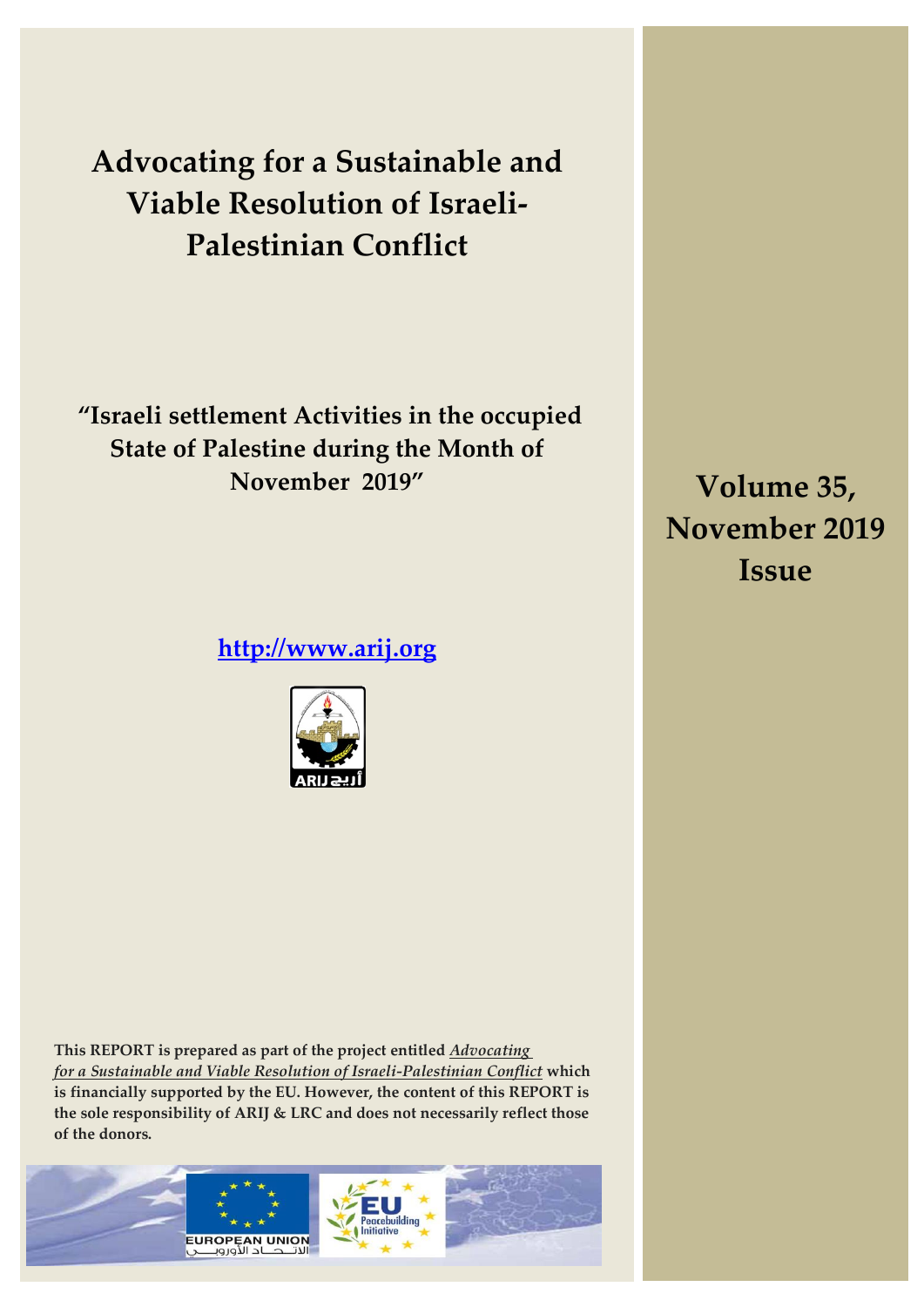# Advocating for a Sustainable and Viable Resolution of Israeli-Palestinian Conflict

## "Israeli settlement Activities in the occupied State of Palestine during the Month of November 2019"

**Volume 35, November 2019 Issue**

**http://www.arij.org**

ARIJ أريج

**This REPORT is prepared as part of the project entitled *Advocating for a Sustainable and Viable Resolution of Israeli-Palestinian Conflict* which is financially supported by the EU. However, the content of this REPORT is the sole responsibility of ARIJ & LRC and does not necessarily reflect those of the donors.**

EUROPEAN UNION
الاتحاد الأوروبي

EU Peacebuilding Initiative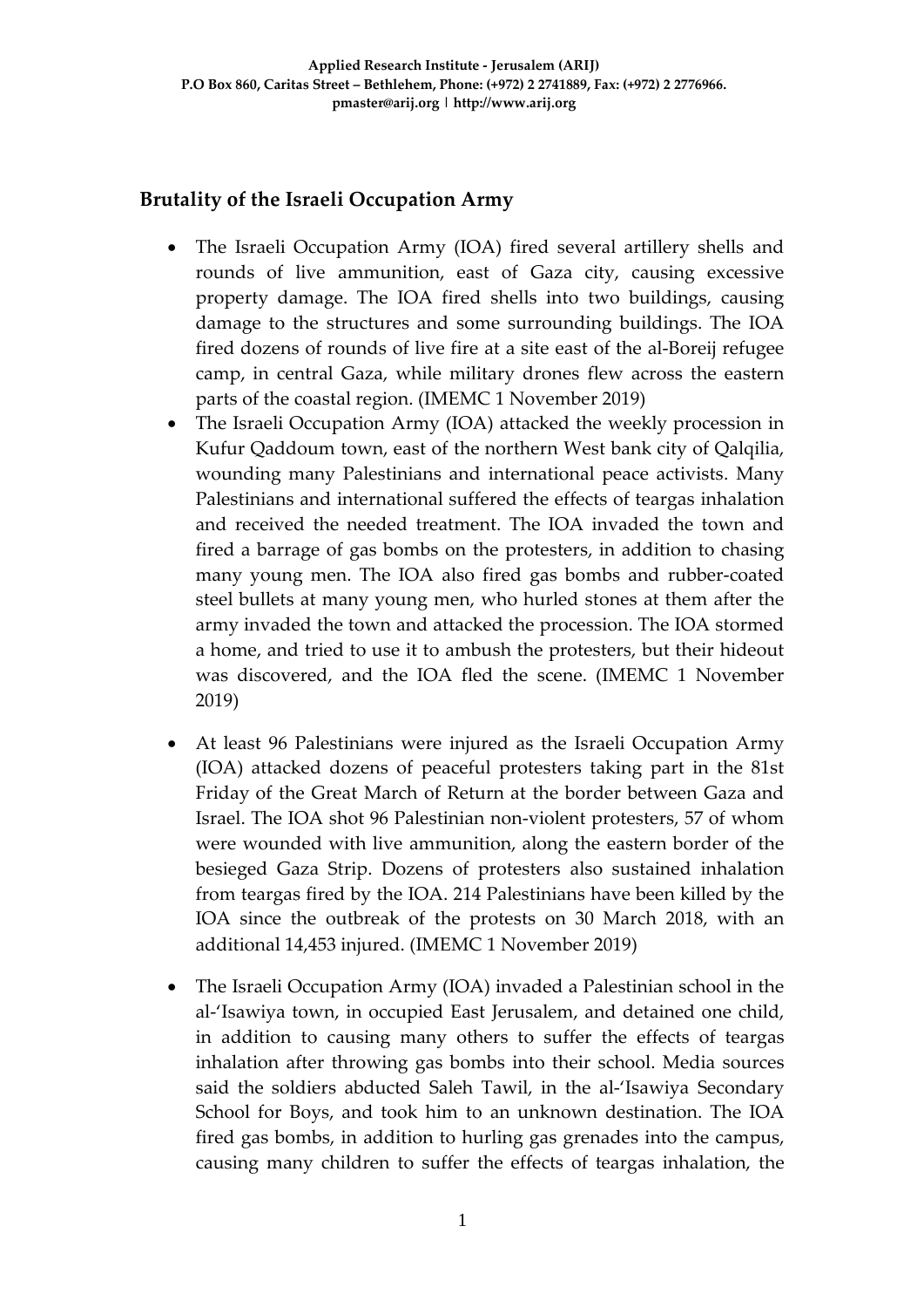## Brutality of the Israeli Occupation Army

- The Israeli Occupation Army (IOA) fired several artillery shells and rounds of live ammunition, east of Gaza city, causing excessive property damage. The IOA fired shells into two buildings, causing damage to the structures and some surrounding buildings. The IOA fired dozens of rounds of live fire at a site east of the al-Boreij refugee camp, in central Gaza, while military drones flew across the eastern parts of the coastal region. (IMEMC 1 November 2019)
- The Israeli Occupation Army (IOA) attacked the weekly procession in Kufur Qaddoum town, east of the northern West bank city of Qalqilia, wounding many Palestinians and international peace activists. Many Palestinians and international suffered the effects of teargas inhalation and received the needed treatment. The IOA invaded the town and fired a barrage of gas bombs on the protesters, in addition to chasing many young men. The IOA also fired gas bombs and rubber-coated steel bullets at many young men, who hurled stones at them after the army invaded the town and attacked the procession. The IOA stormed a home, and tried to use it to ambush the protesters, but their hideout was discovered, and the IOA fled the scene. (IMEMC 1 November 2019)
- At least 96 Palestinians were injured as the Israeli Occupation Army (IOA) attacked dozens of peaceful protesters taking part in the 81st Friday of the Great March of Return at the border between Gaza and Israel. The IOA shot 96 Palestinian non-violent protesters, 57 of whom were wounded with live ammunition, along the eastern border of the besieged Gaza Strip. Dozens of protesters also sustained inhalation from teargas fired by the IOA. 214 Palestinians have been killed by the IOA since the outbreak of the protests on 30 March 2018, with an additional 14,453 injured. (IMEMC 1 November 2019)
- The Israeli Occupation Army (IOA) invaded a Palestinian school in the al-'Isawiya town, in occupied East Jerusalem, and detained one child, in addition to causing many others to suffer the effects of teargas inhalation after throwing gas bombs into their school. Media sources said the soldiers abducted Saleh Tawil, in the al-'Isawiya Secondary School for Boys, and took him to an unknown destination. The IOA fired gas bombs, in addition to hurling gas grenades into the campus, causing many children to suffer the effects of teargas inhalation, the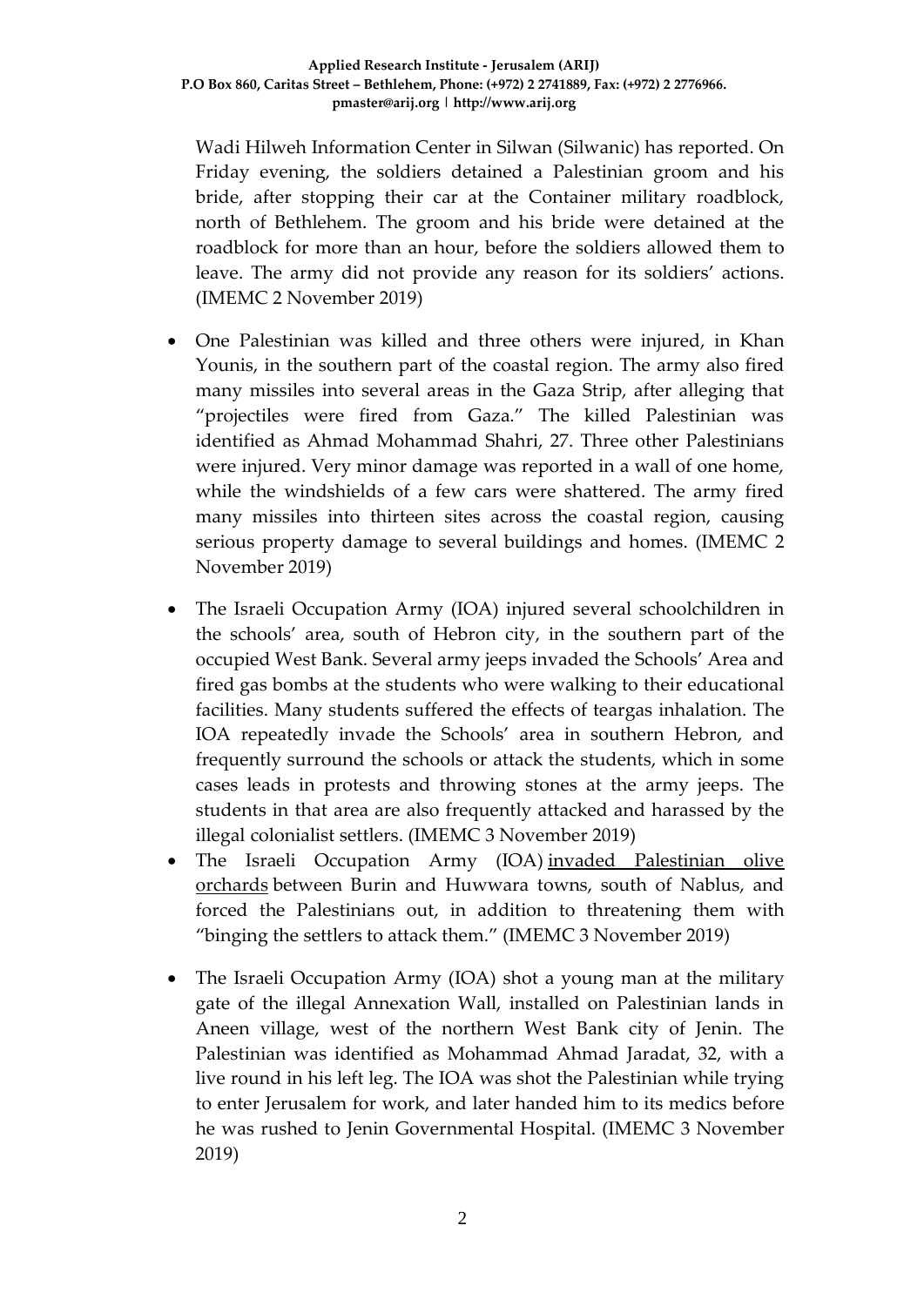Wadi Hilweh Information Center in Silwan (Silwanic) has reported. On Friday evening, the soldiers detained a Palestinian groom and his bride, after stopping their car at the Container military roadblock, north of Bethlehem. The groom and his bride were detained at the roadblock for more than an hour, before the soldiers allowed them to leave. The army did not provide any reason for its soldiers' actions. (IMEMC 2 November 2019)

- One Palestinian was killed and three others were injured, in Khan Younis, in the southern part of the coastal region. The army also fired many missiles into several areas in the Gaza Strip, after alleging that "projectiles were fired from Gaza." The killed Palestinian was identified as Ahmad Mohammad Shahri, 27. Three other Palestinians were injured. Very minor damage was reported in a wall of one home, while the windshields of a few cars were shattered. The army fired many missiles into thirteen sites across the coastal region, causing serious property damage to several buildings and homes. (IMEMC 2 November 2019)

- The Israeli Occupation Army (IOA) injured several schoolchildren in the schools' area, south of Hebron city, in the southern part of the occupied West Bank. Several army jeeps invaded the Schools' Area and fired gas bombs at the students who were walking to their educational facilities. Many students suffered the effects of teargas inhalation. The IOA repeatedly invade the Schools' area in southern Hebron, and frequently surround the schools or attack the students, which in some cases leads in protests and throwing stones at the army jeeps. The students in that area are also frequently attacked and harassed by the illegal colonialist settlers. (IMEMC 3 November 2019)
- The Israeli Occupation Army (IOA) invaded Palestinian olive orchards between Burin and Huwwara towns, south of Nablus, and forced the Palestinians out, in addition to threatening them with "binging the settlers to attack them." (IMEMC 3 November 2019)

- The Israeli Occupation Army (IOA) shot a young man at the military gate of the illegal Annexation Wall, installed on Palestinian lands in Aneen village, west of the northern West Bank city of Jenin. The Palestinian was identified as Mohammad Ahmad Jaradat, 32, with a live round in his left leg. The IOA was shot the Palestinian while trying to enter Jerusalem for work, and later handed him to its medics before he was rushed to Jenin Governmental Hospital. (IMEMC 3 November 2019)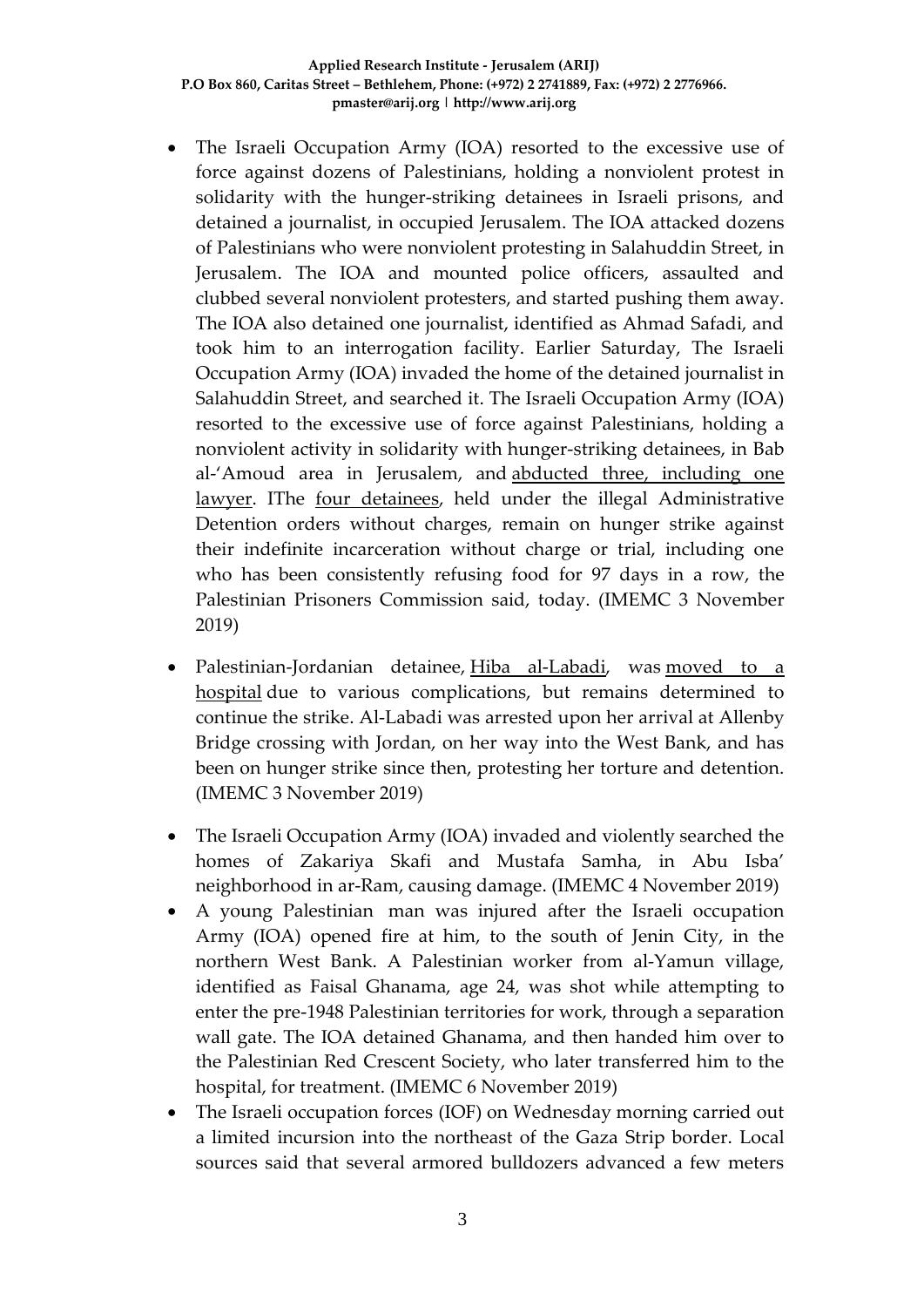- The Israeli Occupation Army (IOA) resorted to the excessive use of force against dozens of Palestinians, holding a nonviolent protest in solidarity with the hunger-striking detainees in Israeli prisons, and detained a journalist, in occupied Jerusalem. The IOA attacked dozens of Palestinians who were nonviolent protesting in Salahuddin Street, in Jerusalem. The IOA and mounted police officers, assaulted and clubbed several nonviolent protesters, and started pushing them away. The IOA also detained one journalist, identified as Ahmad Safadi, and took him to an interrogation facility. Earlier Saturday, The Israeli Occupation Army (IOA) invaded the home of the detained journalist in Salahuddin Street, and searched it. The Israeli Occupation Army (IOA) resorted to the excessive use of force against Palestinians, holding a nonviolent activity in solidarity with hunger-striking detainees, in Bab al-'Amoud area in Jerusalem, and abducted three, including one lawyer. IThe four detainees, held under the illegal Administrative Detention orders without charges, remain on hunger strike against their indefinite incarceration without charge or trial, including one who has been consistently refusing food for 97 days in a row, the Palestinian Prisoners Commission said, today. (IMEMC 3 November 2019)
- Palestinian-Jordanian detainee, Hiba al-Labadi, was moved to a hospital due to various complications, but remains determined to continue the strike. Al-Labadi was arrested upon her arrival at Allenby Bridge crossing with Jordan, on her way into the West Bank, and has been on hunger strike since then, protesting her torture and detention. (IMEMC 3 November 2019)
- The Israeli Occupation Army (IOA) invaded and violently searched the homes of Zakariya Skafi and Mustafa Samha, in Abu Isba' neighborhood in ar-Ram, causing damage. (IMEMC 4 November 2019)
- A young Palestinian man was injured after the Israeli occupation Army (IOA) opened fire at him, to the south of Jenin City, in the northern West Bank. A Palestinian worker from al-Yamun village, identified as Faisal Ghanama, age 24, was shot while attempting to enter the pre-1948 Palestinian territories for work, through a separation wall gate. The IOA detained Ghanama, and then handed him over to the Palestinian Red Crescent Society, who later transferred him to the hospital, for treatment. (IMEMC 6 November 2019)
- The Israeli occupation forces (IOF) on Wednesday morning carried out a limited incursion into the northeast of the Gaza Strip border. Local sources said that several armored bulldozers advanced a few meters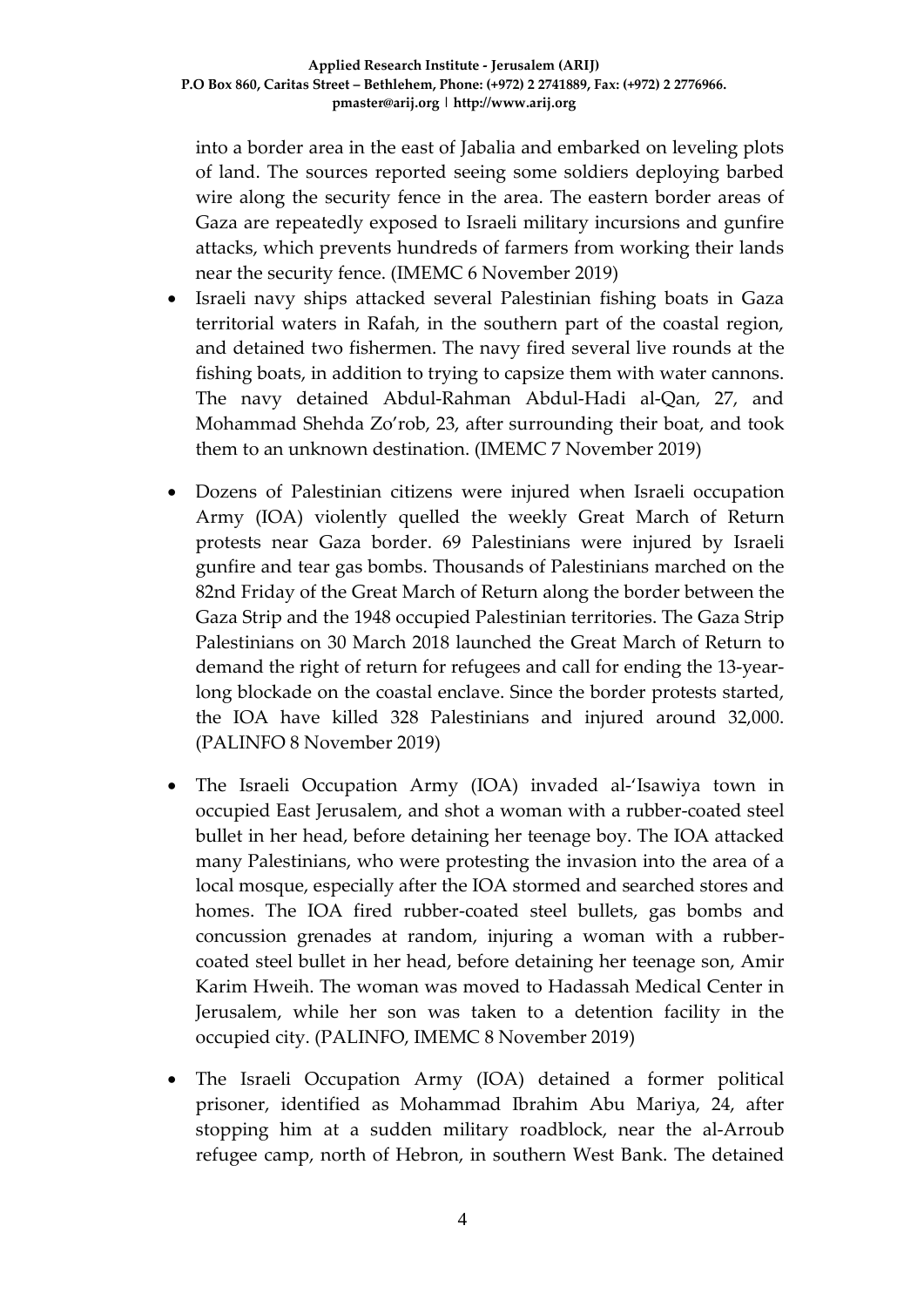into a border area in the east of Jabalia and embarked on leveling plots of land. The sources reported seeing some soldiers deploying barbed wire along the security fence in the area. The eastern border areas of Gaza are repeatedly exposed to Israeli military incursions and gunfire attacks, which prevents hundreds of farmers from working their lands near the security fence. (IMEMC 6 November 2019)

- Israeli navy ships attacked several Palestinian fishing boats in Gaza territorial waters in Rafah, in the southern part of the coastal region, and detained two fishermen. The navy fired several live rounds at the fishing boats, in addition to trying to capsize them with water cannons. The navy detained Abdul-Rahman Abdul-Hadi al-Qan, 27, and Mohammad Shehda Zo'rob, 23, after surrounding their boat, and took them to an unknown destination. (IMEMC 7 November 2019)

- Dozens of Palestinian citizens were injured when Israeli occupation Army (IOA) violently quelled the weekly Great March of Return protests near Gaza border. 69 Palestinians were injured by Israeli gunfire and tear gas bombs. Thousands of Palestinians marched on the 82nd Friday of the Great March of Return along the border between the Gaza Strip and the 1948 occupied Palestinian territories. The Gaza Strip Palestinians on 30 March 2018 launched the Great March of Return to demand the right of return for refugees and call for ending the 13-year-long blockade on the coastal enclave. Since the border protests started, the IOA have killed 328 Palestinians and injured around 32,000. (PALINFO 8 November 2019)

- The Israeli Occupation Army (IOA) invaded al-'Isawiya town in occupied East Jerusalem, and shot a woman with a rubber-coated steel bullet in her head, before detaining her teenage boy. The IOA attacked many Palestinians, who were protesting the invasion into the area of a local mosque, especially after the IOA stormed and searched stores and homes. The IOA fired rubber-coated steel bullets, gas bombs and concussion grenades at random, injuring a woman with a rubber-coated steel bullet in her head, before detaining her teenage son, Amir Karim Hweih. The woman was moved to Hadassah Medical Center in Jerusalem, while her son was taken to a detention facility in the occupied city. (PALINFO, IMEMC 8 November 2019)

- The Israeli Occupation Army (IOA) detained a former political prisoner, identified as Mohammad Ibrahim Abu Mariya, 24, after stopping him at a sudden military roadblock, near the al-Arroub refugee camp, north of Hebron, in southern West Bank. The detained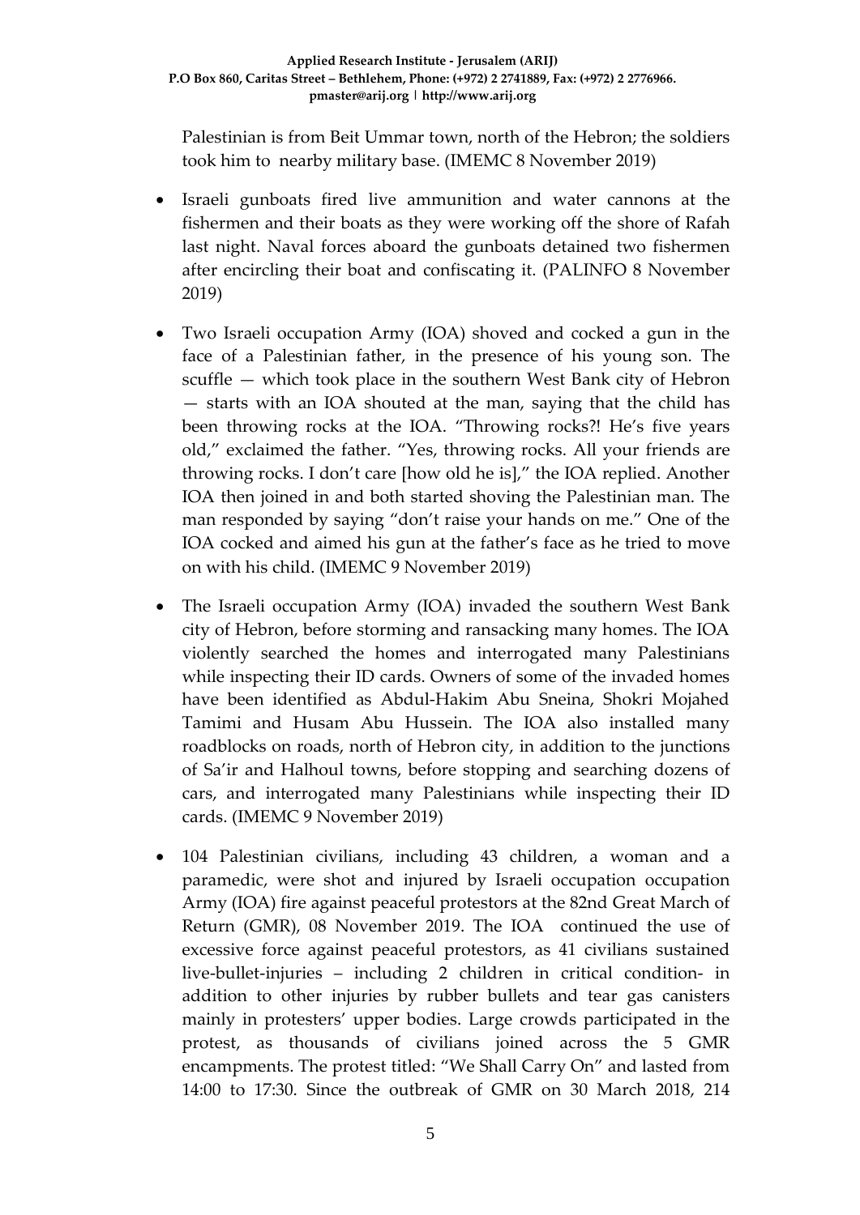Palestinian is from Beit Ummar town, north of the Hebron; the soldiers took him to nearby military base. (IMEMC 8 November 2019)

- Israeli gunboats fired live ammunition and water cannons at the fishermen and their boats as they were working off the shore of Rafah last night. Naval forces aboard the gunboats detained two fishermen after encircling their boat and confiscating it. (PALINFO 8 November 2019)
- Two Israeli occupation Army (IOA) shoved and cocked a gun in the face of a Palestinian father, in the presence of his young son. The scuffle — which took place in the southern West Bank city of Hebron — starts with an IOA shouted at the man, saying that the child has been throwing rocks at the IOA. "Throwing rocks?! He's five years old," exclaimed the father. "Yes, throwing rocks. All your friends are throwing rocks. I don't care [how old he is]," the IOA replied. Another IOA then joined in and both started shoving the Palestinian man. The man responded by saying "don't raise your hands on me." One of the IOA cocked and aimed his gun at the father's face as he tried to move on with his child. (IMEMC 9 November 2019)
- The Israeli occupation Army (IOA) invaded the southern West Bank city of Hebron, before storming and ransacking many homes. The IOA violently searched the homes and interrogated many Palestinians while inspecting their ID cards. Owners of some of the invaded homes have been identified as Abdul-Hakim Abu Sneina, Shokri Mojahed Tamimi and Husam Abu Hussein. The IOA also installed many roadblocks on roads, north of Hebron city, in addition to the junctions of Sa'ir and Halhoul towns, before stopping and searching dozens of cars, and interrogated many Palestinians while inspecting their ID cards. (IMEMC 9 November 2019)
- 104 Palestinian civilians, including 43 children, a woman and a paramedic, were shot and injured by Israeli occupation occupation Army (IOA) fire against peaceful protestors at the 82nd Great March of Return (GMR), 08 November 2019. The IOA continued the use of excessive force against peaceful protestors, as 41 civilians sustained live-bullet-injuries – including 2 children in critical condition- in addition to other injuries by rubber bullets and tear gas canisters mainly in protesters' upper bodies. Large crowds participated in the protest, as thousands of civilians joined across the 5 GMR encampments. The protest titled: "We Shall Carry On" and lasted from 14:00 to 17:30. Since the outbreak of GMR on 30 March 2018, 214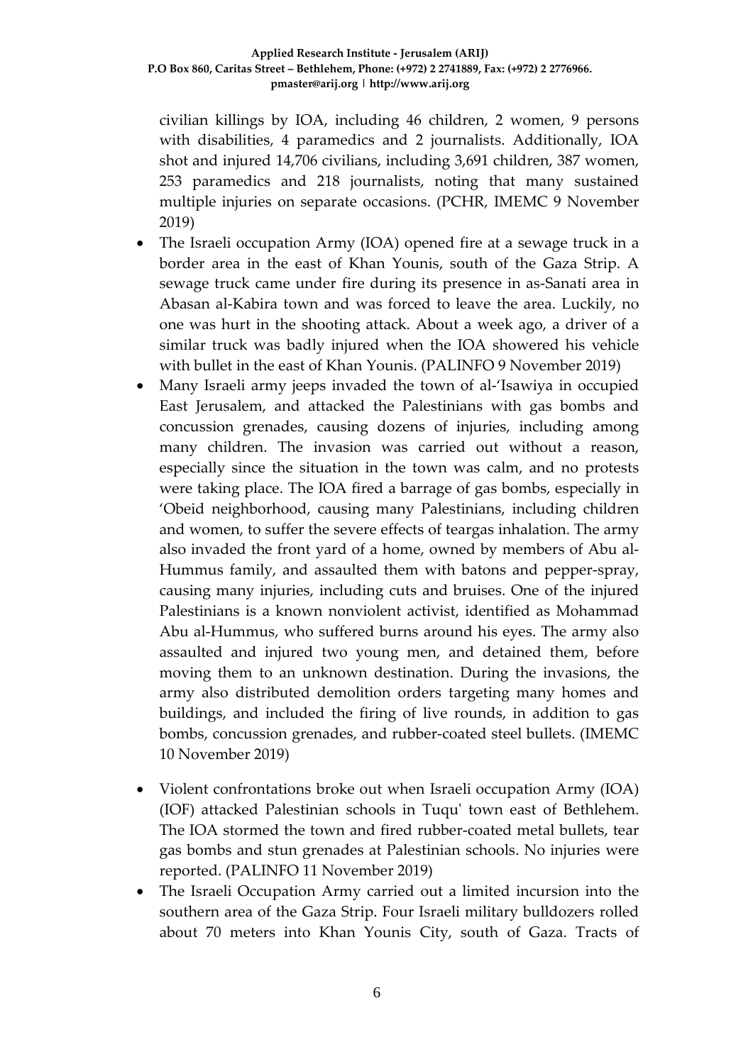civilian killings by IOA, including 46 children, 2 women, 9 persons with disabilities, 4 paramedics and 2 journalists. Additionally, IOA shot and injured 14,706 civilians, including 3,691 children, 387 women, 253 paramedics and 218 journalists, noting that many sustained multiple injuries on separate occasions. (PCHR, IMEMC 9 November 2019)

- The Israeli occupation Army (IOA) opened fire at a sewage truck in a border area in the east of Khan Younis, south of the Gaza Strip. A sewage truck came under fire during its presence in as-Sanati area in Abasan al-Kabira town and was forced to leave the area. Luckily, no one was hurt in the shooting attack. About a week ago, a driver of a similar truck was badly injured when the IOA showered his vehicle with bullet in the east of Khan Younis. (PALINFO 9 November 2019)
- Many Israeli army jeeps invaded the town of al-'Isawiya in occupied East Jerusalem, and attacked the Palestinians with gas bombs and concussion grenades, causing dozens of injuries, including among many children. The invasion was carried out without a reason, especially since the situation in the town was calm, and no protests were taking place. The IOA fired a barrage of gas bombs, especially in 'Obeid neighborhood, causing many Palestinians, including children and women, to suffer the severe effects of teargas inhalation. The army also invaded the front yard of a home, owned by members of Abu al-Hummus family, and assaulted them with batons and pepper-spray, causing many injuries, including cuts and bruises. One of the injured Palestinians is a known nonviolent activist, identified as Mohammad Abu al-Hummus, who suffered burns around his eyes. The army also assaulted and injured two young men, and detained them, before moving them to an unknown destination. During the invasions, the army also distributed demolition orders targeting many homes and buildings, and included the firing of live rounds, in addition to gas bombs, concussion grenades, and rubber-coated steel bullets. (IMEMC 10 November 2019)
- Violent confrontations broke out when Israeli occupation Army (IOA) (IOF) attacked Palestinian schools in Tuqu' town east of Bethlehem. The IOA stormed the town and fired rubber-coated metal bullets, tear gas bombs and stun grenades at Palestinian schools. No injuries were reported. (PALINFO 11 November 2019)
- The Israeli Occupation Army carried out a limited incursion into the southern area of the Gaza Strip. Four Israeli military bulldozers rolled about 70 meters into Khan Younis City, south of Gaza. Tracts of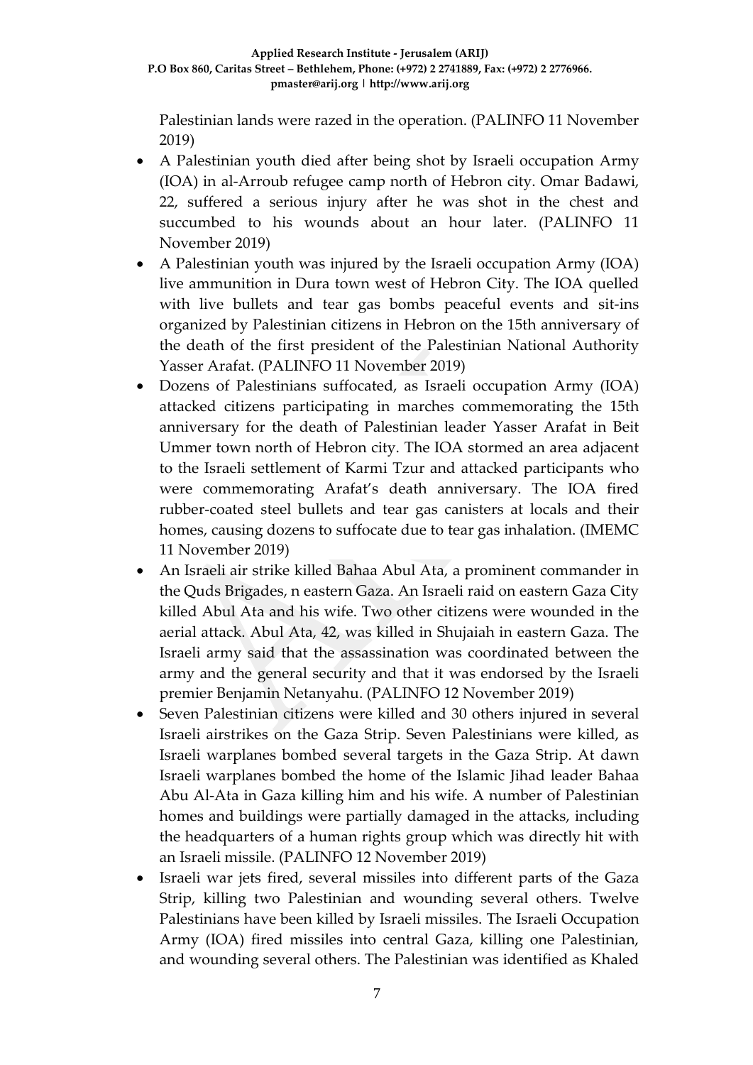Palestinian lands were razed in the operation. (PALINFO 11 November 2019)

- A Palestinian youth died after being shot by Israeli occupation Army (IOA) in al-Arroub refugee camp north of Hebron city. Omar Badawi, 22, suffered a serious injury after he was shot in the chest and succumbed to his wounds about an hour later. (PALINFO 11 November 2019)
- A Palestinian youth was injured by the Israeli occupation Army (IOA) live ammunition in Dura town west of Hebron City. The IOA quelled with live bullets and tear gas bombs peaceful events and sit-ins organized by Palestinian citizens in Hebron on the 15th anniversary of the death of the first president of the Palestinian National Authority Yasser Arafat. (PALINFO 11 November 2019)
- Dozens of Palestinians suffocated, as Israeli occupation Army (IOA) attacked citizens participating in marches commemorating the 15th anniversary for the death of Palestinian leader Yasser Arafat in Beit Ummer town north of Hebron city. The IOA stormed an area adjacent to the Israeli settlement of Karmi Tzur and attacked participants who were commemorating Arafat's death anniversary. The IOA fired rubber-coated steel bullets and tear gas canisters at locals and their homes, causing dozens to suffocate due to tear gas inhalation. (IMEMC 11 November 2019)
- An Israeli air strike killed Bahaa Abul Ata, a prominent commander in the Quds Brigades, n eastern Gaza. An Israeli raid on eastern Gaza City killed Abul Ata and his wife. Two other citizens were wounded in the aerial attack. Abul Ata, 42, was killed in Shujaiah in eastern Gaza. The Israeli army said that the assassination was coordinated between the army and the general security and that it was endorsed by the Israeli premier Benjamin Netanyahu. (PALINFO 12 November 2019)
- Seven Palestinian citizens were killed and 30 others injured in several Israeli airstrikes on the Gaza Strip. Seven Palestinians were killed, as Israeli warplanes bombed several targets in the Gaza Strip. At dawn Israeli warplanes bombed the home of the Islamic Jihad leader Bahaa Abu Al-Ata in Gaza killing him and his wife. A number of Palestinian homes and buildings were partially damaged in the attacks, including the headquarters of a human rights group which was directly hit with an Israeli missile. (PALINFO 12 November 2019)
- Israeli war jets fired, several missiles into different parts of the Gaza Strip, killing two Palestinian and wounding several others. Twelve Palestinians have been killed by Israeli missiles. The Israeli Occupation Army (IOA) fired missiles into central Gaza, killing one Palestinian, and wounding several others. The Palestinian was identified as Khaled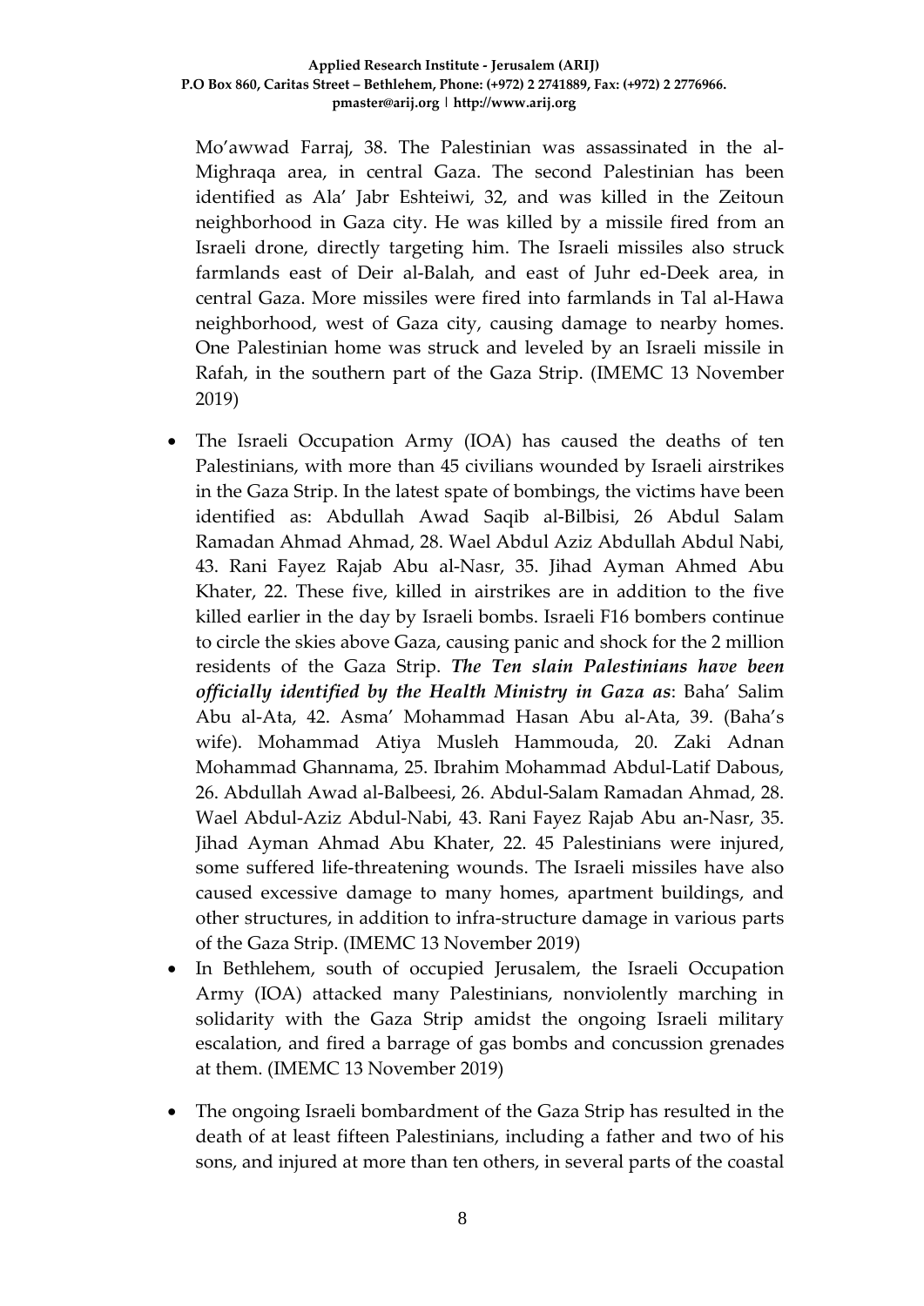Mo'awwad Farraj, 38. The Palestinian was assassinated in the al-Mighraqa area, in central Gaza. The second Palestinian has been identified as Ala' Jabr Eshteiwi, 32, and was killed in the Zeitoun neighborhood in Gaza city. He was killed by a missile fired from an Israeli drone, directly targeting him. The Israeli missiles also struck farmlands east of Deir al-Balah, and east of Juhr ed-Deek area, in central Gaza. More missiles were fired into farmlands in Tal al-Hawa neighborhood, west of Gaza city, causing damage to nearby homes. One Palestinian home was struck and leveled by an Israeli missile in Rafah, in the southern part of the Gaza Strip. (IMEMC 13 November 2019)

- The Israeli Occupation Army (IOA) has caused the deaths of ten Palestinians, with more than 45 civilians wounded by Israeli airstrikes in the Gaza Strip. In the latest spate of bombings, the victims have been identified as: Abdullah Awad Saqib al-Bilbisi, 26 Abdul Salam Ramadan Ahmad Ahmad, 28. Wael Abdul Aziz Abdullah Abdul Nabi, 43. Rani Fayez Rajab Abu al-Nasr, 35. Jihad Ayman Ahmed Abu Khater, 22. These five, killed in airstrikes are in addition to the five killed earlier in the day by Israeli bombs. Israeli F16 bombers continue to circle the skies above Gaza, causing panic and shock for the 2 million residents of the Gaza Strip. ***The Ten slain Palestinians have been officially identified by the Health Ministry in Gaza as***: Baha' Salim Abu al-Ata, 42. Asma' Mohammad Hasan Abu al-Ata, 39. (Baha's wife). Mohammad Atiya Musleh Hammouda, 20. Zaki Adnan Mohammad Ghannama, 25. Ibrahim Mohammad Abdul-Latif Dabous, 26. Abdullah Awad al-Balbeesi, 26. Abdul-Salam Ramadan Ahmad, 28. Wael Abdul-Aziz Abdul-Nabi, 43. Rani Fayez Rajab Abu an-Nasr, 35. Jihad Ayman Ahmad Abu Khater, 22. 45 Palestinians were injured, some suffered life-threatening wounds. The Israeli missiles have also caused excessive damage to many homes, apartment buildings, and other structures, in addition to infra-structure damage in various parts of the Gaza Strip. (IMEMC 13 November 2019)
- In Bethlehem, south of occupied Jerusalem, the Israeli Occupation Army (IOA) attacked many Palestinians, nonviolently marching in solidarity with the Gaza Strip amidst the ongoing Israeli military escalation, and fired a barrage of gas bombs and concussion grenades at them. (IMEMC 13 November 2019)
- The ongoing Israeli bombardment of the Gaza Strip has resulted in the death of at least fifteen Palestinians, including a father and two of his sons, and injured at more than ten others, in several parts of the coastal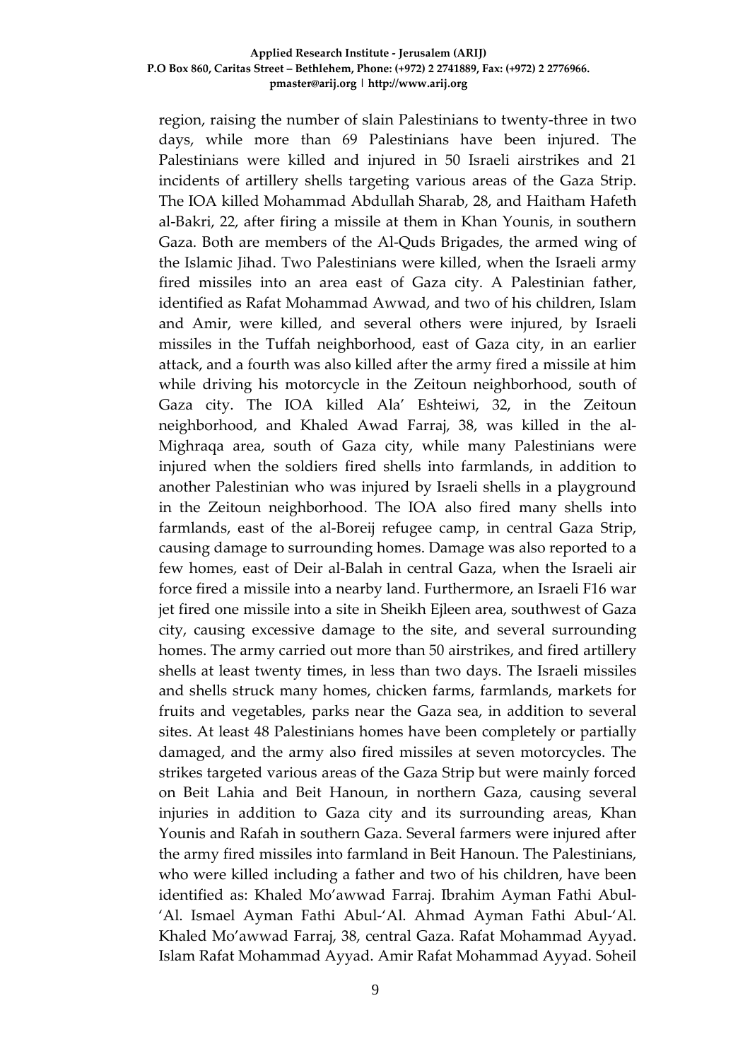region, raising the number of slain Palestinians to twenty-three in two days, while more than 69 Palestinians have been injured. The Palestinians were killed and injured in 50 Israeli airstrikes and 21 incidents of artillery shells targeting various areas of the Gaza Strip. The IOA killed Mohammad Abdullah Sharab, 28, and Haitham Hafeth al-Bakri, 22, after firing a missile at them in Khan Younis, in southern Gaza. Both are members of the Al-Quds Brigades, the armed wing of the Islamic Jihad. Two Palestinians were killed, when the Israeli army fired missiles into an area east of Gaza city. A Palestinian father, identified as Rafat Mohammad Awwad, and two of his children, Islam and Amir, were killed, and several others were injured, by Israeli missiles in the Tuffah neighborhood, east of Gaza city, in an earlier attack, and a fourth was also killed after the army fired a missile at him while driving his motorcycle in the Zeitoun neighborhood, south of Gaza city. The IOA killed Ala' Eshteiwi, 32, in the Zeitoun neighborhood, and Khaled Awad Farraj, 38, was killed in the al-Mighraqa area, south of Gaza city, while many Palestinians were injured when the soldiers fired shells into farmlands, in addition to another Palestinian who was injured by Israeli shells in a playground in the Zeitoun neighborhood. The IOA also fired many shells into farmlands, east of the al-Boreij refugee camp, in central Gaza Strip, causing damage to surrounding homes. Damage was also reported to a few homes, east of Deir al-Balah in central Gaza, when the Israeli air force fired a missile into a nearby land. Furthermore, an Israeli F16 war jet fired one missile into a site in Sheikh Ejleen area, southwest of Gaza city, causing excessive damage to the site, and several surrounding homes. The army carried out more than 50 airstrikes, and fired artillery shells at least twenty times, in less than two days. The Israeli missiles and shells struck many homes, chicken farms, farmlands, markets for fruits and vegetables, parks near the Gaza sea, in addition to several sites. At least 48 Palestinians homes have been completely or partially damaged, and the army also fired missiles at seven motorcycles. The strikes targeted various areas of the Gaza Strip but were mainly forced on Beit Lahia and Beit Hanoun, in northern Gaza, causing several injuries in addition to Gaza city and its surrounding areas, Khan Younis and Rafah in southern Gaza. Several farmers were injured after the army fired missiles into farmland in Beit Hanoun. The Palestinians, who were killed including a father and two of his children, have been identified as: Khaled Mo'awwad Farraj. Ibrahim Ayman Fathi Abul-'Al. Ismael Ayman Fathi Abul-'Al. Ahmad Ayman Fathi Abul-'Al. Khaled Mo'awwad Farraj, 38, central Gaza. Rafat Mohammad Ayyad. Islam Rafat Mohammad Ayyad. Amir Rafat Mohammad Ayyad. Soheil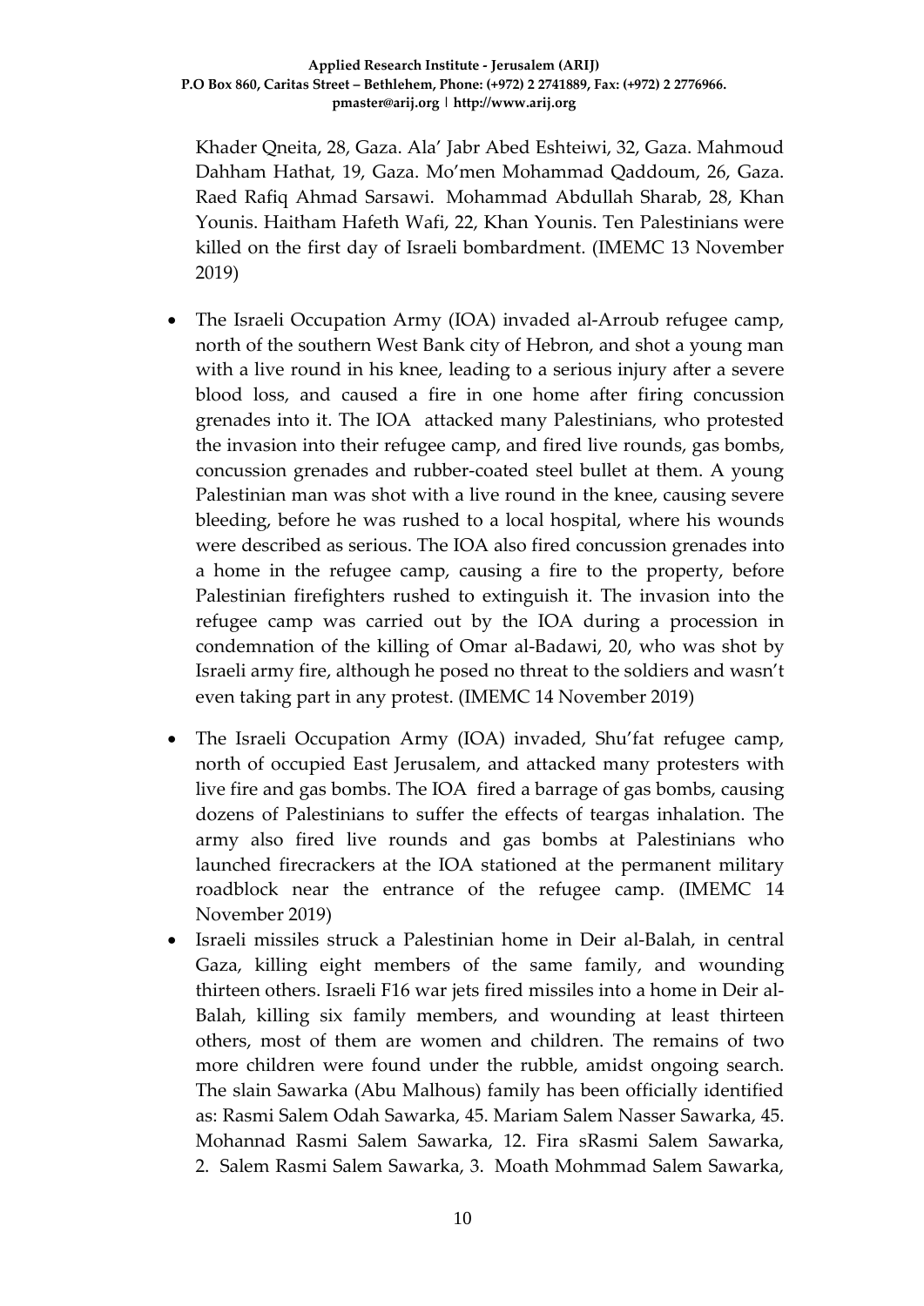Khader Qneita, 28, Gaza. Ala' Jabr Abed Eshteiwi, 32, Gaza. Mahmoud Dahham Hathat, 19, Gaza. Mo'men Mohammad Qaddoum, 26, Gaza. Raed Rafiq Ahmad Sarsawi. Mohammad Abdullah Sharab, 28, Khan Younis. Haitham Hafeth Wafi, 22, Khan Younis. Ten Palestinians were killed on the first day of Israeli bombardment. (IMEMC 13 November 2019)

- The Israeli Occupation Army (IOA) invaded al-Arroub refugee camp, north of the southern West Bank city of Hebron, and shot a young man with a live round in his knee, leading to a serious injury after a severe blood loss, and caused a fire in one home after firing concussion grenades into it. The IOA attacked many Palestinians, who protested the invasion into their refugee camp, and fired live rounds, gas bombs, concussion grenades and rubber-coated steel bullet at them. A young Palestinian man was shot with a live round in the knee, causing severe bleeding, before he was rushed to a local hospital, where his wounds were described as serious. The IOA also fired concussion grenades into a home in the refugee camp, causing a fire to the property, before Palestinian firefighters rushed to extinguish it. The invasion into the refugee camp was carried out by the IOA during a procession in condemnation of the killing of Omar al-Badawi, 20, who was shot by Israeli army fire, although he posed no threat to the soldiers and wasn't even taking part in any protest. (IMEMC 14 November 2019)
- The Israeli Occupation Army (IOA) invaded, Shu'fat refugee camp, north of occupied East Jerusalem, and attacked many protesters with live fire and gas bombs. The IOA fired a barrage of gas bombs, causing dozens of Palestinians to suffer the effects of teargas inhalation. The army also fired live rounds and gas bombs at Palestinians who launched firecrackers at the IOA stationed at the permanent military roadblock near the entrance of the refugee camp. (IMEMC 14 November 2019)
- Israeli missiles struck a Palestinian home in Deir al-Balah, in central Gaza, killing eight members of the same family, and wounding thirteen others. Israeli F16 war jets fired missiles into a home in Deir al-Balah, killing six family members, and wounding at least thirteen others, most of them are women and children. The remains of two more children were found under the rubble, amidst ongoing search. The slain Sawarka (Abu Malhous) family has been officially identified as: Rasmi Salem Odah Sawarka, 45. Mariam Salem Nasser Sawarka, 45. Mohannad Rasmi Salem Sawarka, 12. Fira sRasmi Salem Sawarka, 2. Salem Rasmi Salem Sawarka, 3. Moath Mohmmad Salem Sawarka,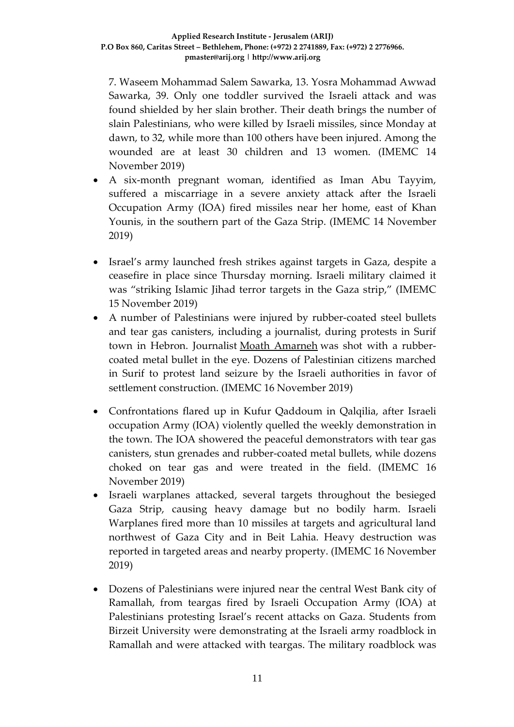7. Waseem Mohammad Salem Sawarka, 13. Yosra Mohammad Awwad Sawarka, 39. Only one toddler survived the Israeli attack and was found shielded by her slain brother. Their death brings the number of slain Palestinians, who were killed by Israeli missiles, since Monday at dawn, to 32, while more than 100 others have been injured. Among the wounded are at least 30 children and 13 women. (IMEMC 14 November 2019)

- A six-month pregnant woman, identified as Iman Abu Tayyim, suffered a miscarriage in a severe anxiety attack after the Israeli Occupation Army (IOA) fired missiles near her home, east of Khan Younis, in the southern part of the Gaza Strip. (IMEMC 14 November 2019)
- Israel's army launched fresh strikes against targets in Gaza, despite a ceasefire in place since Thursday morning. Israeli military claimed it was "striking Islamic Jihad terror targets in the Gaza strip," (IMEMC 15 November 2019)
- A number of Palestinians were injured by rubber-coated steel bullets and tear gas canisters, including a journalist, during protests in Surif town in Hebron. Journalist Moath Amarneh was shot with a rubber-coated metal bullet in the eye. Dozens of Palestinian citizens marched in Surif to protest land seizure by the Israeli authorities in favor of settlement construction. (IMEMC 16 November 2019)
- Confrontations flared up in Kufur Qaddoum in Qalqilia, after Israeli occupation Army (IOA) violently quelled the weekly demonstration in the town. The IOA showered the peaceful demonstrators with tear gas canisters, stun grenades and rubber-coated metal bullets, while dozens choked on tear gas and were treated in the field. (IMEMC 16 November 2019)
- Israeli warplanes attacked, several targets throughout the besieged Gaza Strip, causing heavy damage but no bodily harm. Israeli Warplanes fired more than 10 missiles at targets and agricultural land northwest of Gaza City and in Beit Lahia. Heavy destruction was reported in targeted areas and nearby property. (IMEMC 16 November 2019)
- Dozens of Palestinians were injured near the central West Bank city of Ramallah, from teargas fired by Israeli Occupation Army (IOA) at Palestinians protesting Israel's recent attacks on Gaza. Students from Birzeit University were demonstrating at the Israeli army roadblock in Ramallah and were attacked with teargas. The military roadblock was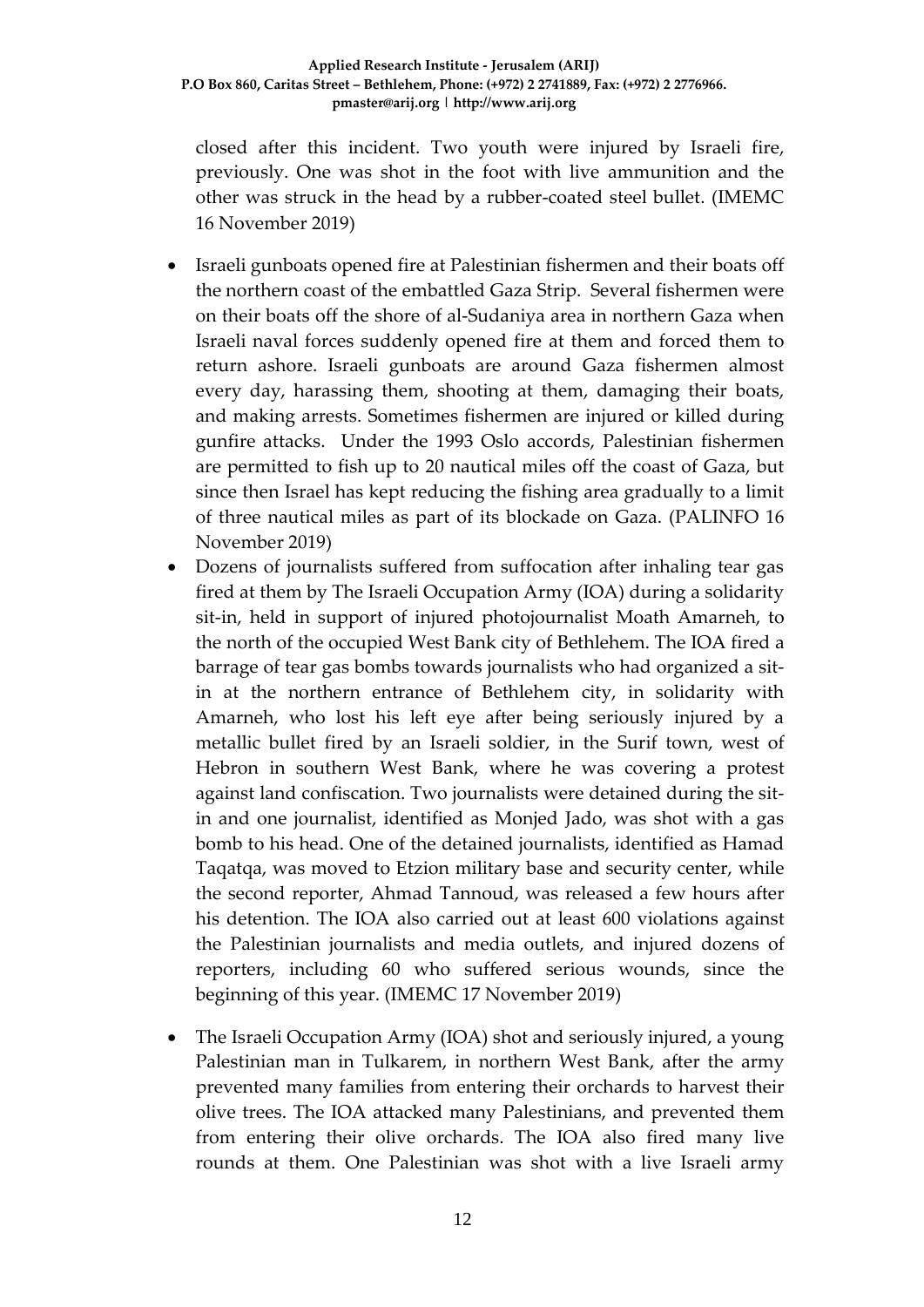closed after this incident. Two youth were injured by Israeli fire, previously. One was shot in the foot with live ammunition and the other was struck in the head by a rubber-coated steel bullet. (IMEMC 16 November 2019)

- Israeli gunboats opened fire at Palestinian fishermen and their boats off the northern coast of the embattled Gaza Strip. Several fishermen were on their boats off the shore of al-Sudaniya area in northern Gaza when Israeli naval forces suddenly opened fire at them and forced them to return ashore. Israeli gunboats are around Gaza fishermen almost every day, harassing them, shooting at them, damaging their boats, and making arrests. Sometimes fishermen are injured or killed during gunfire attacks. Under the 1993 Oslo accords, Palestinian fishermen are permitted to fish up to 20 nautical miles off the coast of Gaza, but since then Israel has kept reducing the fishing area gradually to a limit of three nautical miles as part of its blockade on Gaza. (PALINFO 16 November 2019)
- Dozens of journalists suffered from suffocation after inhaling tear gas fired at them by The Israeli Occupation Army (IOA) during a solidarity sit-in, held in support of injured photojournalist Moath Amarneh, to the north of the occupied West Bank city of Bethlehem. The IOA fired a barrage of tear gas bombs towards journalists who had organized a sit-in at the northern entrance of Bethlehem city, in solidarity with Amarneh, who lost his left eye after being seriously injured by a metallic bullet fired by an Israeli soldier, in the Surif town, west of Hebron in southern West Bank, where he was covering a protest against land confiscation. Two journalists were detained during the sit-in and one journalist, identified as Monjed Jado, was shot with a gas bomb to his head. One of the detained journalists, identified as Hamad Taqatqa, was moved to Etzion military base and security center, while the second reporter, Ahmad Tannoud, was released a few hours after his detention. The IOA also carried out at least 600 violations against the Palestinian journalists and media outlets, and injured dozens of reporters, including 60 who suffered serious wounds, since the beginning of this year. (IMEMC 17 November 2019)

- The Israeli Occupation Army (IOA) shot and seriously injured, a young Palestinian man in Tulkarem, in northern West Bank, after the army prevented many families from entering their orchards to harvest their olive trees. The IOA attacked many Palestinians, and prevented them from entering their olive orchards. The IOA also fired many live rounds at them. One Palestinian was shot with a live Israeli army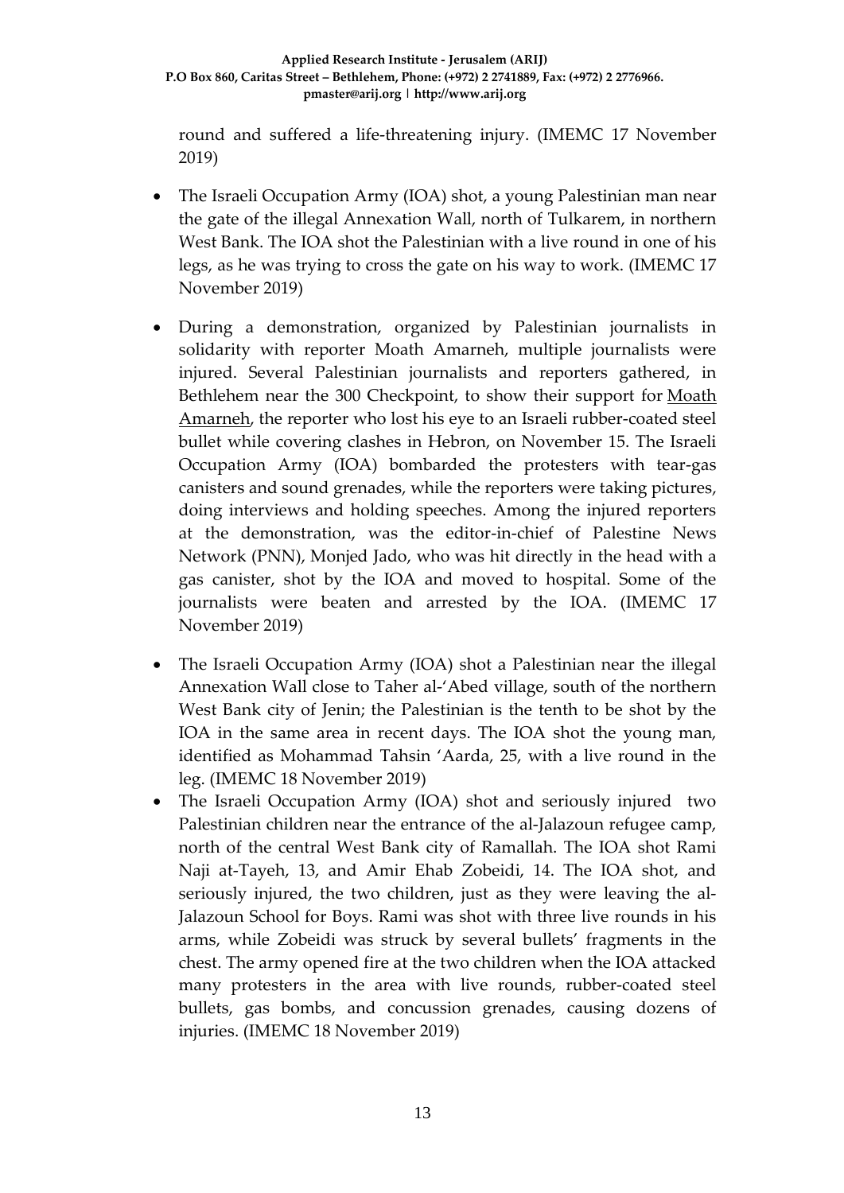round and suffered a life-threatening injury. (IMEMC 17 November 2019)

- The Israeli Occupation Army (IOA) shot, a young Palestinian man near the gate of the illegal Annexation Wall, north of Tulkarem, in northern West Bank. The IOA shot the Palestinian with a live round in one of his legs, as he was trying to cross the gate on his way to work. (IMEMC 17 November 2019)
- During a demonstration, organized by Palestinian journalists in solidarity with reporter Moath Amarneh, multiple journalists were injured. Several Palestinian journalists and reporters gathered, in Bethlehem near the 300 Checkpoint, to show their support for Moath Amarneh, the reporter who lost his eye to an Israeli rubber-coated steel bullet while covering clashes in Hebron, on November 15. The Israeli Occupation Army (IOA) bombarded the protesters with tear-gas canisters and sound grenades, while the reporters were taking pictures, doing interviews and holding speeches. Among the injured reporters at the demonstration, was the editor-in-chief of Palestine News Network (PNN), Monjed Jado, who was hit directly in the head with a gas canister, shot by the IOA and moved to hospital. Some of the journalists were beaten and arrested by the IOA. (IMEMC 17 November 2019)
- The Israeli Occupation Army (IOA) shot a Palestinian near the illegal Annexation Wall close to Taher al-'Abed village, south of the northern West Bank city of Jenin; the Palestinian is the tenth to be shot by the IOA in the same area in recent days. The IOA shot the young man, identified as Mohammad Tahsin 'Aarda, 25, with a live round in the leg. (IMEMC 18 November 2019)
- The Israeli Occupation Army (IOA) shot and seriously injured two Palestinian children near the entrance of the al-Jalazoun refugee camp, north of the central West Bank city of Ramallah. The IOA shot Rami Naji at-Tayeh, 13, and Amir Ehab Zobeidi, 14. The IOA shot, and seriously injured, the two children, just as they were leaving the al-Jalazoun School for Boys. Rami was shot with three live rounds in his arms, while Zobeidi was struck by several bullets' fragments in the chest. The army opened fire at the two children when the IOA attacked many protesters in the area with live rounds, rubber-coated steel bullets, gas bombs, and concussion grenades, causing dozens of injuries. (IMEMC 18 November 2019)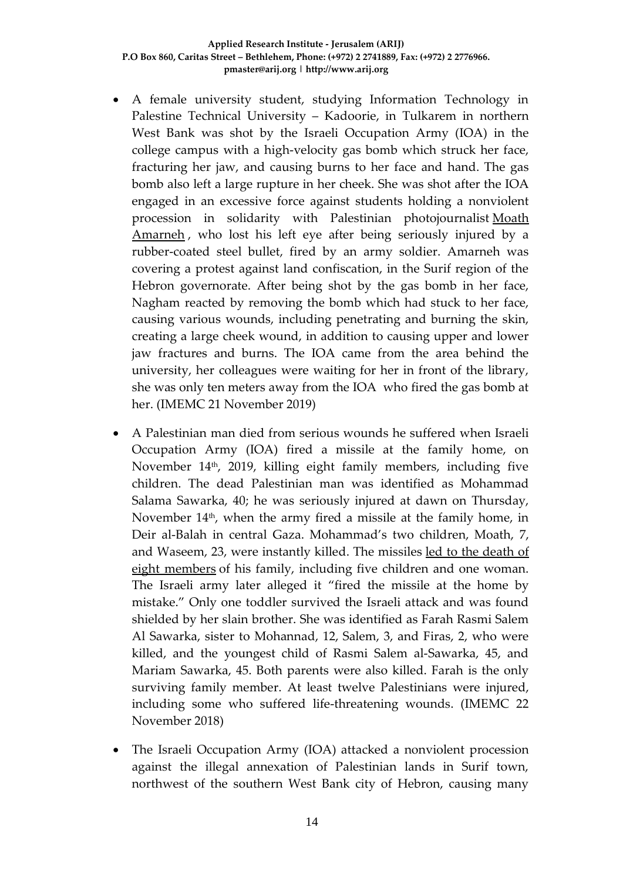- A female university student, studying Information Technology in Palestine Technical University – Kadoorie, in Tulkarem in northern West Bank was shot by the Israeli Occupation Army (IOA) in the college campus with a high-velocity gas bomb which struck her face, fracturing her jaw, and causing burns to her face and hand. The gas bomb also left a large rupture in her cheek. She was shot after the IOA engaged in an excessive force against students holding a nonviolent procession in solidarity with Palestinian photojournalist Moath Amarneh , who lost his left eye after being seriously injured by a rubber-coated steel bullet, fired by an army soldier. Amarneh was covering a protest against land confiscation, in the Surif region of the Hebron governorate. After being shot by the gas bomb in her face, Nagham reacted by removing the bomb which had stuck to her face, causing various wounds, including penetrating and burning the skin, creating a large cheek wound, in addition to causing upper and lower jaw fractures and burns. The IOA came from the area behind the university, her colleagues were waiting for her in front of the library, she was only ten meters away from the IOA who fired the gas bomb at her. (IMEMC 21 November 2019)

- A Palestinian man died from serious wounds he suffered when Israeli Occupation Army (IOA) fired a missile at the family home, on November 14th, 2019, killing eight family members, including five children. The dead Palestinian man was identified as Mohammad Salama Sawarka, 40; he was seriously injured at dawn on Thursday, November 14th, when the army fired a missile at the family home, in Deir al-Balah in central Gaza. Mohammad's two children, Moath, 7, and Waseem, 23, were instantly killed. The missiles led to the death of eight members of his family, including five children and one woman. The Israeli army later alleged it "fired the missile at the home by mistake." Only one toddler survived the Israeli attack and was found shielded by her slain brother. She was identified as Farah Rasmi Salem Al Sawarka, sister to Mohannad, 12, Salem, 3, and Firas, 2, who were killed, and the youngest child of Rasmi Salem al-Sawarka, 45, and Mariam Sawarka, 45. Both parents were also killed. Farah is the only surviving family member. At least twelve Palestinians were injured, including some who suffered life-threatening wounds. (IMEMC 22 November 2018)

- The Israeli Occupation Army (IOA) attacked a nonviolent procession against the illegal annexation of Palestinian lands in Surif town, northwest of the southern West Bank city of Hebron, causing many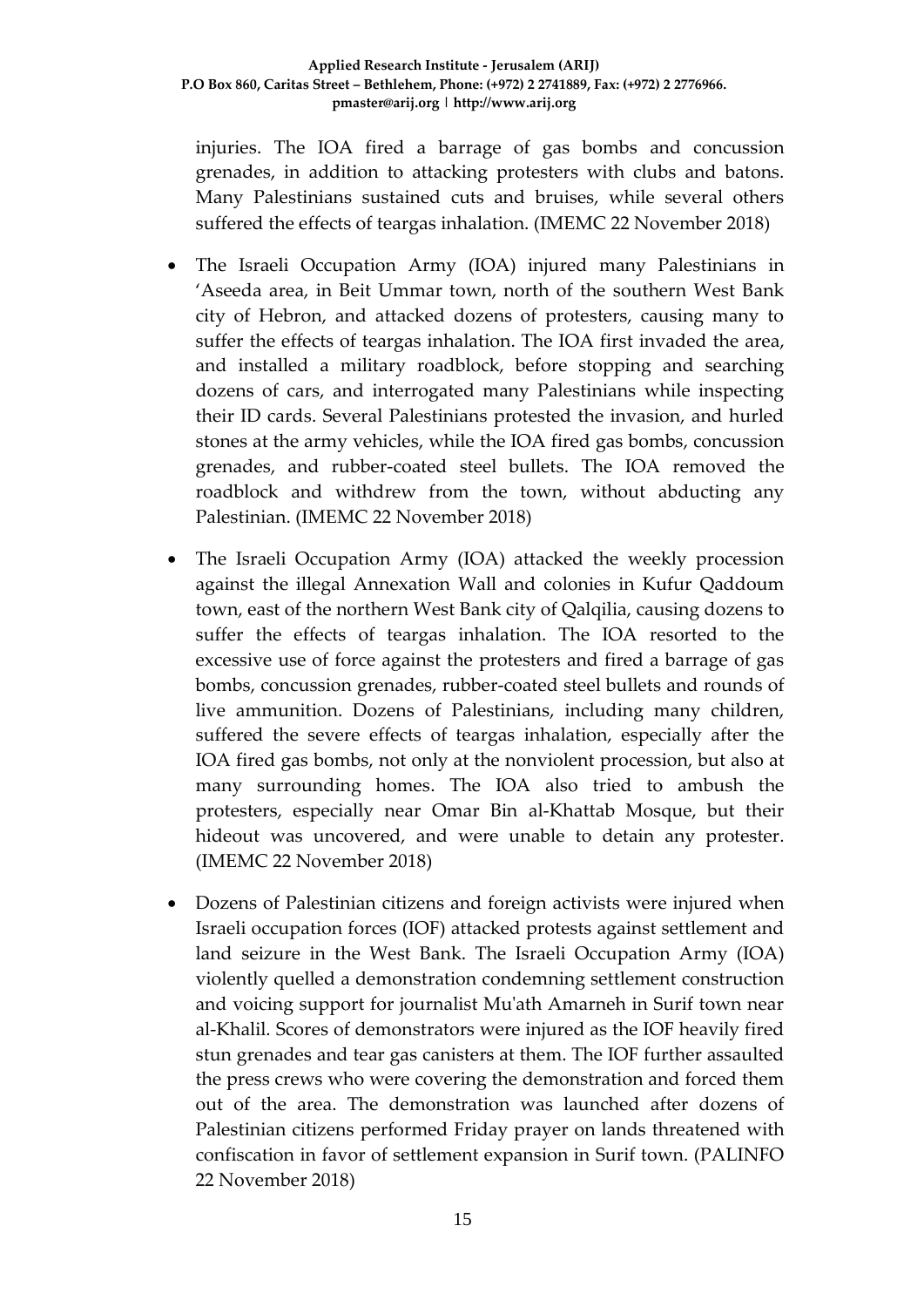injuries. The IOA fired a barrage of gas bombs and concussion grenades, in addition to attacking protesters with clubs and batons. Many Palestinians sustained cuts and bruises, while several others suffered the effects of teargas inhalation. (IMEMC 22 November 2018)

- The Israeli Occupation Army (IOA) injured many Palestinians in 'Aseeda area, in Beit Ummar town, north of the southern West Bank city of Hebron, and attacked dozens of protesters, causing many to suffer the effects of teargas inhalation. The IOA first invaded the area, and installed a military roadblock, before stopping and searching dozens of cars, and interrogated many Palestinians while inspecting their ID cards. Several Palestinians protested the invasion, and hurled stones at the army vehicles, while the IOA fired gas bombs, concussion grenades, and rubber-coated steel bullets. The IOA removed the roadblock and withdrew from the town, without abducting any Palestinian. (IMEMC 22 November 2018)

- The Israeli Occupation Army (IOA) attacked the weekly procession against the illegal Annexation Wall and colonies in Kufur Qaddoum town, east of the northern West Bank city of Qalqilia, causing dozens to suffer the effects of teargas inhalation. The IOA resorted to the excessive use of force against the protesters and fired a barrage of gas bombs, concussion grenades, rubber-coated steel bullets and rounds of live ammunition. Dozens of Palestinians, including many children, suffered the severe effects of teargas inhalation, especially after the IOA fired gas bombs, not only at the nonviolent procession, but also at many surrounding homes. The IOA also tried to ambush the protesters, especially near Omar Bin al-Khattab Mosque, but their hideout was uncovered, and were unable to detain any protester. (IMEMC 22 November 2018)

- Dozens of Palestinian citizens and foreign activists were injured when Israeli occupation forces (IOF) attacked protests against settlement and land seizure in the West Bank. The Israeli Occupation Army (IOA) violently quelled a demonstration condemning settlement construction and voicing support for journalist Mu'ath Amarneh in Surif town near al-Khalil. Scores of demonstrators were injured as the IOF heavily fired stun grenades and tear gas canisters at them. The IOF further assaulted the press crews who were covering the demonstration and forced them out of the area. The demonstration was launched after dozens of Palestinian citizens performed Friday prayer on lands threatened with confiscation in favor of settlement expansion in Surif town. (PALINFO 22 November 2018)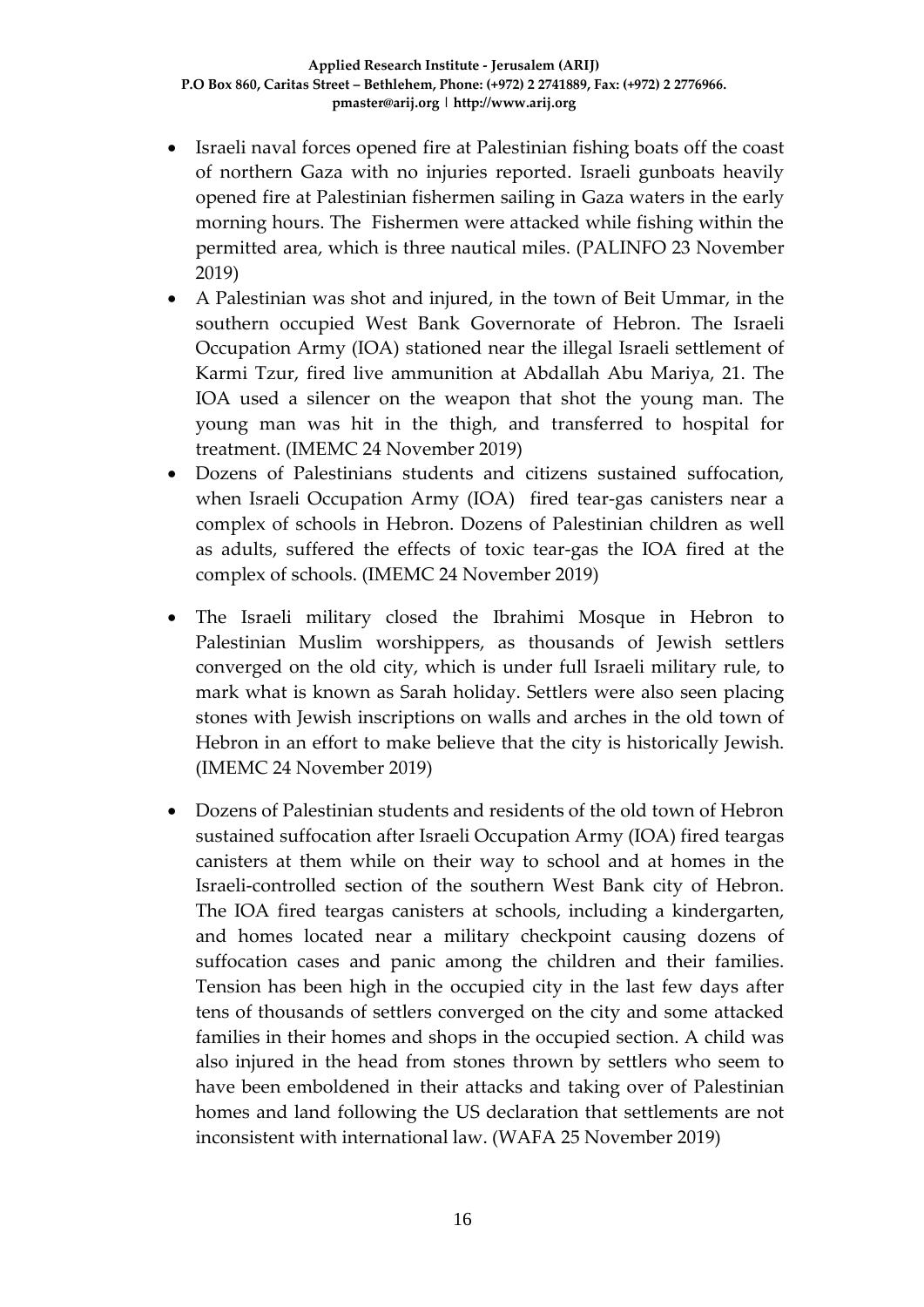- Israeli naval forces opened fire at Palestinian fishing boats off the coast of northern Gaza with no injuries reported. Israeli gunboats heavily opened fire at Palestinian fishermen sailing in Gaza waters in the early morning hours. The Fishermen were attacked while fishing within the permitted area, which is three nautical miles. (PALINFO 23 November 2019)
- A Palestinian was shot and injured, in the town of Beit Ummar, in the southern occupied West Bank Governorate of Hebron. The Israeli Occupation Army (IOA) stationed near the illegal Israeli settlement of Karmi Tzur, fired live ammunition at Abdallah Abu Mariya, 21. The IOA used a silencer on the weapon that shot the young man. The young man was hit in the thigh, and transferred to hospital for treatment. (IMEMC 24 November 2019)
- Dozens of Palestinians students and citizens sustained suffocation, when Israeli Occupation Army (IOA) fired tear-gas canisters near a complex of schools in Hebron. Dozens of Palestinian children as well as adults, suffered the effects of toxic tear-gas the IOA fired at the complex of schools. (IMEMC 24 November 2019)
- The Israeli military closed the Ibrahimi Mosque in Hebron to Palestinian Muslim worshippers, as thousands of Jewish settlers converged on the old city, which is under full Israeli military rule, to mark what is known as Sarah holiday. Settlers were also seen placing stones with Jewish inscriptions on walls and arches in the old town of Hebron in an effort to make believe that the city is historically Jewish. (IMEMC 24 November 2019)
- Dozens of Palestinian students and residents of the old town of Hebron sustained suffocation after Israeli Occupation Army (IOA) fired teargas canisters at them while on their way to school and at homes in the Israeli-controlled section of the southern West Bank city of Hebron. The IOA fired teargas canisters at schools, including a kindergarten, and homes located near a military checkpoint causing dozens of suffocation cases and panic among the children and their families. Tension has been high in the occupied city in the last few days after tens of thousands of settlers converged on the city and some attacked families in their homes and shops in the occupied section. A child was also injured in the head from stones thrown by settlers who seem to have been emboldened in their attacks and taking over of Palestinian homes and land following the US declaration that settlements are not inconsistent with international law. (WAFA 25 November 2019)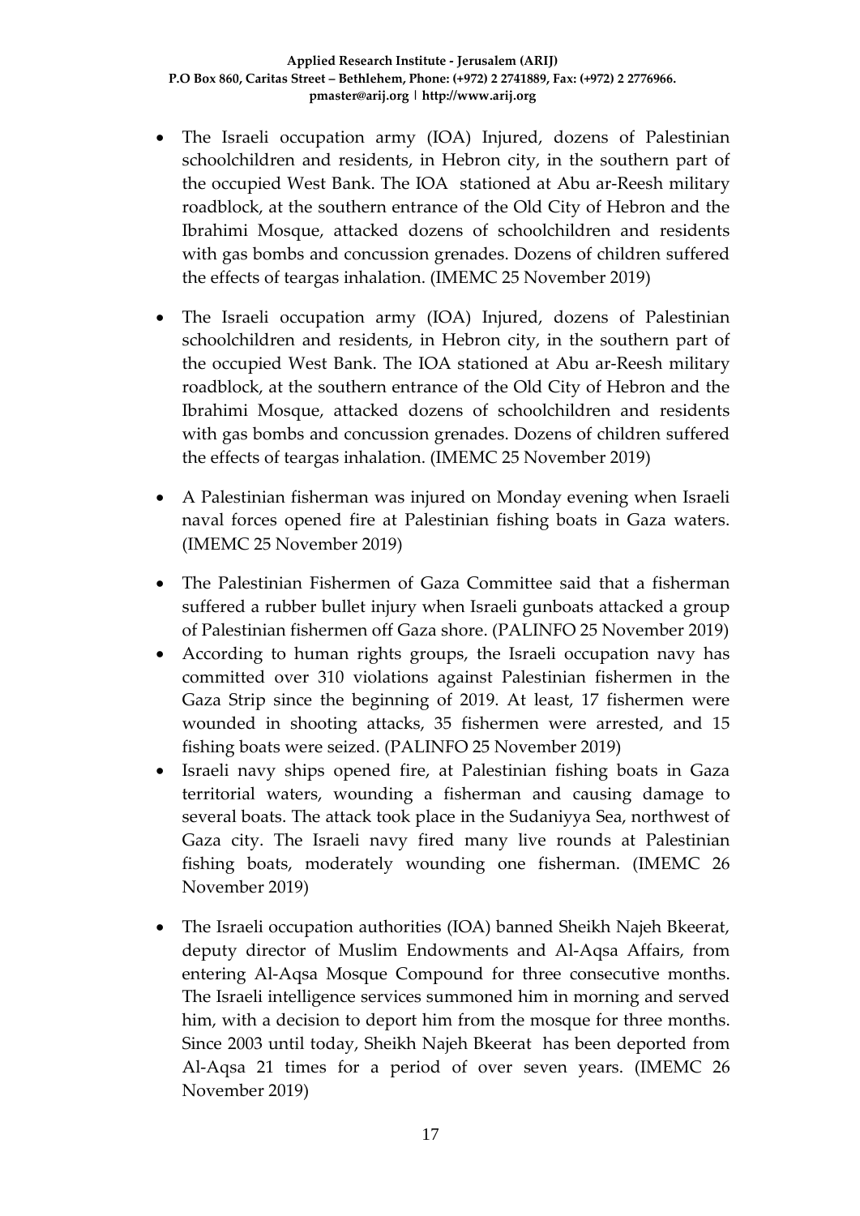- The Israeli occupation army (IOA) Injured, dozens of Palestinian schoolchildren and residents, in Hebron city, in the southern part of the occupied West Bank. The IOA stationed at Abu ar-Reesh military roadblock, at the southern entrance of the Old City of Hebron and the Ibrahimi Mosque, attacked dozens of schoolchildren and residents with gas bombs and concussion grenades. Dozens of children suffered the effects of teargas inhalation. (IMEMC 25 November 2019)

- The Israeli occupation army (IOA) Injured, dozens of Palestinian schoolchildren and residents, in Hebron city, in the southern part of the occupied West Bank. The IOA stationed at Abu ar-Reesh military roadblock, at the southern entrance of the Old City of Hebron and the Ibrahimi Mosque, attacked dozens of schoolchildren and residents with gas bombs and concussion grenades. Dozens of children suffered the effects of teargas inhalation. (IMEMC 25 November 2019)

- A Palestinian fisherman was injured on Monday evening when Israeli naval forces opened fire at Palestinian fishing boats in Gaza waters. (IMEMC 25 November 2019)

- The Palestinian Fishermen of Gaza Committee said that a fisherman suffered a rubber bullet injury when Israeli gunboats attacked a group of Palestinian fishermen off Gaza shore. (PALINFO 25 November 2019)
- According to human rights groups, the Israeli occupation navy has committed over 310 violations against Palestinian fishermen in the Gaza Strip since the beginning of 2019. At least, 17 fishermen were wounded in shooting attacks, 35 fishermen were arrested, and 15 fishing boats were seized. (PALINFO 25 November 2019)
- Israeli navy ships opened fire, at Palestinian fishing boats in Gaza territorial waters, wounding a fisherman and causing damage to several boats. The attack took place in the Sudaniyya Sea, northwest of Gaza city. The Israeli navy fired many live rounds at Palestinian fishing boats, moderately wounding one fisherman. (IMEMC 26 November 2019)

- The Israeli occupation authorities (IOA) banned Sheikh Najeh Bkeerat, deputy director of Muslim Endowments and Al-Aqsa Affairs, from entering Al-Aqsa Mosque Compound for three consecutive months. The Israeli intelligence services summoned him in morning and served him, with a decision to deport him from the mosque for three months. Since 2003 until today, Sheikh Najeh Bkeerat has been deported from Al-Aqsa 21 times for a period of over seven years. (IMEMC 26 November 2019)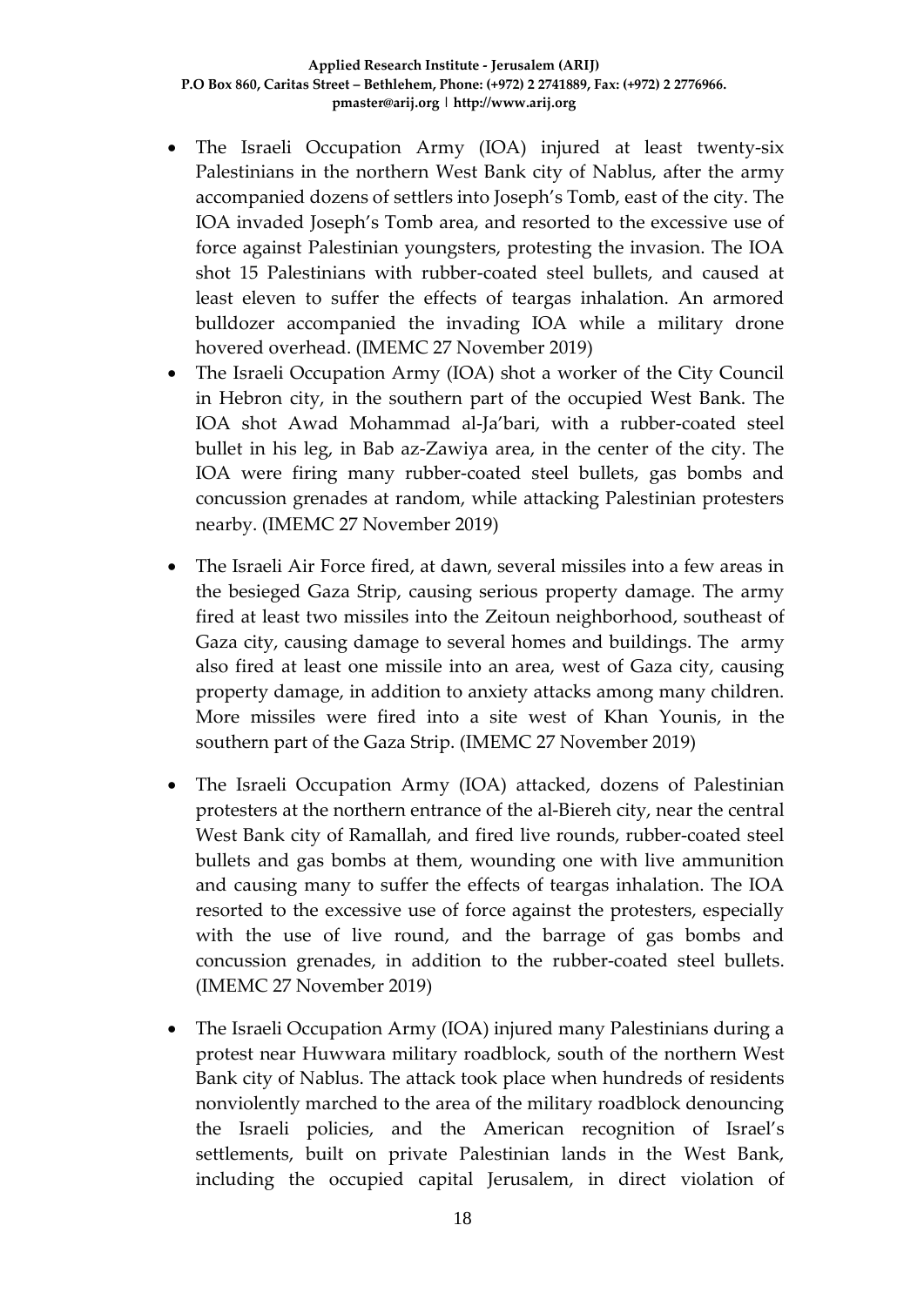- The Israeli Occupation Army (IOA) injured at least twenty-six Palestinians in the northern West Bank city of Nablus, after the army accompanied dozens of settlers into Joseph's Tomb, east of the city. The IOA invaded Joseph's Tomb area, and resorted to the excessive use of force against Palestinian youngsters, protesting the invasion. The IOA shot 15 Palestinians with rubber-coated steel bullets, and caused at least eleven to suffer the effects of teargas inhalation. An armored bulldozer accompanied the invading IOA while a military drone hovered overhead. (IMEMC 27 November 2019)
- The Israeli Occupation Army (IOA) shot a worker of the City Council in Hebron city, in the southern part of the occupied West Bank. The IOA shot Awad Mohammad al-Ja'bari, with a rubber-coated steel bullet in his leg, in Bab az-Zawiya area, in the center of the city. The IOA were firing many rubber-coated steel bullets, gas bombs and concussion grenades at random, while attacking Palestinian protesters nearby. (IMEMC 27 November 2019)
- The Israeli Air Force fired, at dawn, several missiles into a few areas in the besieged Gaza Strip, causing serious property damage. The army fired at least two missiles into the Zeitoun neighborhood, southeast of Gaza city, causing damage to several homes and buildings. The army also fired at least one missile into an area, west of Gaza city, causing property damage, in addition to anxiety attacks among many children. More missiles were fired into a site west of Khan Younis, in the southern part of the Gaza Strip. (IMEMC 27 November 2019)
- The Israeli Occupation Army (IOA) attacked, dozens of Palestinian protesters at the northern entrance of the al-Biereh city, near the central West Bank city of Ramallah, and fired live rounds, rubber-coated steel bullets and gas bombs at them, wounding one with live ammunition and causing many to suffer the effects of teargas inhalation. The IOA resorted to the excessive use of force against the protesters, especially with the use of live round, and the barrage of gas bombs and concussion grenades, in addition to the rubber-coated steel bullets. (IMEMC 27 November 2019)
- The Israeli Occupation Army (IOA) injured many Palestinians during a protest near Huwwara military roadblock, south of the northern West Bank city of Nablus. The attack took place when hundreds of residents nonviolently marched to the area of the military roadblock denouncing the Israeli policies, and the American recognition of Israel's settlements, built on private Palestinian lands in the West Bank, including the occupied capital Jerusalem, in direct violation of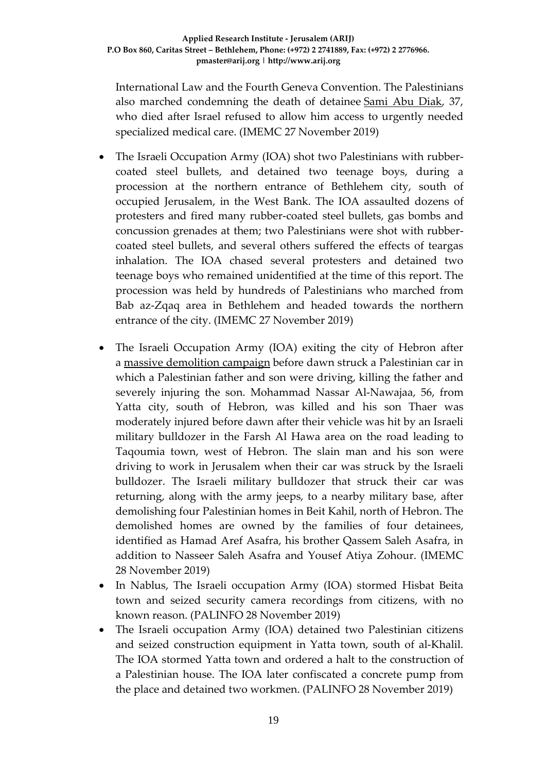International Law and the Fourth Geneva Convention. The Palestinians also marched condemning the death of detainee Sami Abu Diak, 37, who died after Israel refused to allow him access to urgently needed specialized medical care. (IMEMC 27 November 2019)

- The Israeli Occupation Army (IOA) shot two Palestinians with rubber-coated steel bullets, and detained two teenage boys, during a procession at the northern entrance of Bethlehem city, south of occupied Jerusalem, in the West Bank. The IOA assaulted dozens of protesters and fired many rubber-coated steel bullets, gas bombs and concussion grenades at them; two Palestinians were shot with rubber-coated steel bullets, and several others suffered the effects of teargas inhalation. The IOA chased several protesters and detained two teenage boys who remained unidentified at the time of this report. The procession was held by hundreds of Palestinians who marched from Bab az-Zqaq area in Bethlehem and headed towards the northern entrance of the city. (IMEMC 27 November 2019)
- The Israeli Occupation Army (IOA) exiting the city of Hebron after a massive demolition campaign before dawn struck a Palestinian car in which a Palestinian father and son were driving, killing the father and severely injuring the son. Mohammad Nassar Al-Nawajaa, 56, from Yatta city, south of Hebron, was killed and his son Thaer was moderately injured before dawn after their vehicle was hit by an Israeli military bulldozer in the Farsh Al Hawa area on the road leading to Taqoumia town, west of Hebron. The slain man and his son were driving to work in Jerusalem when their car was struck by the Israeli bulldozer. The Israeli military bulldozer that struck their car was returning, along with the army jeeps, to a nearby military base, after demolishing four Palestinian homes in Beit Kahil, north of Hebron. The demolished homes are owned by the families of four detainees, identified as Hamad Aref Asafra, his brother Qassem Saleh Asafra, in addition to Nasseer Saleh Asafra and Yousef Atiya Zohour. (IMEMC 28 November 2019)
- In Nablus, The Israeli occupation Army (IOA) stormed Hisbat Beita town and seized security camera recordings from citizens, with no known reason. (PALINFO 28 November 2019)
- The Israeli occupation Army (IOA) detained two Palestinian citizens and seized construction equipment in Yatta town, south of al-Khalil. The IOA stormed Yatta town and ordered a halt to the construction of a Palestinian house. The IOA later confiscated a concrete pump from the place and detained two workmen. (PALINFO 28 November 2019)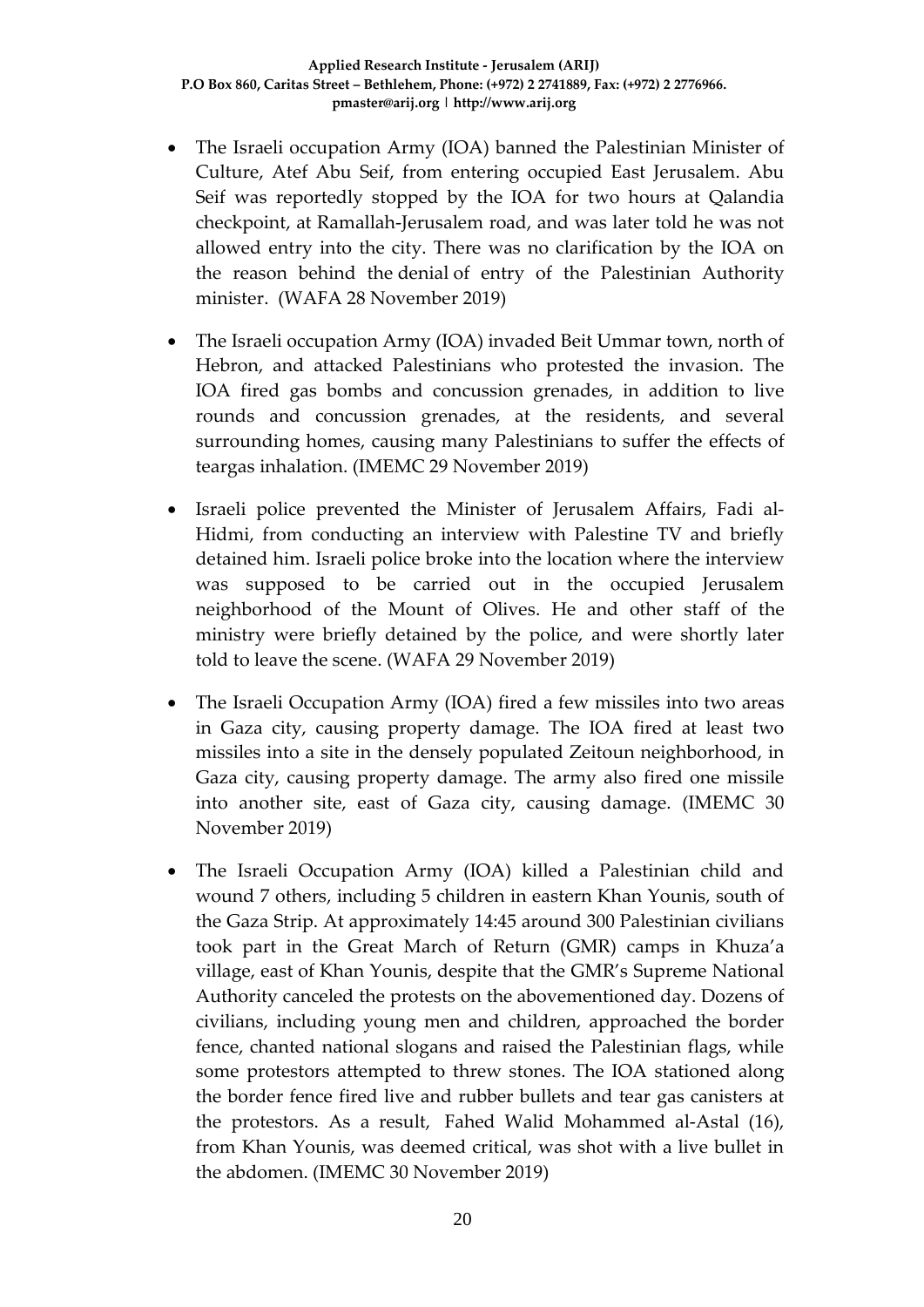- The Israeli occupation Army (IOA) banned the Palestinian Minister of Culture, Atef Abu Seif, from entering occupied East Jerusalem. Abu Seif was reportedly stopped by the IOA for two hours at Qalandia checkpoint, at Ramallah-Jerusalem road, and was later told he was not allowed entry into the city. There was no clarification by the IOA on the reason behind the denial of entry of the Palestinian Authority minister. (WAFA 28 November 2019)
- The Israeli occupation Army (IOA) invaded Beit Ummar town, north of Hebron, and attacked Palestinians who protested the invasion. The IOA fired gas bombs and concussion grenades, in addition to live rounds and concussion grenades, at the residents, and several surrounding homes, causing many Palestinians to suffer the effects of teargas inhalation. (IMEMC 29 November 2019)
- Israeli police prevented the Minister of Jerusalem Affairs, Fadi al-Hidmi, from conducting an interview with Palestine TV and briefly detained him. Israeli police broke into the location where the interview was supposed to be carried out in the occupied Jerusalem neighborhood of the Mount of Olives. He and other staff of the ministry were briefly detained by the police, and were shortly later told to leave the scene. (WAFA 29 November 2019)
- The Israeli Occupation Army (IOA) fired a few missiles into two areas in Gaza city, causing property damage. The IOA fired at least two missiles into a site in the densely populated Zeitoun neighborhood, in Gaza city, causing property damage. The army also fired one missile into another site, east of Gaza city, causing damage. (IMEMC 30 November 2019)
- The Israeli Occupation Army (IOA) killed a Palestinian child and wound 7 others, including 5 children in eastern Khan Younis, south of the Gaza Strip. At approximately 14:45 around 300 Palestinian civilians took part in the Great March of Return (GMR) camps in Khuza'a village, east of Khan Younis, despite that the GMR's Supreme National Authority canceled the protests on the abovementioned day. Dozens of civilians, including young men and children, approached the border fence, chanted national slogans and raised the Palestinian flags, while some protestors attempted to threw stones. The IOA stationed along the border fence fired live and rubber bullets and tear gas canisters at the protestors. As a result, Fahed Walid Mohammed al-Astal (16), from Khan Younis, was deemed critical, was shot with a live bullet in the abdomen. (IMEMC 30 November 2019)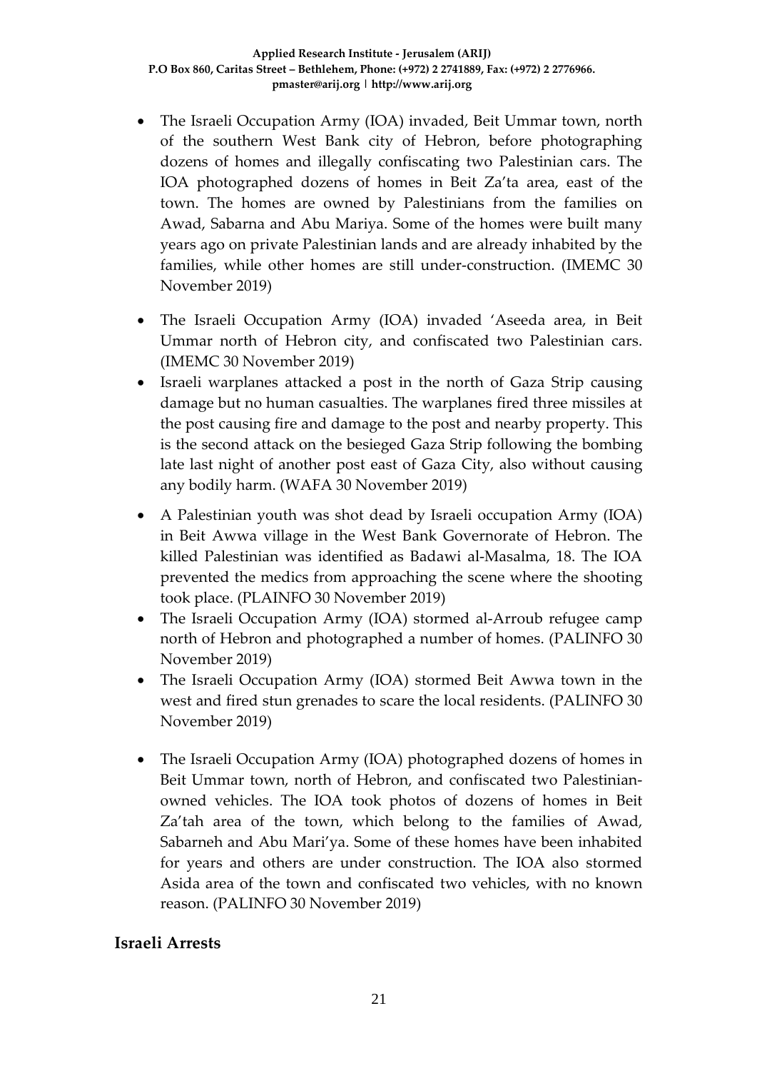- The Israeli Occupation Army (IOA) invaded, Beit Ummar town, north of the southern West Bank city of Hebron, before photographing dozens of homes and illegally confiscating two Palestinian cars. The IOA photographed dozens of homes in Beit Za'ta area, east of the town. The homes are owned by Palestinians from the families on Awad, Sabarna and Abu Mariya. Some of the homes were built many years ago on private Palestinian lands and are already inhabited by the families, while other homes are still under-construction. (IMEMC 30 November 2019)
- The Israeli Occupation Army (IOA) invaded 'Aseeda area, in Beit Ummar north of Hebron city, and confiscated two Palestinian cars. (IMEMC 30 November 2019)
- Israeli warplanes attacked a post in the north of Gaza Strip causing damage but no human casualties. The warplanes fired three missiles at the post causing fire and damage to the post and nearby property. This is the second attack on the besieged Gaza Strip following the bombing late last night of another post east of Gaza City, also without causing any bodily harm. (WAFA 30 November 2019)
- A Palestinian youth was shot dead by Israeli occupation Army (IOA) in Beit Awwa village in the West Bank Governorate of Hebron. The killed Palestinian was identified as Badawi al-Masalma, 18. The IOA prevented the medics from approaching the scene where the shooting took place. (PLAINFO 30 November 2019)
- The Israeli Occupation Army (IOA) stormed al-Arroub refugee camp north of Hebron and photographed a number of homes. (PALINFO 30 November 2019)
- The Israeli Occupation Army (IOA) stormed Beit Awwa town in the west and fired stun grenades to scare the local residents. (PALINFO 30 November 2019)
- The Israeli Occupation Army (IOA) photographed dozens of homes in Beit Ummar town, north of Hebron, and confiscated two Palestinian-owned vehicles. The IOA took photos of dozens of homes in Beit Za'tah area of the town, which belong to the families of Awad, Sabarneh and Abu Mari'ya. Some of these homes have been inhabited for years and others are under construction. The IOA also stormed Asida area of the town and confiscated two vehicles, with no known reason. (PALINFO 30 November 2019)

## Israeli Arrests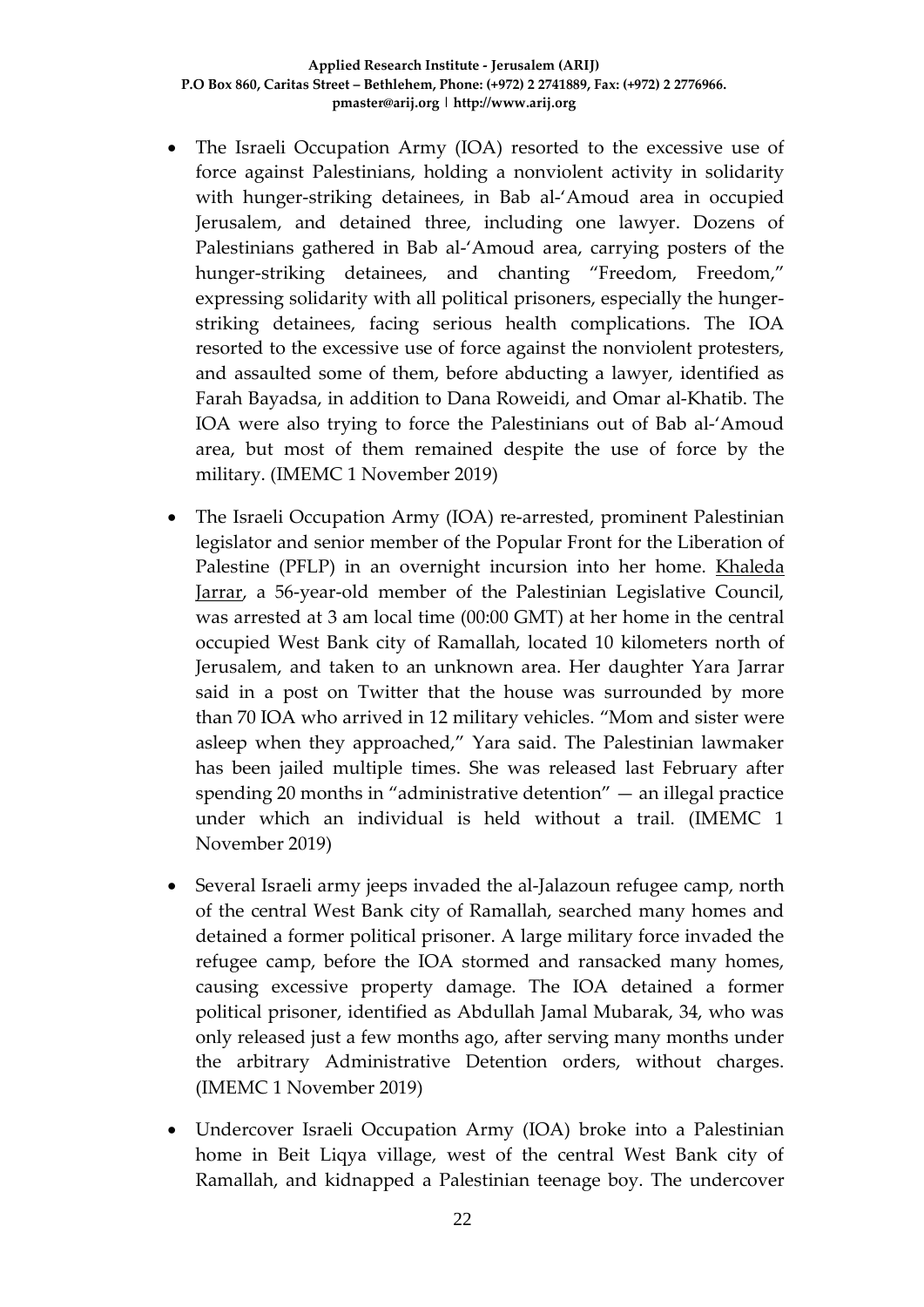- The Israeli Occupation Army (IOA) resorted to the excessive use of force against Palestinians, holding a nonviolent activity in solidarity with hunger-striking detainees, in Bab al-'Amoud area in occupied Jerusalem, and detained three, including one lawyer. Dozens of Palestinians gathered in Bab al-'Amoud area, carrying posters of the hunger-striking detainees, and chanting "Freedom, Freedom," expressing solidarity with all political prisoners, especially the hunger-striking detainees, facing serious health complications. The IOA resorted to the excessive use of force against the nonviolent protesters, and assaulted some of them, before abducting a lawyer, identified as Farah Bayadsa, in addition to Dana Roweidi, and Omar al-Khatib. The IOA were also trying to force the Palestinians out of Bab al-'Amoud area, but most of them remained despite the use of force by the military. (IMEMC 1 November 2019)

- The Israeli Occupation Army (IOA) re-arrested, prominent Palestinian legislator and senior member of the Popular Front for the Liberation of Palestine (PFLP) in an overnight incursion into her home. Khaleda Jarrar, a 56-year-old member of the Palestinian Legislative Council, was arrested at 3 am local time (00:00 GMT) at her home in the central occupied West Bank city of Ramallah, located 10 kilometers north of Jerusalem, and taken to an unknown area. Her daughter Yara Jarrar said in a post on Twitter that the house was surrounded by more than 70 IOA who arrived in 12 military vehicles. "Mom and sister were asleep when they approached," Yara said. The Palestinian lawmaker has been jailed multiple times. She was released last February after spending 20 months in "administrative detention" — an illegal practice under which an individual is held without a trail. (IMEMC 1 November 2019)

- Several Israeli army jeeps invaded the al-Jalazoun refugee camp, north of the central West Bank city of Ramallah, searched many homes and detained a former political prisoner. A large military force invaded the refugee camp, before the IOA stormed and ransacked many homes, causing excessive property damage. The IOA detained a former political prisoner, identified as Abdullah Jamal Mubarak, 34, who was only released just a few months ago, after serving many months under the arbitrary Administrative Detention orders, without charges. (IMEMC 1 November 2019)

- Undercover Israeli Occupation Army (IOA) broke into a Palestinian home in Beit Liqya village, west of the central West Bank city of Ramallah, and kidnapped a Palestinian teenage boy. The undercover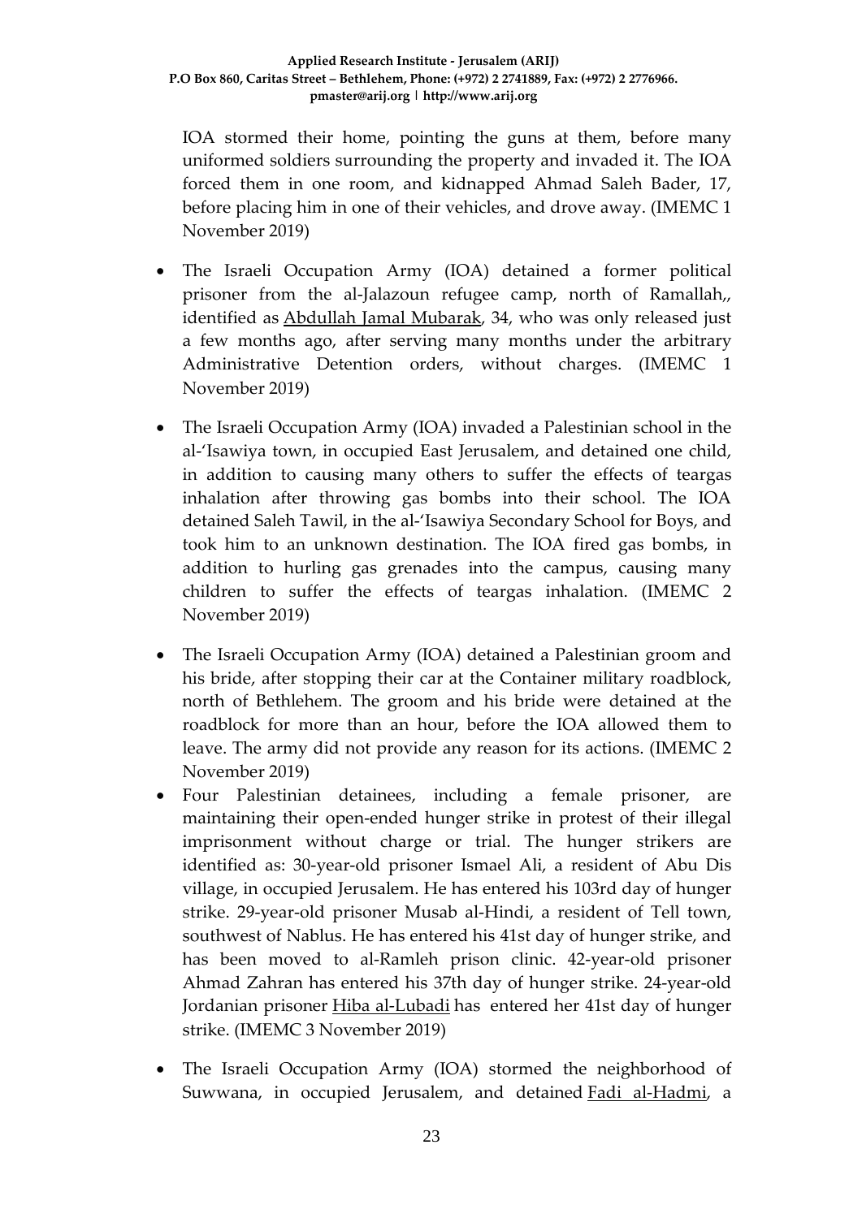IOA stormed their home, pointing the guns at them, before many uniformed soldiers surrounding the property and invaded it. The IOA forced them in one room, and kidnapped Ahmad Saleh Bader, 17, before placing him in one of their vehicles, and drove away. (IMEMC 1 November 2019)

- The Israeli Occupation Army (IOA) detained a former political prisoner from the al-Jalazoun refugee camp, north of Ramallah,, identified as Abdullah Jamal Mubarak, 34, who was only released just a few months ago, after serving many months under the arbitrary Administrative Detention orders, without charges. (IMEMC 1 November 2019)
- The Israeli Occupation Army (IOA) invaded a Palestinian school in the al-'Isawiya town, in occupied East Jerusalem, and detained one child, in addition to causing many others to suffer the effects of teargas inhalation after throwing gas bombs into their school. The IOA detained Saleh Tawil, in the al-'Isawiya Secondary School for Boys, and took him to an unknown destination. The IOA fired gas bombs, in addition to hurling gas grenades into the campus, causing many children to suffer the effects of teargas inhalation. (IMEMC 2 November 2019)
- The Israeli Occupation Army (IOA) detained a Palestinian groom and his bride, after stopping their car at the Container military roadblock, north of Bethlehem. The groom and his bride were detained at the roadblock for more than an hour, before the IOA allowed them to leave. The army did not provide any reason for its actions. (IMEMC 2 November 2019)
- Four Palestinian detainees, including a female prisoner, are maintaining their open-ended hunger strike in protest of their illegal imprisonment without charge or trial. The hunger strikers are identified as: 30-year-old prisoner Ismael Ali, a resident of Abu Dis village, in occupied Jerusalem. He has entered his 103rd day of hunger strike. 29-year-old prisoner Musab al-Hindi, a resident of Tell town, southwest of Nablus. He has entered his 41st day of hunger strike, and has been moved to al-Ramleh prison clinic. 42-year-old prisoner Ahmad Zahran has entered his 37th day of hunger strike. 24-year-old Jordanian prisoner Hiba al-Lubadi has entered her 41st day of hunger strike. (IMEMC 3 November 2019)
- The Israeli Occupation Army (IOA) stormed the neighborhood of Suwwana, in occupied Jerusalem, and detained Fadi al-Hadmi, a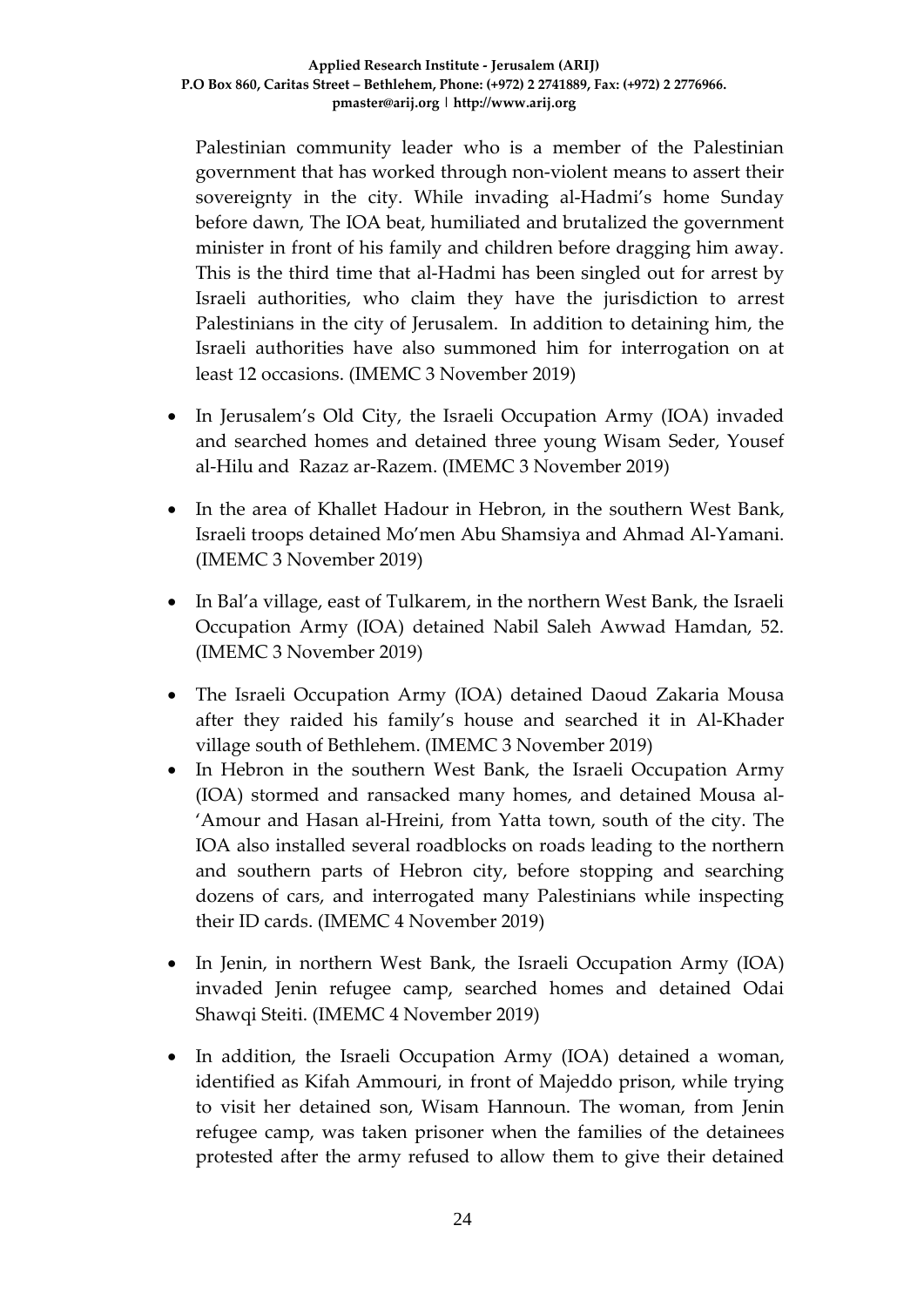Palestinian community leader who is a member of the Palestinian government that has worked through non-violent means to assert their sovereignty in the city. While invading al-Hadmi's home Sunday before dawn, The IOA beat, humiliated and brutalized the government minister in front of his family and children before dragging him away. This is the third time that al-Hadmi has been singled out for arrest by Israeli authorities, who claim they have the jurisdiction to arrest Palestinians in the city of Jerusalem. In addition to detaining him, the Israeli authorities have also summoned him for interrogation on at least 12 occasions. (IMEMC 3 November 2019)

- In Jerusalem's Old City, the Israeli Occupation Army (IOA) invaded and searched homes and detained three young Wisam Seder, Yousef al-Hilu and Razaz ar-Razem. (IMEMC 3 November 2019)

- In the area of Khallet Hadour in Hebron, in the southern West Bank, Israeli troops detained Mo'men Abu Shamsiya and Ahmad Al-Yamani. (IMEMC 3 November 2019)

- In Bal'a village, east of Tulkarem, in the northern West Bank, the Israeli Occupation Army (IOA) detained Nabil Saleh Awwad Hamdan, 52. (IMEMC 3 November 2019)

- The Israeli Occupation Army (IOA) detained Daoud Zakaria Mousa after they raided his family's house and searched it in Al-Khader village south of Bethlehem. (IMEMC 3 November 2019)
- In Hebron in the southern West Bank, the Israeli Occupation Army (IOA) stormed and ransacked many homes, and detained Mousa al-'Amour and Hasan al-Hreini, from Yatta town, south of the city. The IOA also installed several roadblocks on roads leading to the northern and southern parts of Hebron city, before stopping and searching dozens of cars, and interrogated many Palestinians while inspecting their ID cards. (IMEMC 4 November 2019)

- In Jenin, in northern West Bank, the Israeli Occupation Army (IOA) invaded Jenin refugee camp, searched homes and detained Odai Shawqi Steiti. (IMEMC 4 November 2019)

- In addition, the Israeli Occupation Army (IOA) detained a woman, identified as Kifah Ammouri, in front of Majeddo prison, while trying to visit her detained son, Wisam Hannoun. The woman, from Jenin refugee camp, was taken prisoner when the families of the detainees protested after the army refused to allow them to give their detained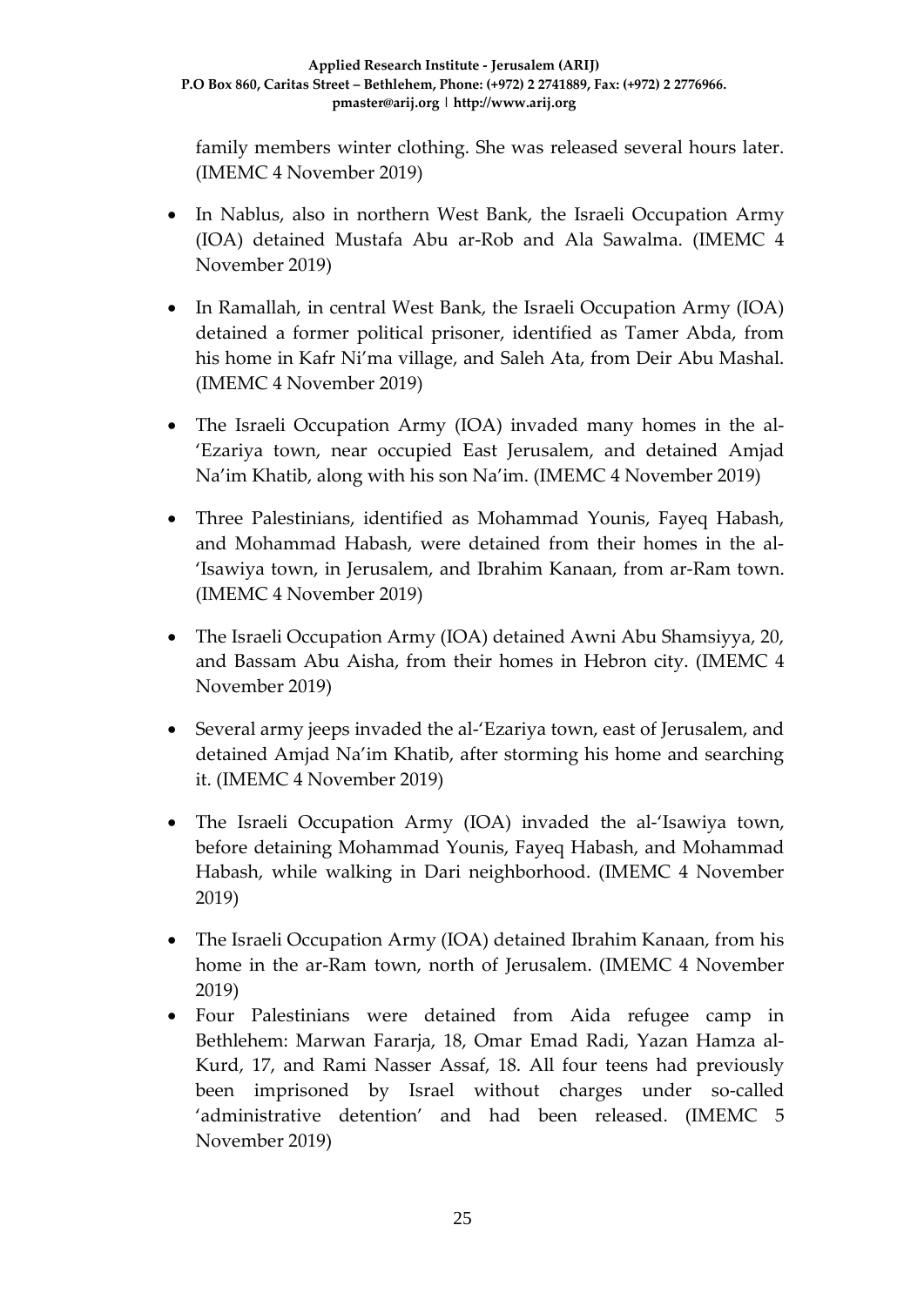family members winter clothing. She was released several hours later. (IMEMC 4 November 2019)

- In Nablus, also in northern West Bank, the Israeli Occupation Army (IOA) detained Mustafa Abu ar-Rob and Ala Sawalma. (IMEMC 4 November 2019)
- In Ramallah, in central West Bank, the Israeli Occupation Army (IOA) detained a former political prisoner, identified as Tamer Abda, from his home in Kafr Ni'ma village, and Saleh Ata, from Deir Abu Mashal. (IMEMC 4 November 2019)
- The Israeli Occupation Army (IOA) invaded many homes in the al-'Ezariya town, near occupied East Jerusalem, and detained Amjad Na'im Khatib, along with his son Na'im. (IMEMC 4 November 2019)
- Three Palestinians, identified as Mohammad Younis, Fayeq Habash, and Mohammad Habash, were detained from their homes in the al-'Isawiya town, in Jerusalem, and Ibrahim Kanaan, from ar-Ram town. (IMEMC 4 November 2019)
- The Israeli Occupation Army (IOA) detained Awni Abu Shamsiyya, 20, and Bassam Abu Aisha, from their homes in Hebron city. (IMEMC 4 November 2019)
- Several army jeeps invaded the al-'Ezariya town, east of Jerusalem, and detained Amjad Na'im Khatib, after storming his home and searching it. (IMEMC 4 November 2019)
- The Israeli Occupation Army (IOA) invaded the al-'Isawiya town, before detaining Mohammad Younis, Fayeq Habash, and Mohammad Habash, while walking in Dari neighborhood. (IMEMC 4 November 2019)
- The Israeli Occupation Army (IOA) detained Ibrahim Kanaan, from his home in the ar-Ram town, north of Jerusalem. (IMEMC 4 November 2019)
- Four Palestinians were detained from Aida refugee camp in Bethlehem: Marwan Fararja, 18, Omar Emad Radi, Yazan Hamza al-Kurd, 17, and Rami Nasser Assaf, 18. All four teens had previously been imprisoned by Israel without charges under so-called 'administrative detention' and had been released. (IMEMC 5 November 2019)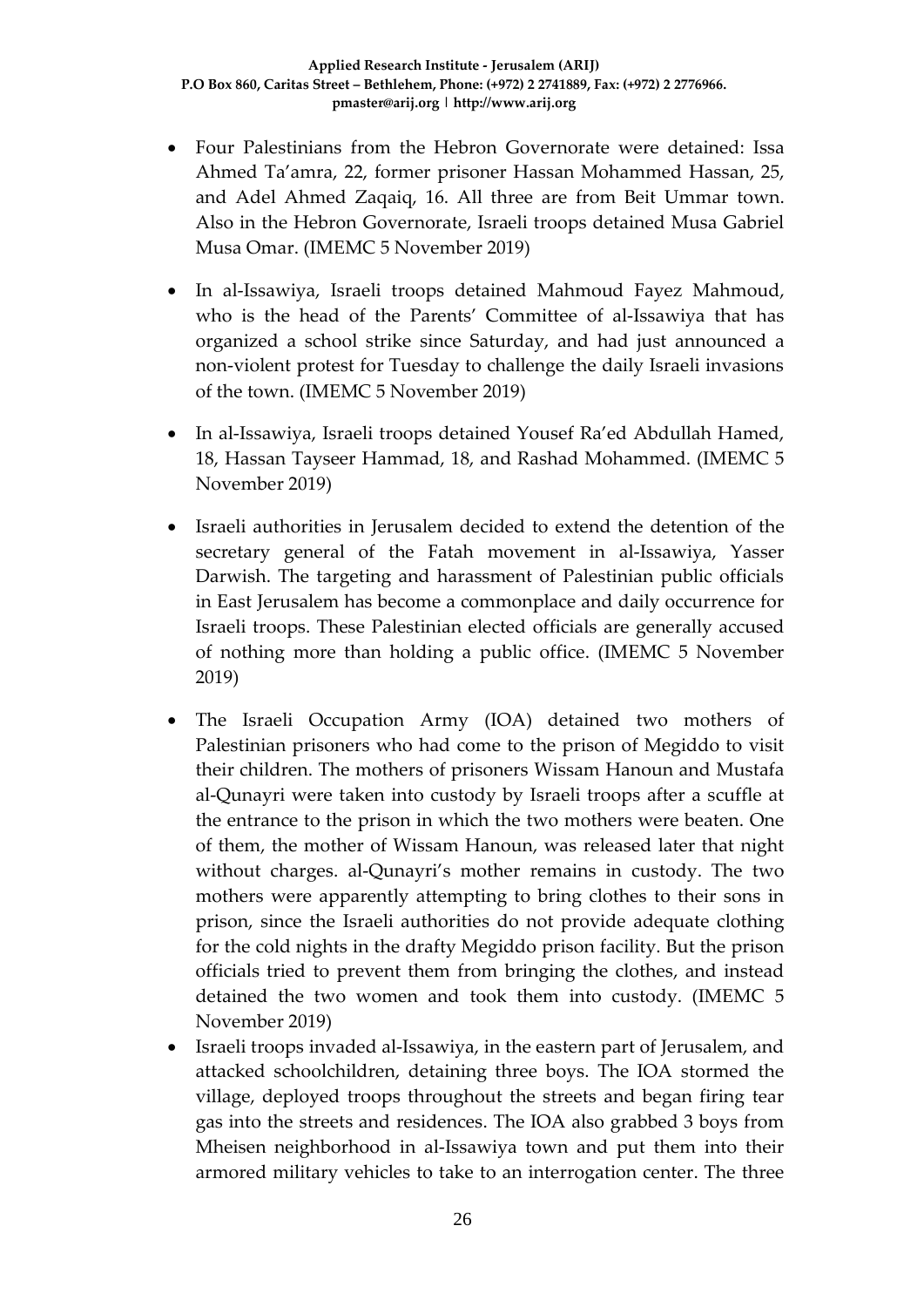- Four Palestinians from the Hebron Governorate were detained: Issa Ahmed Ta'amra, 22, former prisoner Hassan Mohammed Hassan, 25, and Adel Ahmed Zaqaiq, 16. All three are from Beit Ummar town. Also in the Hebron Governorate, Israeli troops detained Musa Gabriel Musa Omar. (IMEMC 5 November 2019)

- In al-Issawiya, Israeli troops detained Mahmoud Fayez Mahmoud, who is the head of the Parents' Committee of al-Issawiya that has organized a school strike since Saturday, and had just announced a non-violent protest for Tuesday to challenge the daily Israeli invasions of the town. (IMEMC 5 November 2019)

- In al-Issawiya, Israeli troops detained Yousef Ra'ed Abdullah Hamed, 18, Hassan Tayseer Hammad, 18, and Rashad Mohammed. (IMEMC 5 November 2019)

- Israeli authorities in Jerusalem decided to extend the detention of the secretary general of the Fatah movement in al-Issawiya, Yasser Darwish. The targeting and harassment of Palestinian public officials in East Jerusalem has become a commonplace and daily occurrence for Israeli troops. These Palestinian elected officials are generally accused of nothing more than holding a public office. (IMEMC 5 November 2019)

- The Israeli Occupation Army (IOA) detained two mothers of Palestinian prisoners who had come to the prison of Megiddo to visit their children. The mothers of prisoners Wissam Hanoun and Mustafa al-Qunayri were taken into custody by Israeli troops after a scuffle at the entrance to the prison in which the two mothers were beaten. One of them, the mother of Wissam Hanoun, was released later that night without charges. al-Qunayri's mother remains in custody. The two mothers were apparently attempting to bring clothes to their sons in prison, since the Israeli authorities do not provide adequate clothing for the cold nights in the drafty Megiddo prison facility. But the prison officials tried to prevent them from bringing the clothes, and instead detained the two women and took them into custody. (IMEMC 5 November 2019)
- Israeli troops invaded al-Issawiya, in the eastern part of Jerusalem, and attacked schoolchildren, detaining three boys. The IOA stormed the village, deployed troops throughout the streets and began firing tear gas into the streets and residences. The IOA also grabbed 3 boys from Mheisen neighborhood in al-Issawiya town and put them into their armored military vehicles to take to an interrogation center. The three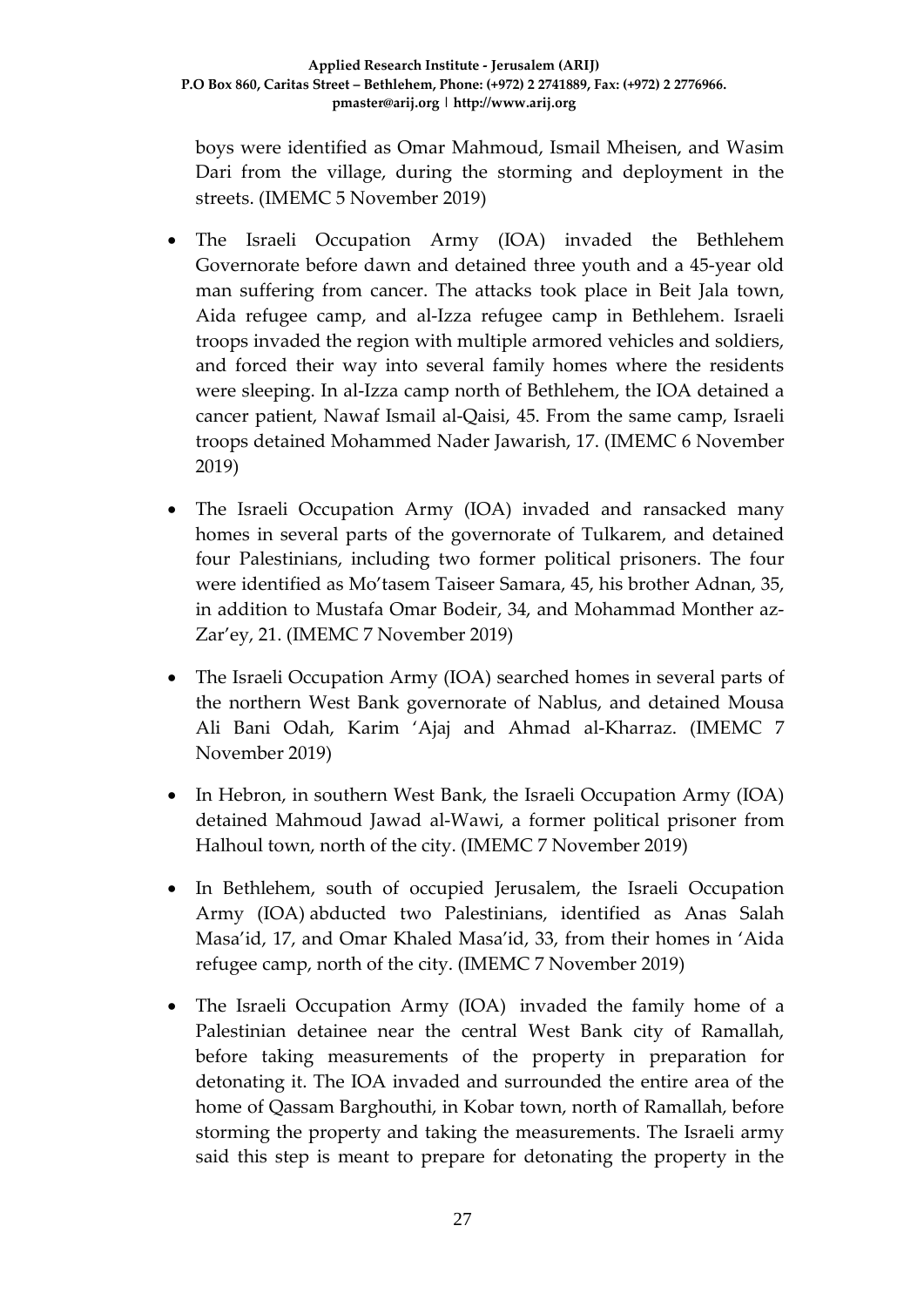boys were identified as Omar Mahmoud, Ismail Mheisen, and Wasim Dari from the village, during the storming and deployment in the streets. (IMEMC 5 November 2019)

- The Israeli Occupation Army (IOA) invaded the Bethlehem Governorate before dawn and detained three youth and a 45-year old man suffering from cancer. The attacks took place in Beit Jala town, Aida refugee camp, and al-Izza refugee camp in Bethlehem. Israeli troops invaded the region with multiple armored vehicles and soldiers, and forced their way into several family homes where the residents were sleeping. In al-Izza camp north of Bethlehem, the IOA detained a cancer patient, Nawaf Ismail al-Qaisi, 45. From the same camp, Israeli troops detained Mohammed Nader Jawarish, 17. (IMEMC 6 November 2019)
- The Israeli Occupation Army (IOA) invaded and ransacked many homes in several parts of the governorate of Tulkarem, and detained four Palestinians, including two former political prisoners. The four were identified as Mo'tasem Taiseer Samara, 45, his brother Adnan, 35, in addition to Mustafa Omar Bodeir, 34, and Mohammad Monther az-Zar'ey, 21. (IMEMC 7 November 2019)
- The Israeli Occupation Army (IOA) searched homes in several parts of the northern West Bank governorate of Nablus, and detained Mousa Ali Bani Odah, Karim 'Ajaj and Ahmad al-Kharraz. (IMEMC 7 November 2019)
- In Hebron, in southern West Bank, the Israeli Occupation Army (IOA) detained Mahmoud Jawad al-Wawi, a former political prisoner from Halhoul town, north of the city. (IMEMC 7 November 2019)
- In Bethlehem, south of occupied Jerusalem, the Israeli Occupation Army (IOA) abducted two Palestinians, identified as Anas Salah Masa'id, 17, and Omar Khaled Masa'id, 33, from their homes in 'Aida refugee camp, north of the city. (IMEMC 7 November 2019)
- The Israeli Occupation Army (IOA) invaded the family home of a Palestinian detainee near the central West Bank city of Ramallah, before taking measurements of the property in preparation for detonating it. The IOA invaded and surrounded the entire area of the home of Qassam Barghouthi, in Kobar town, north of Ramallah, before storming the property and taking the measurements. The Israeli army said this step is meant to prepare for detonating the property in the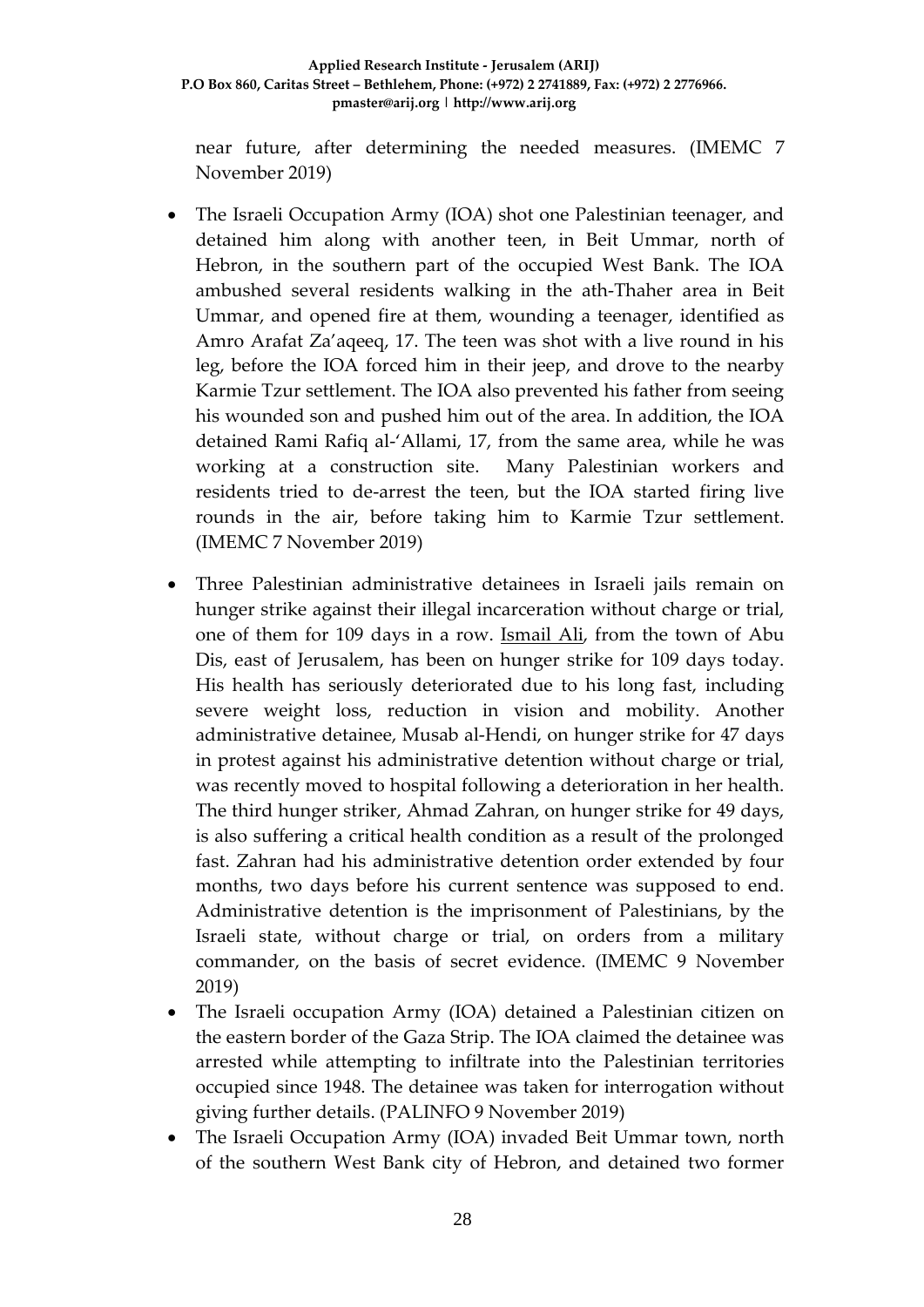near future, after determining the needed measures. (IMEMC 7 November 2019)

- The Israeli Occupation Army (IOA) shot one Palestinian teenager, and detained him along with another teen, in Beit Ummar, north of Hebron, in the southern part of the occupied West Bank. The IOA ambushed several residents walking in the ath-Thaher area in Beit Ummar, and opened fire at them, wounding a teenager, identified as Amro Arafat Za'aqeeq, 17. The teen was shot with a live round in his leg, before the IOA forced him in their jeep, and drove to the nearby Karmie Tzur settlement. The IOA also prevented his father from seeing his wounded son and pushed him out of the area. In addition, the IOA detained Rami Rafiq al-'Allami, 17, from the same area, while he was working at a construction site. Many Palestinian workers and residents tried to de-arrest the teen, but the IOA started firing live rounds in the air, before taking him to Karmie Tzur settlement. (IMEMC 7 November 2019)
- Three Palestinian administrative detainees in Israeli jails remain on hunger strike against their illegal incarceration without charge or trial, one of them for 109 days in a row. Ismail Ali, from the town of Abu Dis, east of Jerusalem, has been on hunger strike for 109 days today. His health has seriously deteriorated due to his long fast, including severe weight loss, reduction in vision and mobility. Another administrative detainee, Musab al-Hendi, on hunger strike for 47 days in protest against his administrative detention without charge or trial, was recently moved to hospital following a deterioration in her health. The third hunger striker, Ahmad Zahran, on hunger strike for 49 days, is also suffering a critical health condition as a result of the prolonged fast. Zahran had his administrative detention order extended by four months, two days before his current sentence was supposed to end. Administrative detention is the imprisonment of Palestinians, by the Israeli state, without charge or trial, on orders from a military commander, on the basis of secret evidence. (IMEMC 9 November 2019)
- The Israeli occupation Army (IOA) detained a Palestinian citizen on the eastern border of the Gaza Strip. The IOA claimed the detainee was arrested while attempting to infiltrate into the Palestinian territories occupied since 1948. The detainee was taken for interrogation without giving further details. (PALINFO 9 November 2019)
- The Israeli Occupation Army (IOA) invaded Beit Ummar town, north of the southern West Bank city of Hebron, and detained two former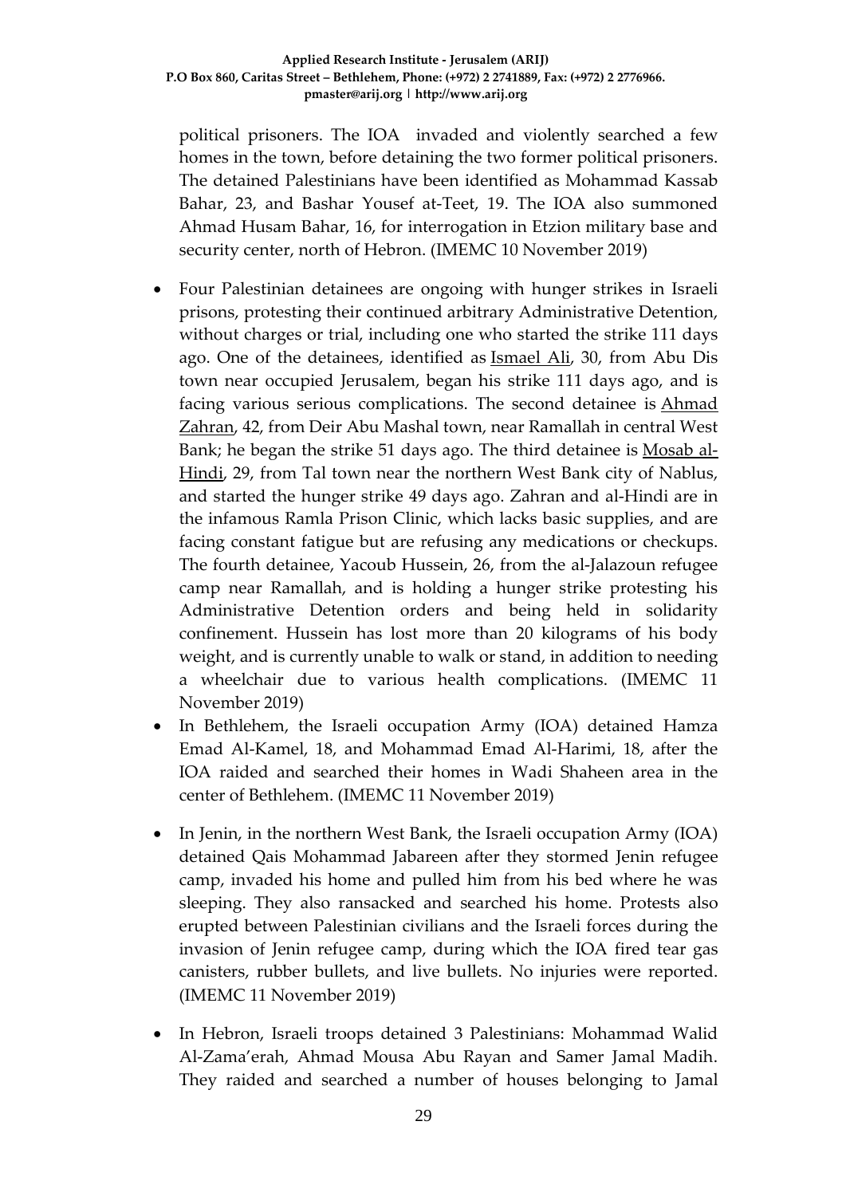political prisoners. The IOA  invaded and violently searched a few homes in the town, before detaining the two former political prisoners. The detained Palestinians have been identified as Mohammad Kassab Bahar, 23, and Bashar Yousef at-Teet, 19. The IOA also summoned Ahmad Husam Bahar, 16, for interrogation in Etzion military base and security center, north of Hebron. (IMEMC 10 November 2019)

- Four Palestinian detainees are ongoing with hunger strikes in Israeli prisons, protesting their continued arbitrary Administrative Detention, without charges or trial, including one who started the strike 111 days ago. One of the detainees, identified as Ismael Ali, 30, from Abu Dis town near occupied Jerusalem, began his strike 111 days ago, and is facing various serious complications. The second detainee is Ahmad Zahran, 42, from Deir Abu Mashal town, near Ramallah in central West Bank; he began the strike 51 days ago. The third detainee is Mosab al-Hindi, 29, from Tal town near the northern West Bank city of Nablus, and started the hunger strike 49 days ago. Zahran and al-Hindi are in the infamous Ramla Prison Clinic, which lacks basic supplies, and are facing constant fatigue but are refusing any medications or checkups. The fourth detainee, Yacoub Hussein, 26, from the al-Jalazoun refugee camp near Ramallah, and is holding a hunger strike protesting his Administrative Detention orders and being held in solidarity confinement. Hussein has lost more than 20 kilograms of his body weight, and is currently unable to walk or stand, in addition to needing a wheelchair due to various health complications. (IMEMC 11 November 2019)
- In Bethlehem, the Israeli occupation Army (IOA) detained Hamza Emad Al-Kamel, 18, and Mohammad Emad Al-Harimi, 18, after the IOA raided and searched their homes in Wadi Shaheen area in the center of Bethlehem. (IMEMC 11 November 2019)
- In Jenin, in the northern West Bank, the Israeli occupation Army (IOA) detained Qais Mohammad Jabareen after they stormed Jenin refugee camp, invaded his home and pulled him from his bed where he was sleeping. They also ransacked and searched his home. Protests also erupted between Palestinian civilians and the Israeli forces during the invasion of Jenin refugee camp, during which the IOA fired tear gas canisters, rubber bullets, and live bullets. No injuries were reported. (IMEMC 11 November 2019)
- In Hebron, Israeli troops detained 3 Palestinians: Mohammad Walid Al-Zama'erah, Ahmad Mousa Abu Rayan and Samer Jamal Madih. They raided and searched a number of houses belonging to Jamal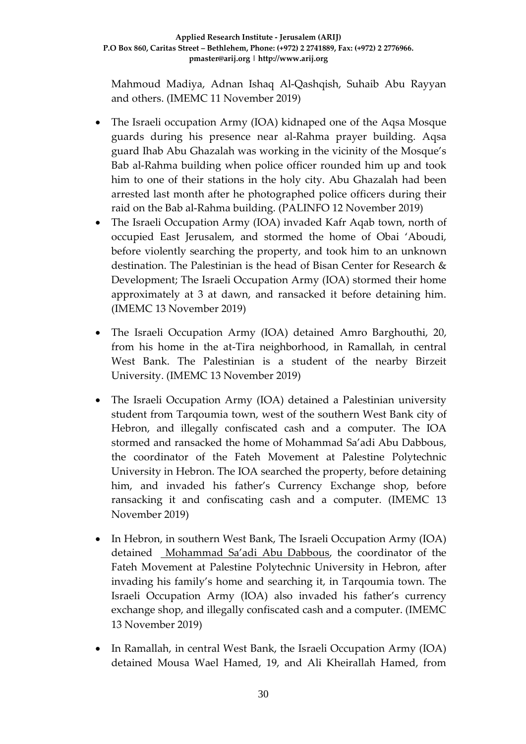Mahmoud Madiya, Adnan Ishaq Al-Qashqish, Suhaib Abu Rayyan and others. (IMEMC 11 November 2019)

- The Israeli occupation Army (IOA) kidnaped one of the Aqsa Mosque guards during his presence near al-Rahma prayer building. Aqsa guard Ihab Abu Ghazalah was working in the vicinity of the Mosque's Bab al-Rahma building when police officer rounded him up and took him to one of their stations in the holy city. Abu Ghazalah had been arrested last month after he photographed police officers during their raid on the Bab al-Rahma building. (PALINFO 12 November 2019)
- The Israeli Occupation Army (IOA) invaded Kafr Aqab town, north of occupied East Jerusalem, and stormed the home of Obai 'Aboudi, before violently searching the property, and took him to an unknown destination. The Palestinian is the head of Bisan Center for Research & Development; The Israeli Occupation Army (IOA) stormed their home approximately at 3 at dawn, and ransacked it before detaining him. (IMEMC 13 November 2019)
- The Israeli Occupation Army (IOA) detained Amro Barghouthi, 20, from his home in the at-Tira neighborhood, in Ramallah, in central West Bank. The Palestinian is a student of the nearby Birzeit University. (IMEMC 13 November 2019)
- The Israeli Occupation Army (IOA) detained a Palestinian university student from Tarqoumia town, west of the southern West Bank city of Hebron, and illegally confiscated cash and a computer. The IOA stormed and ransacked the home of Mohammad Sa'adi Abu Dabbous, the coordinator of the Fateh Movement at Palestine Polytechnic University in Hebron. The IOA searched the property, before detaining him, and invaded his father's Currency Exchange shop, before ransacking it and confiscating cash and a computer. (IMEMC 13 November 2019)
- In Hebron, in southern West Bank, The Israeli Occupation Army (IOA) detained Mohammad Sa'adi Abu Dabbous, the coordinator of the Fateh Movement at Palestine Polytechnic University in Hebron, after invading his family's home and searching it, in Tarqoumia town. The Israeli Occupation Army (IOA) also invaded his father's currency exchange shop, and illegally confiscated cash and a computer. (IMEMC 13 November 2019)
- In Ramallah, in central West Bank, the Israeli Occupation Army (IOA) detained Mousa Wael Hamed, 19, and Ali Kheirallah Hamed, from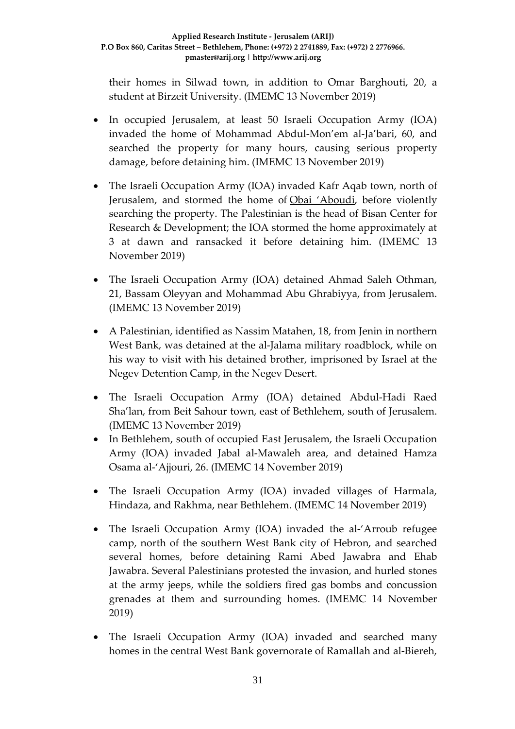their homes in Silwad town, in addition to Omar Barghouti, 20, a student at Birzeit University. (IMEMC 13 November 2019)

- In occupied Jerusalem, at least 50 Israeli Occupation Army (IOA) invaded the home of Mohammad Abdul-Mon'em al-Ja'bari, 60, and searched the property for many hours, causing serious property damage, before detaining him. (IMEMC 13 November 2019)
- The Israeli Occupation Army (IOA) invaded Kafr Aqab town, north of Jerusalem, and stormed the home of Obai 'Aboudi, before violently searching the property. The Palestinian is the head of Bisan Center for Research & Development; the IOA stormed the home approximately at 3 at dawn and ransacked it before detaining him. (IMEMC 13 November 2019)
- The Israeli Occupation Army (IOA) detained Ahmad Saleh Othman, 21, Bassam Oleyyan and Mohammad Abu Ghrabiyya, from Jerusalem. (IMEMC 13 November 2019)
- A Palestinian, identified as Nassim Matahen, 18, from Jenin in northern West Bank, was detained at the al-Jalama military roadblock, while on his way to visit with his detained brother, imprisoned by Israel at the Negev Detention Camp, in the Negev Desert.
- The Israeli Occupation Army (IOA) detained Abdul-Hadi Raed Sha'lan, from Beit Sahour town, east of Bethlehem, south of Jerusalem. (IMEMC 13 November 2019)
- In Bethlehem, south of occupied East Jerusalem, the Israeli Occupation Army (IOA) invaded Jabal al-Mawaleh area, and detained Hamza Osama al-'Ajjouri, 26. (IMEMC 14 November 2019)
- The Israeli Occupation Army (IOA) invaded villages of Harmala, Hindaza, and Rakhma, near Bethlehem. (IMEMC 14 November 2019)
- The Israeli Occupation Army (IOA) invaded the al-'Arroub refugee camp, north of the southern West Bank city of Hebron, and searched several homes, before detaining Rami Abed Jawabra and Ehab Jawabra. Several Palestinians protested the invasion, and hurled stones at the army jeeps, while the soldiers fired gas bombs and concussion grenades at them and surrounding homes. (IMEMC 14 November 2019)
- The Israeli Occupation Army (IOA) invaded and searched many homes in the central West Bank governorate of Ramallah and al-Biereh,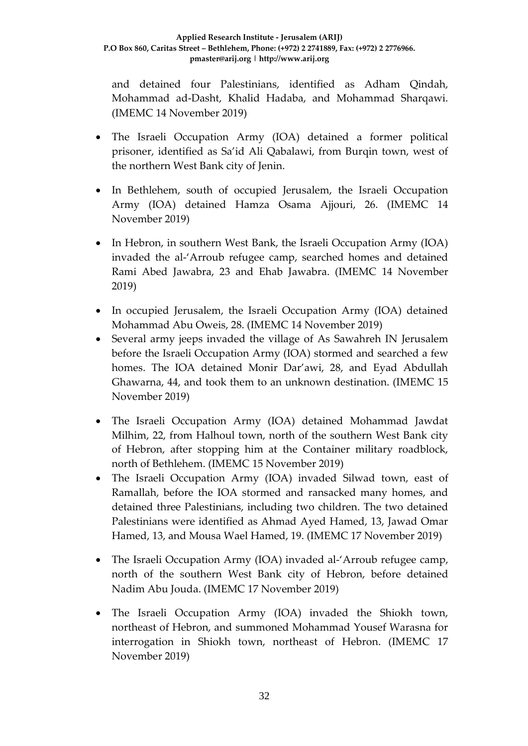and detained four Palestinians, identified as Adham Qindah, Mohammad ad-Dasht, Khalid Hadaba, and Mohammad Sharqawi. (IMEMC 14 November 2019)

- The Israeli Occupation Army (IOA) detained a former political prisoner, identified as Sa'id Ali Qabalawi, from Burqin town, west of the northern West Bank city of Jenin.
- In Bethlehem, south of occupied Jerusalem, the Israeli Occupation Army (IOA) detained Hamza Osama Ajjouri, 26. (IMEMC 14 November 2019)
- In Hebron, in southern West Bank, the Israeli Occupation Army (IOA) invaded the al-'Arroub refugee camp, searched homes and detained Rami Abed Jawabra, 23 and Ehab Jawabra. (IMEMC 14 November 2019)
- In occupied Jerusalem, the Israeli Occupation Army (IOA) detained Mohammad Abu Oweis, 28. (IMEMC 14 November 2019)
- Several army jeeps invaded the village of As Sawahreh IN Jerusalem before the Israeli Occupation Army (IOA) stormed and searched a few homes. The IOA detained Monir Dar'awi, 28, and Eyad Abdullah Ghawarna, 44, and took them to an unknown destination. (IMEMC 15 November 2019)
- The Israeli Occupation Army (IOA) detained Mohammad Jawdat Milhim, 22, from Halhoul town, north of the southern West Bank city of Hebron, after stopping him at the Container military roadblock, north of Bethlehem. (IMEMC 15 November 2019)
- The Israeli Occupation Army (IOA) invaded Silwad town, east of Ramallah, before the IOA stormed and ransacked many homes, and detained three Palestinians, including two children. The two detained Palestinians were identified as Ahmad Ayed Hamed, 13, Jawad Omar Hamed, 13, and Mousa Wael Hamed, 19. (IMEMC 17 November 2019)
- The Israeli Occupation Army (IOA) invaded al-'Arroub refugee camp, north of the southern West Bank city of Hebron, before detained Nadim Abu Jouda. (IMEMC 17 November 2019)
- The Israeli Occupation Army (IOA) invaded the Shiokh town, northeast of Hebron, and summoned Mohammad Yousef Warasna for interrogation in Shiokh town, northeast of Hebron. (IMEMC 17 November 2019)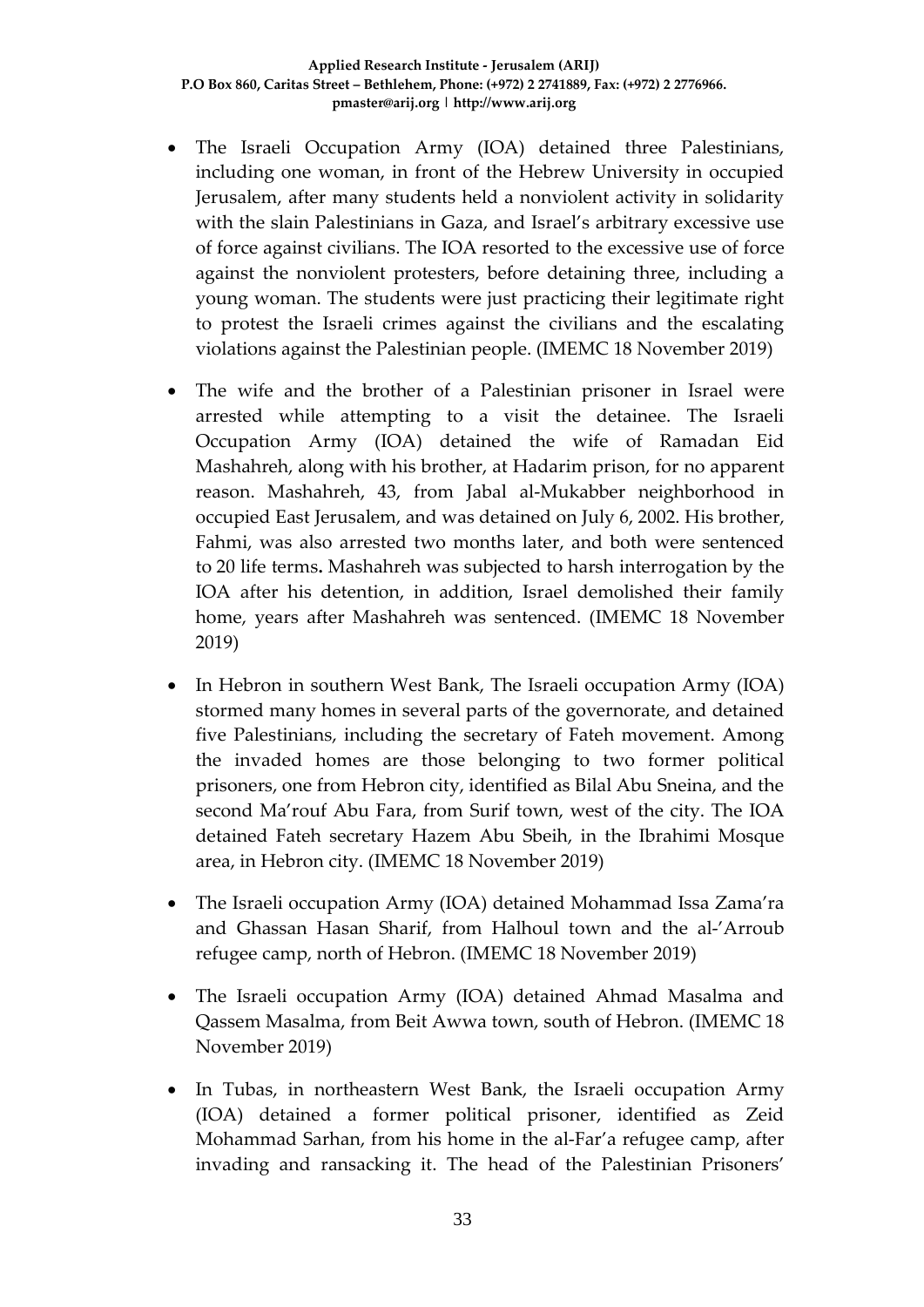- The Israeli Occupation Army (IOA) detained three Palestinians, including one woman, in front of the Hebrew University in occupied Jerusalem, after many students held a nonviolent activity in solidarity with the slain Palestinians in Gaza, and Israel's arbitrary excessive use of force against civilians. The IOA resorted to the excessive use of force against the nonviolent protesters, before detaining three, including a young woman. The students were just practicing their legitimate right to protest the Israeli crimes against the civilians and the escalating violations against the Palestinian people. (IMEMC 18 November 2019)

- The wife and the brother of a Palestinian prisoner in Israel were arrested while attempting to a visit the detainee. The Israeli Occupation Army (IOA) detained the wife of Ramadan Eid Mashahreh, along with his brother, at Hadarim prison, for no apparent reason. Mashahreh, 43, from Jabal al-Mukabber neighborhood in occupied East Jerusalem, and was detained on July 6, 2002. His brother, Fahmi, was also arrested two months later, and both were sentenced to 20 life terms**.** Mashahreh was subjected to harsh interrogation by the IOA after his detention, in addition, Israel demolished their family home, years after Mashahreh was sentenced. (IMEMC 18 November 2019)

- In Hebron in southern West Bank, The Israeli occupation Army (IOA) stormed many homes in several parts of the governorate, and detained five Palestinians, including the secretary of Fateh movement. Among the invaded homes are those belonging to two former political prisoners, one from Hebron city, identified as Bilal Abu Sneina, and the second Ma'rouf Abu Fara, from Surif town, west of the city. The IOA detained Fateh secretary Hazem Abu Sbeih, in the Ibrahimi Mosque area, in Hebron city. (IMEMC 18 November 2019)

- The Israeli occupation Army (IOA) detained Mohammad Issa Zama'ra and Ghassan Hasan Sharif, from Halhoul town and the al-'Arroub refugee camp, north of Hebron. (IMEMC 18 November 2019)

- The Israeli occupation Army (IOA) detained Ahmad Masalma and Qassem Masalma, from Beit Awwa town, south of Hebron. (IMEMC 18 November 2019)

- In Tubas, in northeastern West Bank, the Israeli occupation Army (IOA) detained a former political prisoner, identified as Zeid Mohammad Sarhan, from his home in the al-Far'a refugee camp, after invading and ransacking it. The head of the Palestinian Prisoners'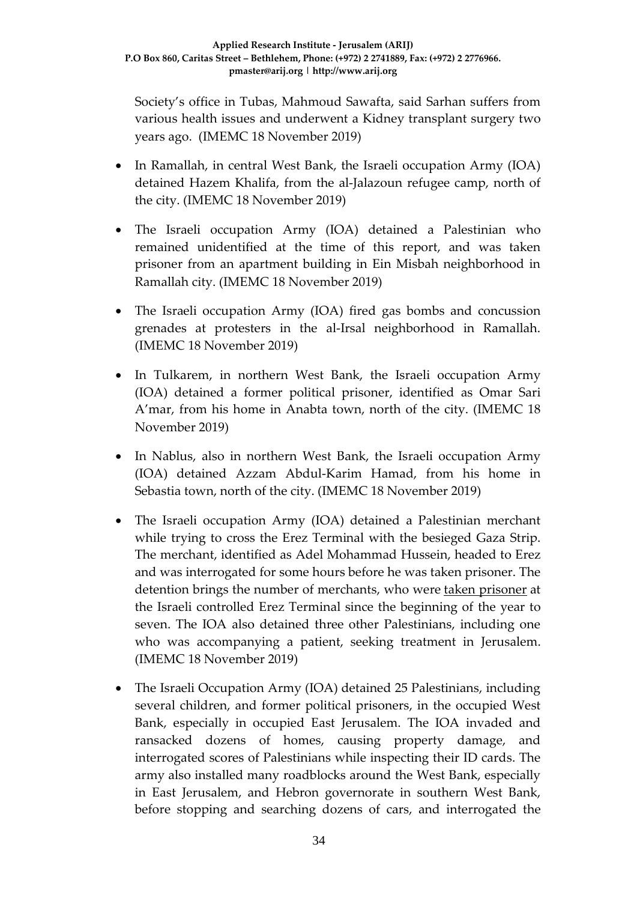Society's office in Tubas, Mahmoud Sawafta, said Sarhan suffers from various health issues and underwent a Kidney transplant surgery two years ago. (IMEMC 18 November 2019)

- In Ramallah, in central West Bank, the Israeli occupation Army (IOA) detained Hazem Khalifa, from the al-Jalazoun refugee camp, north of the city. (IMEMC 18 November 2019)
- The Israeli occupation Army (IOA) detained a Palestinian who remained unidentified at the time of this report, and was taken prisoner from an apartment building in Ein Misbah neighborhood in Ramallah city. (IMEMC 18 November 2019)
- The Israeli occupation Army (IOA) fired gas bombs and concussion grenades at protesters in the al-Irsal neighborhood in Ramallah. (IMEMC 18 November 2019)
- In Tulkarem, in northern West Bank, the Israeli occupation Army (IOA) detained a former political prisoner, identified as Omar Sari A'mar, from his home in Anabta town, north of the city. (IMEMC 18 November 2019)
- In Nablus, also in northern West Bank, the Israeli occupation Army (IOA) detained Azzam Abdul-Karim Hamad, from his home in Sebastia town, north of the city. (IMEMC 18 November 2019)
- The Israeli occupation Army (IOA) detained a Palestinian merchant while trying to cross the Erez Terminal with the besieged Gaza Strip. The merchant, identified as Adel Mohammad Hussein, headed to Erez and was interrogated for some hours before he was taken prisoner. The detention brings the number of merchants, who were taken prisoner at the Israeli controlled Erez Terminal since the beginning of the year to seven. The IOA also detained three other Palestinians, including one who was accompanying a patient, seeking treatment in Jerusalem. (IMEMC 18 November 2019)
- The Israeli Occupation Army (IOA) detained 25 Palestinians, including several children, and former political prisoners, in the occupied West Bank, especially in occupied East Jerusalem. The IOA invaded and ransacked dozens of homes, causing property damage, and interrogated scores of Palestinians while inspecting their ID cards. The army also installed many roadblocks around the West Bank, especially in East Jerusalem, and Hebron governorate in southern West Bank, before stopping and searching dozens of cars, and interrogated the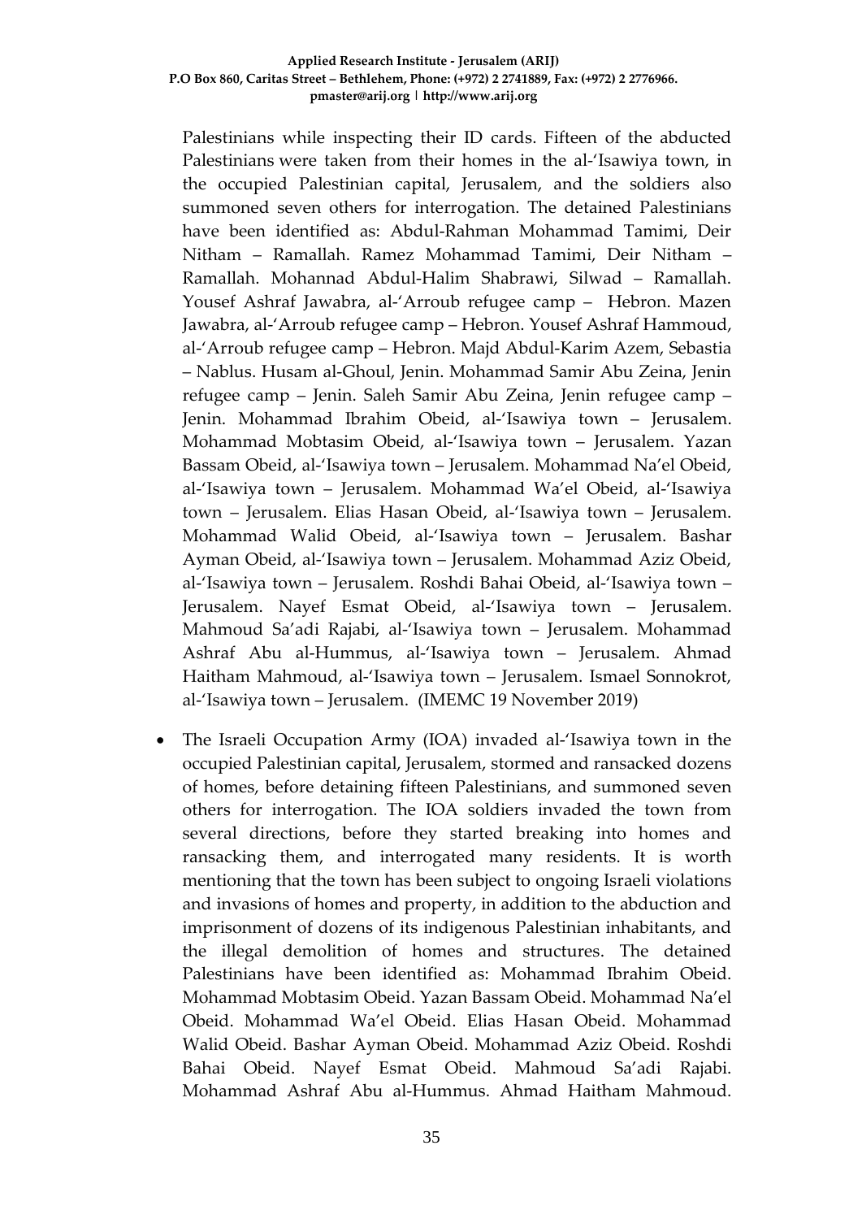Palestinians while inspecting their ID cards. Fifteen of the abducted Palestinians were taken from their homes in the al-'Isawiya town, in the occupied Palestinian capital, Jerusalem, and the soldiers also summoned seven others for interrogation. The detained Palestinians have been identified as: Abdul-Rahman Mohammad Tamimi, Deir Nitham – Ramallah. Ramez Mohammad Tamimi, Deir Nitham – Ramallah. Mohannad Abdul-Halim Shabrawi, Silwad – Ramallah. Yousef Ashraf Jawabra, al-'Arroub refugee camp – Hebron. Mazen Jawabra, al-'Arroub refugee camp – Hebron. Yousef Ashraf Hammoud, al-'Arroub refugee camp – Hebron. Majd Abdul-Karim Azem, Sebastia – Nablus. Husam al-Ghoul, Jenin. Mohammad Samir Abu Zeina, Jenin refugee camp – Jenin. Saleh Samir Abu Zeina, Jenin refugee camp – Jenin. Mohammad Ibrahim Obeid, al-'Isawiya town – Jerusalem. Mohammad Mobtasim Obeid, al-'Isawiya town – Jerusalem. Yazan Bassam Obeid, al-'Isawiya town – Jerusalem. Mohammad Na'el Obeid, al-'Isawiya town – Jerusalem. Mohammad Wa'el Obeid, al-'Isawiya town – Jerusalem. Elias Hasan Obeid, al-'Isawiya town – Jerusalem. Mohammad Walid Obeid, al-'Isawiya town – Jerusalem. Bashar Ayman Obeid, al-'Isawiya town – Jerusalem. Mohammad Aziz Obeid, al-'Isawiya town – Jerusalem. Roshdi Bahai Obeid, al-'Isawiya town – Jerusalem. Nayef Esmat Obeid, al-'Isawiya town – Jerusalem. Mahmoud Sa'adi Rajabi, al-'Isawiya town – Jerusalem. Mohammad Ashraf Abu al-Hummus, al-'Isawiya town – Jerusalem. Ahmad Haitham Mahmoud, al-'Isawiya town – Jerusalem. Ismael Sonnokrot, al-'Isawiya town – Jerusalem. (IMEMC 19 November 2019)

- The Israeli Occupation Army (IOA) invaded al-'Isawiya town in the occupied Palestinian capital, Jerusalem, stormed and ransacked dozens of homes, before detaining fifteen Palestinians, and summoned seven others for interrogation. The IOA soldiers invaded the town from several directions, before they started breaking into homes and ransacking them, and interrogated many residents. It is worth mentioning that the town has been subject to ongoing Israeli violations and invasions of homes and property, in addition to the abduction and imprisonment of dozens of its indigenous Palestinian inhabitants, and the illegal demolition of homes and structures. The detained Palestinians have been identified as: Mohammad Ibrahim Obeid. Mohammad Mobtasim Obeid. Yazan Bassam Obeid. Mohammad Na'el Obeid. Mohammad Wa'el Obeid. Elias Hasan Obeid. Mohammad Walid Obeid. Bashar Ayman Obeid. Mohammad Aziz Obeid. Roshdi Bahai Obeid. Nayef Esmat Obeid. Mahmoud Sa'adi Rajabi. Mohammad Ashraf Abu al-Hummus. Ahmad Haitham Mahmoud.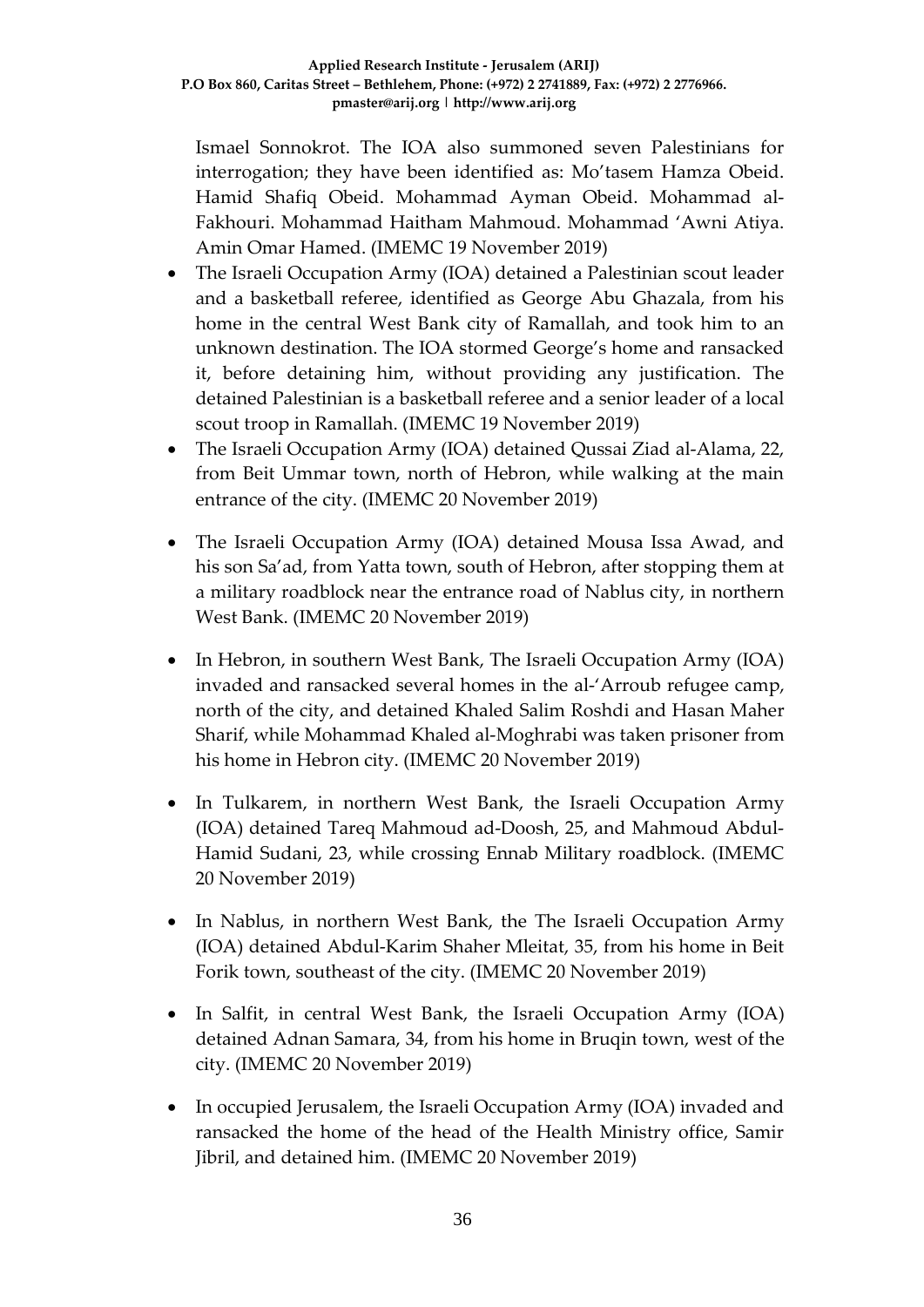Ismael Sonnokrot. The IOA also summoned seven Palestinians for interrogation; they have been identified as: Mo'tasem Hamza Obeid. Hamid Shafiq Obeid. Mohammad Ayman Obeid. Mohammad al-Fakhouri. Mohammad Haitham Mahmoud. Mohammad 'Awni Atiya. Amin Omar Hamed. (IMEMC 19 November 2019)

- The Israeli Occupation Army (IOA) detained a Palestinian scout leader and a basketball referee, identified as George Abu Ghazala, from his home in the central West Bank city of Ramallah, and took him to an unknown destination. The IOA stormed George's home and ransacked it, before detaining him, without providing any justification. The detained Palestinian is a basketball referee and a senior leader of a local scout troop in Ramallah. (IMEMC 19 November 2019)
- The Israeli Occupation Army (IOA) detained Qussai Ziad al-Alama, 22, from Beit Ummar town, north of Hebron, while walking at the main entrance of the city. (IMEMC 20 November 2019)
- The Israeli Occupation Army (IOA) detained Mousa Issa Awad, and his son Sa'ad, from Yatta town, south of Hebron, after stopping them at a military roadblock near the entrance road of Nablus city, in northern West Bank. (IMEMC 20 November 2019)
- In Hebron, in southern West Bank, The Israeli Occupation Army (IOA) invaded and ransacked several homes in the al-'Arroub refugee camp, north of the city, and detained Khaled Salim Roshdi and Hasan Maher Sharif, while Mohammad Khaled al-Moghrabi was taken prisoner from his home in Hebron city. (IMEMC 20 November 2019)
- In Tulkarem, in northern West Bank, the Israeli Occupation Army (IOA) detained Tareq Mahmoud ad-Doosh, 25, and Mahmoud Abdul-Hamid Sudani, 23, while crossing Ennab Military roadblock. (IMEMC 20 November 2019)
- In Nablus, in northern West Bank, the The Israeli Occupation Army (IOA) detained Abdul-Karim Shaher Mleitat, 35, from his home in Beit Forik town, southeast of the city. (IMEMC 20 November 2019)
- In Salfit, in central West Bank, the Israeli Occupation Army (IOA) detained Adnan Samara, 34, from his home in Bruqin town, west of the city. (IMEMC 20 November 2019)
- In occupied Jerusalem, the Israeli Occupation Army (IOA) invaded and ransacked the home of the head of the Health Ministry office, Samir Jibril, and detained him. (IMEMC 20 November 2019)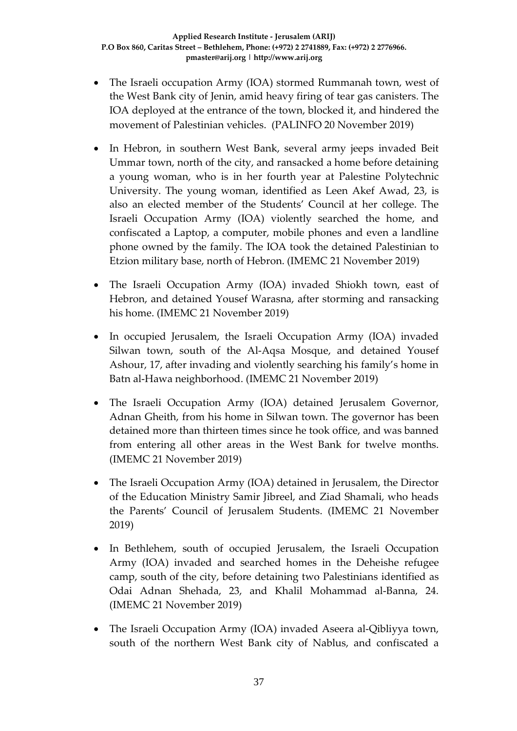- The Israeli occupation Army (IOA) stormed Rummanah town, west of the West Bank city of Jenin, amid heavy firing of tear gas canisters. The IOA deployed at the entrance of the town, blocked it, and hindered the movement of Palestinian vehicles. (PALINFO 20 November 2019)

- In Hebron, in southern West Bank, several army jeeps invaded Beit Ummar town, north of the city, and ransacked a home before detaining a young woman, who is in her fourth year at Palestine Polytechnic University. The young woman, identified as Leen Akef Awad, 23, is also an elected member of the Students' Council at her college. The Israeli Occupation Army (IOA) violently searched the home, and confiscated a Laptop, a computer, mobile phones and even a landline phone owned by the family. The IOA took the detained Palestinian to Etzion military base, north of Hebron. (IMEMC 21 November 2019)

- The Israeli Occupation Army (IOA) invaded Shiokh town, east of Hebron, and detained Yousef Warasna, after storming and ransacking his home. (IMEMC 21 November 2019)

- In occupied Jerusalem, the Israeli Occupation Army (IOA) invaded Silwan town, south of the Al-Aqsa Mosque, and detained Yousef Ashour, 17, after invading and violently searching his family's home in Batn al-Hawa neighborhood. (IMEMC 21 November 2019)

- The Israeli Occupation Army (IOA) detained Jerusalem Governor, Adnan Gheith, from his home in Silwan town. The governor has been detained more than thirteen times since he took office, and was banned from entering all other areas in the West Bank for twelve months. (IMEMC 21 November 2019)

- The Israeli Occupation Army (IOA) detained in Jerusalem, the Director of the Education Ministry Samir Jibreel, and Ziad Shamali, who heads the Parents' Council of Jerusalem Students. (IMEMC 21 November 2019)

- In Bethlehem, south of occupied Jerusalem, the Israeli Occupation Army (IOA) invaded and searched homes in the Deheishe refugee camp, south of the city, before detaining two Palestinians identified as Odai Adnan Shehada, 23, and Khalil Mohammad al-Banna, 24. (IMEMC 21 November 2019)

- The Israeli Occupation Army (IOA) invaded Aseera al-Qibliyya town, south of the northern West Bank city of Nablus, and confiscated a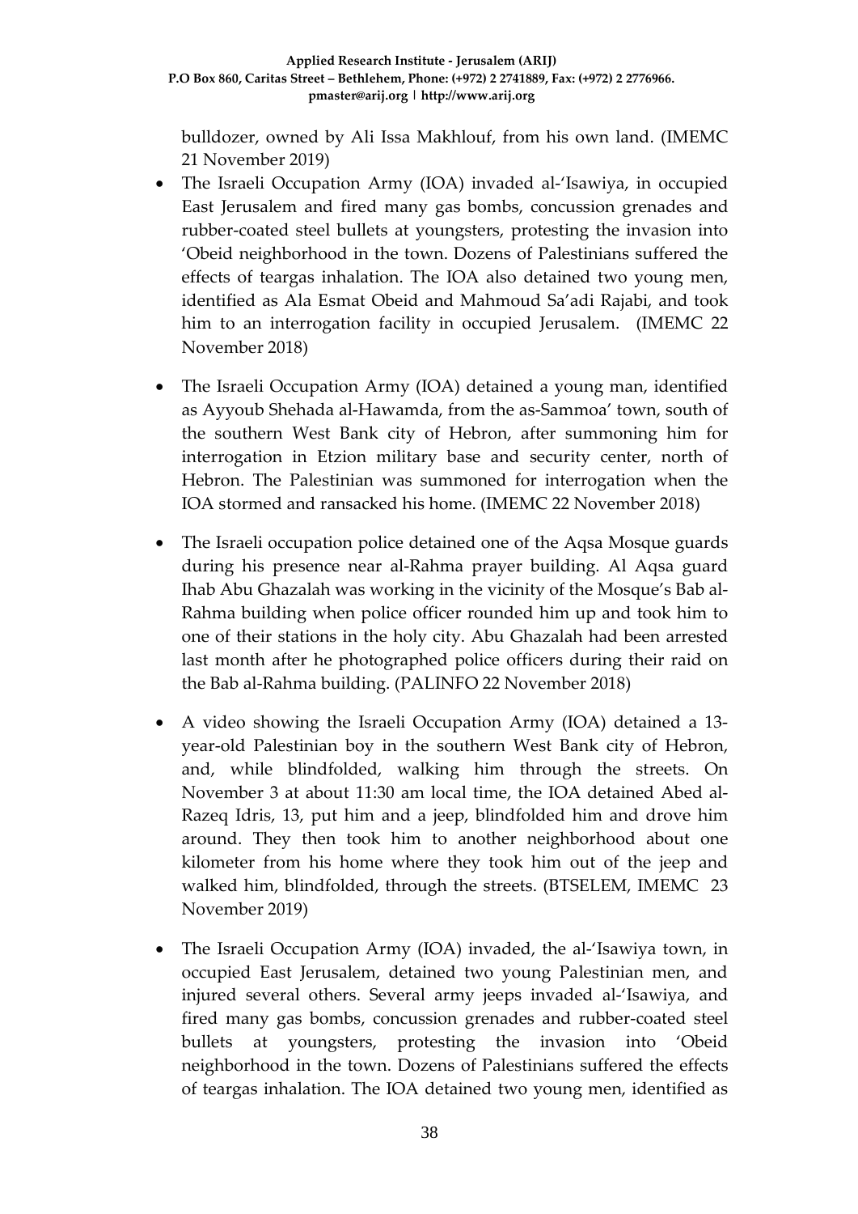bulldozer, owned by Ali Issa Makhlouf, from his own land. (IMEMC 21 November 2019)

- The Israeli Occupation Army (IOA) invaded al-'Isawiya, in occupied East Jerusalem and fired many gas bombs, concussion grenades and rubber-coated steel bullets at youngsters, protesting the invasion into 'Obeid neighborhood in the town. Dozens of Palestinians suffered the effects of teargas inhalation. The IOA also detained two young men, identified as Ala Esmat Obeid and Mahmoud Sa'adi Rajabi, and took him to an interrogation facility in occupied Jerusalem. (IMEMC 22 November 2018)

- The Israeli Occupation Army (IOA) detained a young man, identified as Ayyoub Shehada al-Hawamda, from the as-Sammoa' town, south of the southern West Bank city of Hebron, after summoning him for interrogation in Etzion military base and security center, north of Hebron. The Palestinian was summoned for interrogation when the IOA stormed and ransacked his home. (IMEMC 22 November 2018)

- The Israeli occupation police detained one of the Aqsa Mosque guards during his presence near al-Rahma prayer building. Al Aqsa guard Ihab Abu Ghazalah was working in the vicinity of the Mosque's Bab al-Rahma building when police officer rounded him up and took him to one of their stations in the holy city. Abu Ghazalah had been arrested last month after he photographed police officers during their raid on the Bab al-Rahma building. (PALINFO 22 November 2018)

- A video showing the Israeli Occupation Army (IOA) detained a 13-year-old Palestinian boy in the southern West Bank city of Hebron, and, while blindfolded, walking him through the streets. On November 3 at about 11:30 am local time, the IOA detained Abed al-Razeq Idris, 13, put him and a jeep, blindfolded him and drove him around. They then took him to another neighborhood about one kilometer from his home where they took him out of the jeep and walked him, blindfolded, through the streets. (BTSELEM, IMEMC 23 November 2019)

- The Israeli Occupation Army (IOA) invaded, the al-'Isawiya town, in occupied East Jerusalem, detained two young Palestinian men, and injured several others. Several army jeeps invaded al-'Isawiya, and fired many gas bombs, concussion grenades and rubber-coated steel bullets at youngsters, protesting the invasion into 'Obeid neighborhood in the town. Dozens of Palestinians suffered the effects of teargas inhalation. The IOA detained two young men, identified as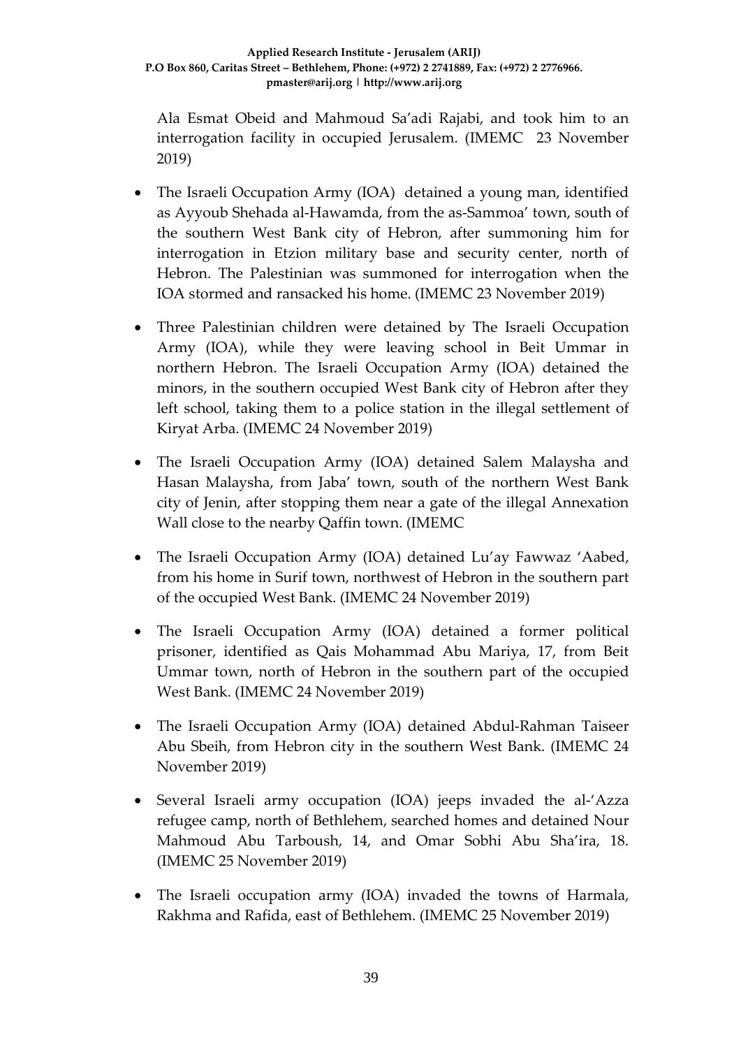Ala Esmat Obeid and Mahmoud Sa'adi Rajabi, and took him to an interrogation facility in occupied Jerusalem. (IMEMC 23 November 2019)

- The Israeli Occupation Army (IOA) detained a young man, identified as Ayyoub Shehada al-Hawamda, from the as-Sammoa' town, south of the southern West Bank city of Hebron, after summoning him for interrogation in Etzion military base and security center, north of Hebron. The Palestinian was summoned for interrogation when the IOA stormed and ransacked his home. (IMEMC 23 November 2019)
- Three Palestinian children were detained by The Israeli Occupation Army (IOA), while they were leaving school in Beit Ummar in northern Hebron. The Israeli Occupation Army (IOA) detained the minors, in the southern occupied West Bank city of Hebron after they left school, taking them to a police station in the illegal settlement of Kiryat Arba. (IMEMC 24 November 2019)
- The Israeli Occupation Army (IOA) detained Salem Malaysha and Hasan Malaysha, from Jaba' town, south of the northern West Bank city of Jenin, after stopping them near a gate of the illegal Annexation Wall close to the nearby Qaffin town. (IMEMC
- The Israeli Occupation Army (IOA) detained Lu'ay Fawwaz 'Aabed, from his home in Surif town, northwest of Hebron in the southern part of the occupied West Bank. (IMEMC 24 November 2019)
- The Israeli Occupation Army (IOA) detained a former political prisoner, identified as Qais Mohammad Abu Mariya, 17, from Beit Ummar town, north of Hebron in the southern part of the occupied West Bank. (IMEMC 24 November 2019)
- The Israeli Occupation Army (IOA) detained Abdul-Rahman Taiseer Abu Sbeih, from Hebron city in the southern West Bank. (IMEMC 24 November 2019)
- Several Israeli army occupation (IOA) jeeps invaded the al-'Azza refugee camp, north of Bethlehem, searched homes and detained Nour Mahmoud Abu Tarboush, 14, and Omar Sobhi Abu Sha'ira, 18. (IMEMC 25 November 2019)
- The Israeli occupation army (IOA) invaded the towns of Harmala, Rakhma and Rafida, east of Bethlehem. (IMEMC 25 November 2019)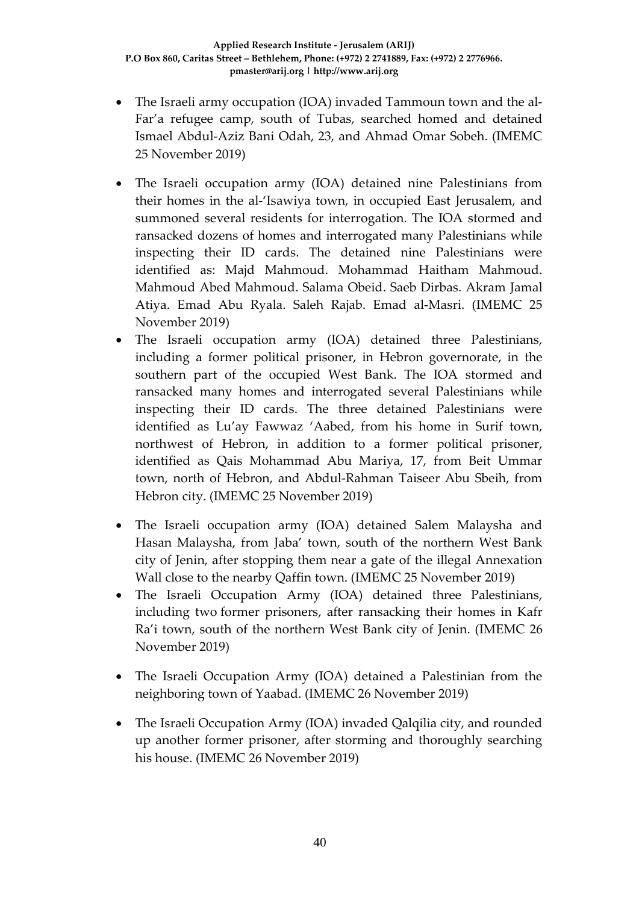- The Israeli army occupation (IOA) invaded Tammoun town and the al-Far'a refugee camp, south of Tubas, searched homed and detained Ismael Abdul-Aziz Bani Odah, 23, and Ahmad Omar Sobeh. (IMEMC 25 November 2019)
- The Israeli occupation army (IOA) detained nine Palestinians from their homes in the al-'Isawiya town, in occupied East Jerusalem, and summoned several residents for interrogation. The IOA stormed and ransacked dozens of homes and interrogated many Palestinians while inspecting their ID cards. The detained nine Palestinians were identified as: Majd Mahmoud. Mohammad Haitham Mahmoud. Mahmoud Abed Mahmoud. Salama Obeid. Saeb Dirbas. Akram Jamal Atiya. Emad Abu Ryala. Saleh Rajab. Emad al-Masri. (IMEMC 25 November 2019)
- The Israeli occupation army (IOA) detained three Palestinians, including a former political prisoner, in Hebron governorate, in the southern part of the occupied West Bank. The IOA stormed and ransacked many homes and interrogated several Palestinians while inspecting their ID cards. The three detained Palestinians were identified as Lu'ay Fawwaz 'Aabed, from his home in Surif town, northwest of Hebron, in addition to a former political prisoner, identified as Qais Mohammad Abu Mariya, 17, from Beit Ummar town, north of Hebron, and Abdul-Rahman Taiseer Abu Sbeih, from Hebron city. (IMEMC 25 November 2019)
- The Israeli occupation army (IOA) detained Salem Malaysha and Hasan Malaysha, from Jaba' town, south of the northern West Bank city of Jenin, after stopping them near a gate of the illegal Annexation Wall close to the nearby Qaffin town. (IMEMC 25 November 2019)
- The Israeli Occupation Army (IOA) detained three Palestinians, including two former prisoners, after ransacking their homes in Kafr Ra'i town, south of the northern West Bank city of Jenin. (IMEMC 26 November 2019)
- The Israeli Occupation Army (IOA) detained a Palestinian from the neighboring town of Yaabad. (IMEMC 26 November 2019)
- The Israeli Occupation Army (IOA) invaded Qalqilia city, and rounded up another former prisoner, after storming and thoroughly searching his house. (IMEMC 26 November 2019)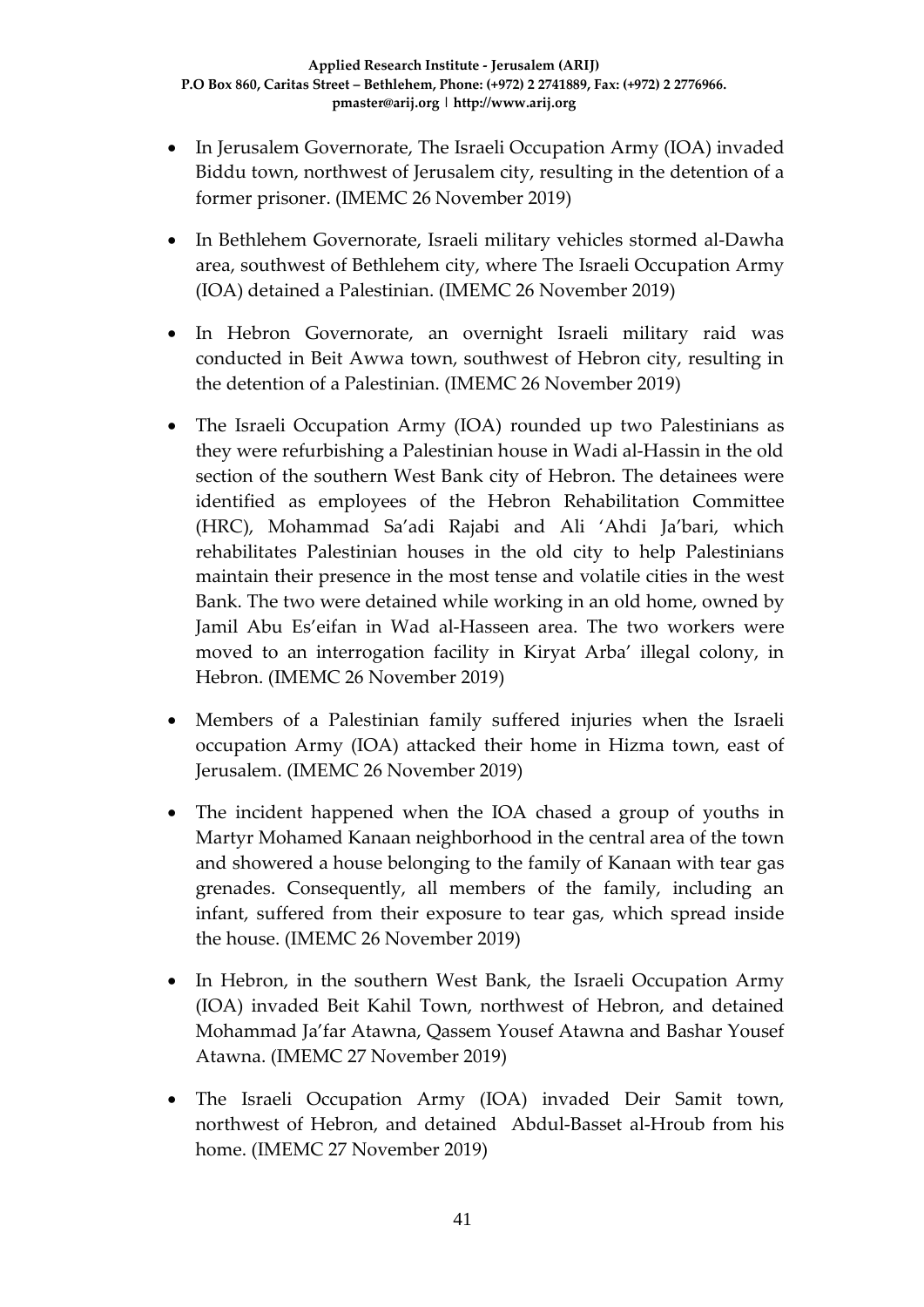- In Jerusalem Governorate, The Israeli Occupation Army (IOA) invaded Biddu town, northwest of Jerusalem city, resulting in the detention of a former prisoner. (IMEMC 26 November 2019)
- In Bethlehem Governorate, Israeli military vehicles stormed al-Dawha area, southwest of Bethlehem city, where The Israeli Occupation Army (IOA) detained a Palestinian. (IMEMC 26 November 2019)
- In Hebron Governorate, an overnight Israeli military raid was conducted in Beit Awwa town, southwest of Hebron city, resulting in the detention of a Palestinian. (IMEMC 26 November 2019)
- The Israeli Occupation Army (IOA) rounded up two Palestinians as they were refurbishing a Palestinian house in Wadi al-Hassin in the old section of the southern West Bank city of Hebron. The detainees were identified as employees of the Hebron Rehabilitation Committee (HRC), Mohammad Sa'adi Rajabi and Ali 'Ahdi Ja'bari, which rehabilitates Palestinian houses in the old city to help Palestinians maintain their presence in the most tense and volatile cities in the west Bank. The two were detained while working in an old home, owned by Jamil Abu Es'eifan in Wad al-Hasseen area. The two workers were moved to an interrogation facility in Kiryat Arba' illegal colony, in Hebron. (IMEMC 26 November 2019)
- Members of a Palestinian family suffered injuries when the Israeli occupation Army (IOA) attacked their home in Hizma town, east of Jerusalem. (IMEMC 26 November 2019)
- The incident happened when the IOA chased a group of youths in Martyr Mohamed Kanaan neighborhood in the central area of the town and showered a house belonging to the family of Kanaan with tear gas grenades. Consequently, all members of the family, including an infant, suffered from their exposure to tear gas, which spread inside the house. (IMEMC 26 November 2019)
- In Hebron, in the southern West Bank, the Israeli Occupation Army (IOA) invaded Beit Kahil Town, northwest of Hebron, and detained Mohammad Ja'far Atawna, Qassem Yousef Atawna and Bashar Yousef Atawna. (IMEMC 27 November 2019)
- The Israeli Occupation Army (IOA) invaded Deir Samit town, northwest of Hebron, and detained Abdul-Basset al-Hroub from his home. (IMEMC 27 November 2019)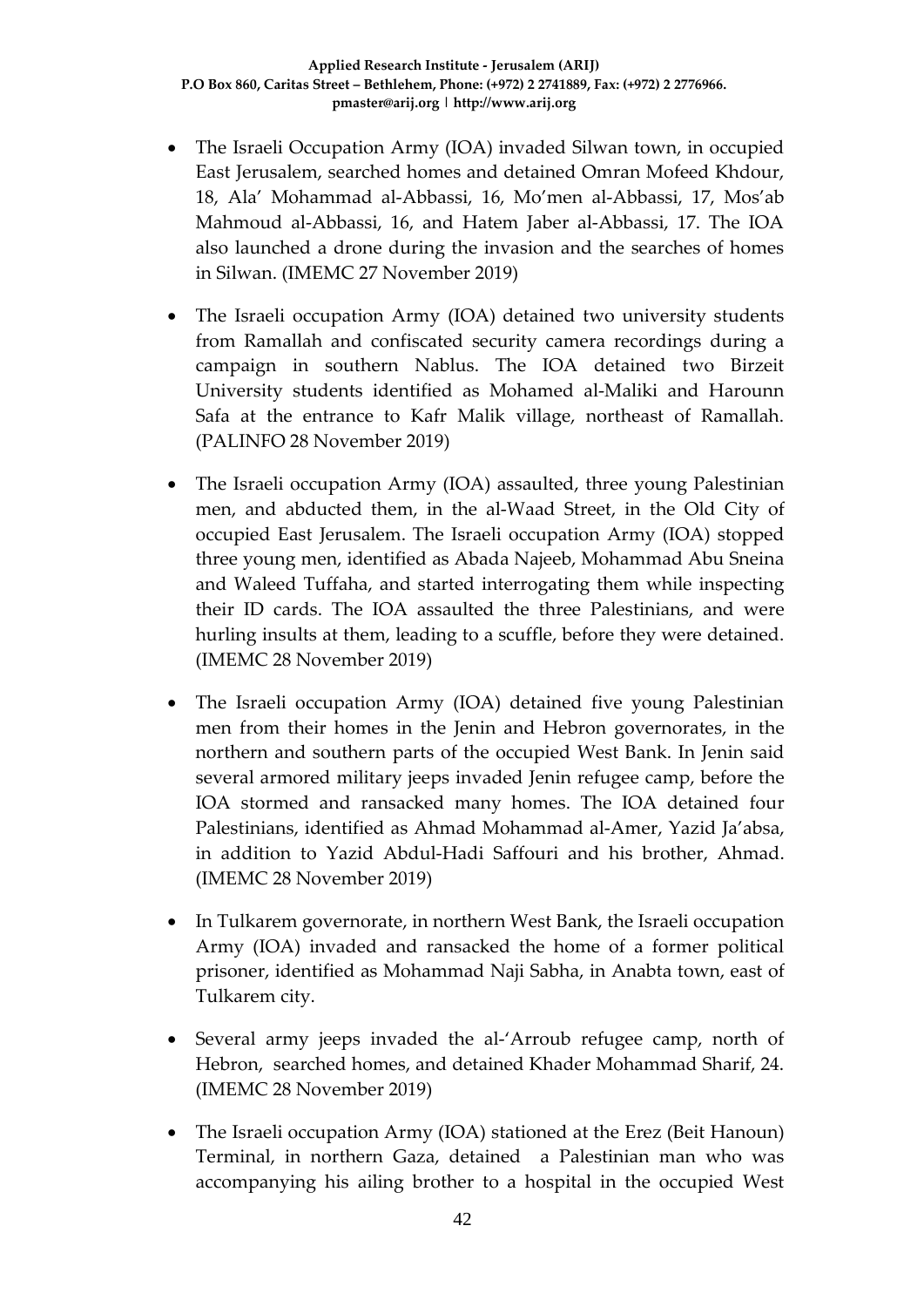- The Israeli Occupation Army (IOA) invaded Silwan town, in occupied East Jerusalem, searched homes and detained Omran Mofeed Khdour, 18, Ala' Mohammad al-Abbassi, 16, Mo'men al-Abbassi, 17, Mos'ab Mahmoud al-Abbassi, 16, and Hatem Jaber al-Abbassi, 17. The IOA also launched a drone during the invasion and the searches of homes in Silwan. (IMEMC 27 November 2019)

- The Israeli occupation Army (IOA) detained two university students from Ramallah and confiscated security camera recordings during a campaign in southern Nablus. The IOA detained two Birzeit University students identified as Mohamed al-Maliki and Harounn Safa at the entrance to Kafr Malik village, northeast of Ramallah. (PALINFO 28 November 2019)

- The Israeli occupation Army (IOA) assaulted, three young Palestinian men, and abducted them, in the al-Waad Street, in the Old City of occupied East Jerusalem. The Israeli occupation Army (IOA) stopped three young men, identified as Abada Najeeb, Mohammad Abu Sneina and Waleed Tuffaha, and started interrogating them while inspecting their ID cards. The IOA assaulted the three Palestinians, and were hurling insults at them, leading to a scuffle, before they were detained. (IMEMC 28 November 2019)

- The Israeli occupation Army (IOA) detained five young Palestinian men from their homes in the Jenin and Hebron governorates, in the northern and southern parts of the occupied West Bank. In Jenin said several armored military jeeps invaded Jenin refugee camp, before the IOA stormed and ransacked many homes. The IOA detained four Palestinians, identified as Ahmad Mohammad al-Amer, Yazid Ja'absa, in addition to Yazid Abdul-Hadi Saffouri and his brother, Ahmad. (IMEMC 28 November 2019)

- In Tulkarem governorate, in northern West Bank, the Israeli occupation Army (IOA) invaded and ransacked the home of a former political prisoner, identified as Mohammad Naji Sabha, in Anabta town, east of Tulkarem city.

- Several army jeeps invaded the al-'Arroub refugee camp, north of Hebron, searched homes, and detained Khader Mohammad Sharif, 24. (IMEMC 28 November 2019)

- The Israeli occupation Army (IOA) stationed at the Erez (Beit Hanoun) Terminal, in northern Gaza, detained a Palestinian man who was accompanying his ailing brother to a hospital in the occupied West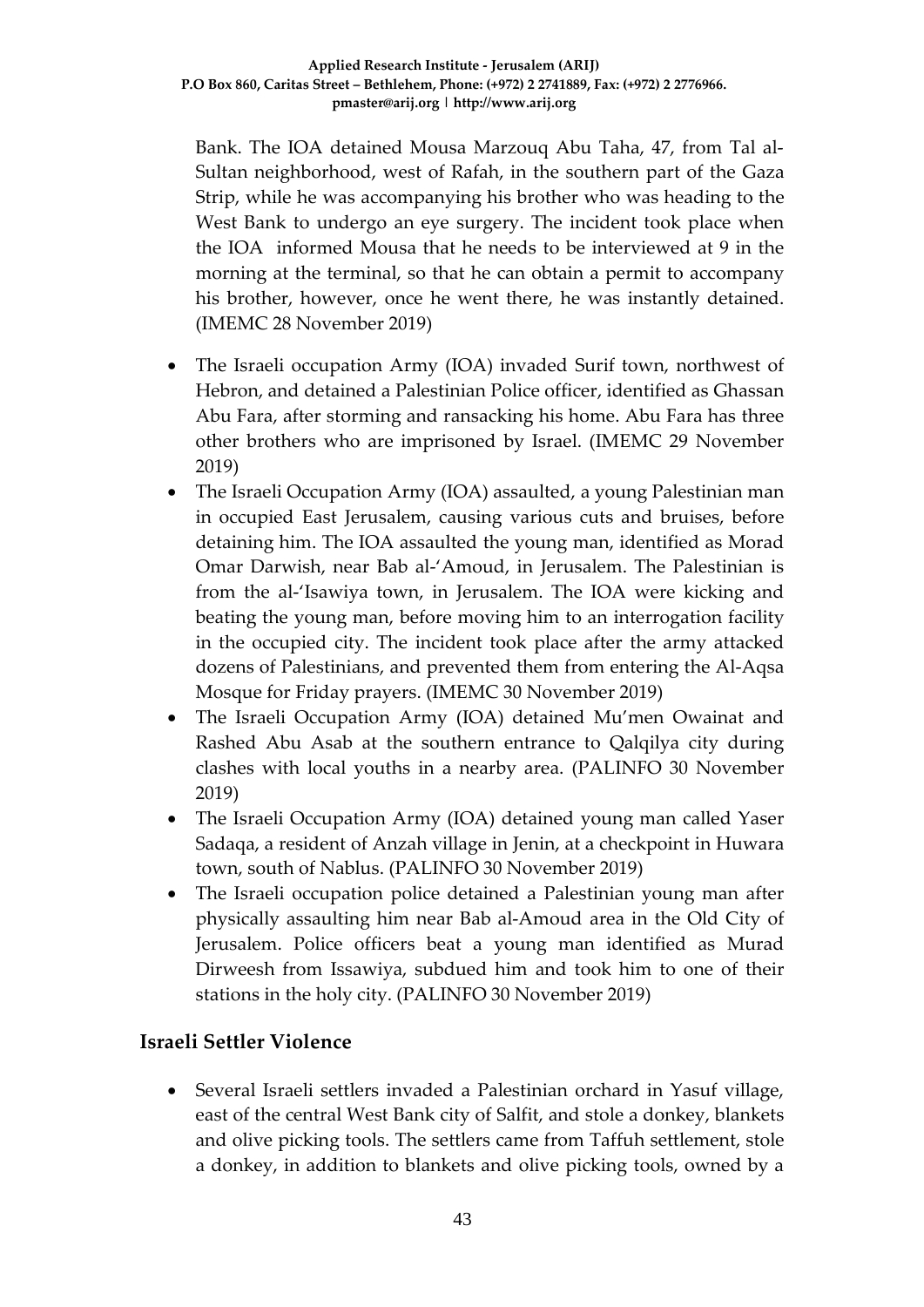Bank. The IOA detained Mousa Marzouq Abu Taha, 47, from Tal al-Sultan neighborhood, west of Rafah, in the southern part of the Gaza Strip, while he was accompanying his brother who was heading to the West Bank to undergo an eye surgery. The incident took place when the IOA informed Mousa that he needs to be interviewed at 9 in the morning at the terminal, so that he can obtain a permit to accompany his brother, however, once he went there, he was instantly detained. (IMEMC 28 November 2019)

- The Israeli occupation Army (IOA) invaded Surif town, northwest of Hebron, and detained a Palestinian Police officer, identified as Ghassan Abu Fara, after storming and ransacking his home. Abu Fara has three other brothers who are imprisoned by Israel. (IMEMC 29 November 2019)
- The Israeli Occupation Army (IOA) assaulted, a young Palestinian man in occupied East Jerusalem, causing various cuts and bruises, before detaining him. The IOA assaulted the young man, identified as Morad Omar Darwish, near Bab al-'Amoud, in Jerusalem. The Palestinian is from the al-'Isawiya town, in Jerusalem. The IOA were kicking and beating the young man, before moving him to an interrogation facility in the occupied city. The incident took place after the army attacked dozens of Palestinians, and prevented them from entering the Al-Aqsa Mosque for Friday prayers. (IMEMC 30 November 2019)
- The Israeli Occupation Army (IOA) detained Mu'men Owainat and Rashed Abu Asab at the southern entrance to Qalqilya city during clashes with local youths in a nearby area. (PALINFO 30 November 2019)
- The Israeli Occupation Army (IOA) detained young man called Yaser Sadaqa, a resident of Anzah village in Jenin, at a checkpoint in Huwara town, south of Nablus. (PALINFO 30 November 2019)
- The Israeli occupation police detained a Palestinian young man after physically assaulting him near Bab al-Amoud area in the Old City of Jerusalem. Police officers beat a young man identified as Murad Dirweesh from Issawiya, subdued him and took him to one of their stations in the holy city. (PALINFO 30 November 2019)

## Israeli Settler Violence

- Several Israeli settlers invaded a Palestinian orchard in Yasuf village, east of the central West Bank city of Salfit, and stole a donkey, blankets and olive picking tools. The settlers came from Taffuh settlement, stole a donkey, in addition to blankets and olive picking tools, owned by a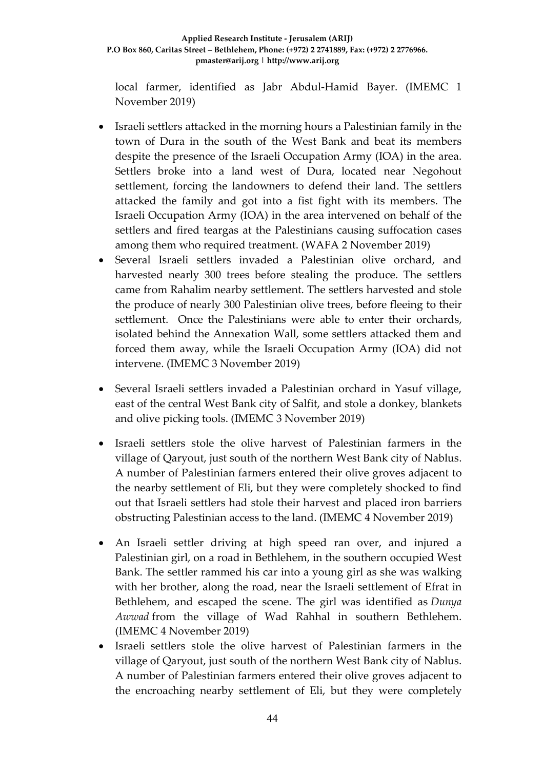local farmer, identified as Jabr Abdul-Hamid Bayer. (IMEMC 1 November 2019)

- Israeli settlers attacked in the morning hours a Palestinian family in the town of Dura in the south of the West Bank and beat its members despite the presence of the Israeli Occupation Army (IOA) in the area. Settlers broke into a land west of Dura, located near Negohout settlement, forcing the landowners to defend their land. The settlers attacked the family and got into a fist fight with its members. The Israeli Occupation Army (IOA) in the area intervened on behalf of the settlers and fired teargas at the Palestinians causing suffocation cases among them who required treatment. (WAFA 2 November 2019)
- Several Israeli settlers invaded a Palestinian olive orchard, and harvested nearly 300 trees before stealing the produce. The settlers came from Rahalim nearby settlement. The settlers harvested and stole the produce of nearly 300 Palestinian olive trees, before fleeing to their settlement. Once the Palestinians were able to enter their orchards, isolated behind the Annexation Wall, some settlers attacked them and forced them away, while the Israeli Occupation Army (IOA) did not intervene. (IMEMC 3 November 2019)
- Several Israeli settlers invaded a Palestinian orchard in Yasuf village, east of the central West Bank city of Salfit, and stole a donkey, blankets and olive picking tools. (IMEMC 3 November 2019)
- Israeli settlers stole the olive harvest of Palestinian farmers in the village of Qaryout, just south of the northern West Bank city of Nablus. A number of Palestinian farmers entered their olive groves adjacent to the nearby settlement of Eli, but they were completely shocked to find out that Israeli settlers had stole their harvest and placed iron barriers obstructing Palestinian access to the land. (IMEMC 4 November 2019)
- An Israeli settler driving at high speed ran over, and injured a Palestinian girl, on a road in Bethlehem, in the southern occupied West Bank. The settler rammed his car into a young girl as she was walking with her brother, along the road, near the Israeli settlement of Efrat in Bethlehem, and escaped the scene. The girl was identified as *Dunya Awwad* from the village of Wad Rahhal in southern Bethlehem. (IMEMC 4 November 2019)
- Israeli settlers stole the olive harvest of Palestinian farmers in the village of Qaryout, just south of the northern West Bank city of Nablus. A number of Palestinian farmers entered their olive groves adjacent to the encroaching nearby settlement of Eli, but they were completely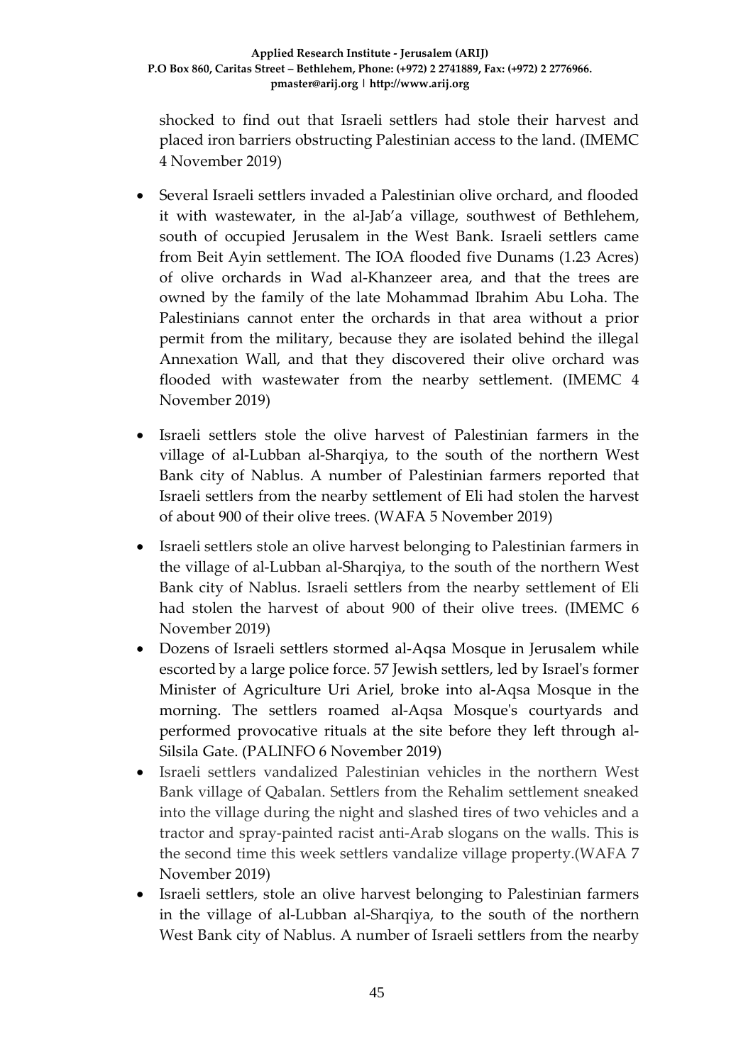shocked to find out that Israeli settlers had stole their harvest and placed iron barriers obstructing Palestinian access to the land. (IMEMC 4 November 2019)

- Several Israeli settlers invaded a Palestinian olive orchard, and flooded it with wastewater, in the al-Jab'a village, southwest of Bethlehem, south of occupied Jerusalem in the West Bank. Israeli settlers came from Beit Ayin settlement. The IOA flooded five Dunams (1.23 Acres) of olive orchards in Wad al-Khanzeer area, and that the trees are owned by the family of the late Mohammad Ibrahim Abu Loha. The Palestinians cannot enter the orchards in that area without a prior permit from the military, because they are isolated behind the illegal Annexation Wall, and that they discovered their olive orchard was flooded with wastewater from the nearby settlement. (IMEMC 4 November 2019)
- Israeli settlers stole the olive harvest of Palestinian farmers in the village of al-Lubban al-Sharqiya, to the south of the northern West Bank city of Nablus. A number of Palestinian farmers reported that Israeli settlers from the nearby settlement of Eli had stolen the harvest of about 900 of their olive trees. (WAFA 5 November 2019)
- Israeli settlers stole an olive harvest belonging to Palestinian farmers in the village of al-Lubban al-Sharqiya, to the south of the northern West Bank city of Nablus. Israeli settlers from the nearby settlement of Eli had stolen the harvest of about 900 of their olive trees. (IMEMC 6 November 2019)
- Dozens of Israeli settlers stormed al-Aqsa Mosque in Jerusalem while escorted by a large police force. 57 Jewish settlers, led by Israel's former Minister of Agriculture Uri Ariel, broke into al-Aqsa Mosque in the morning. The settlers roamed al-Aqsa Mosque's courtyards and performed provocative rituals at the site before they left through al-Silsila Gate. (PALINFO 6 November 2019)
- Israeli settlers vandalized Palestinian vehicles in the northern West Bank village of Qabalan. Settlers from the Rehalim settlement sneaked into the village during the night and slashed tires of two vehicles and a tractor and spray-painted racist anti-Arab slogans on the walls. This is the second time this week settlers vandalize village property.(WAFA 7 November 2019)
- Israeli settlers, stole an olive harvest belonging to Palestinian farmers in the village of al-Lubban al-Sharqiya, to the south of the northern West Bank city of Nablus. A number of Israeli settlers from the nearby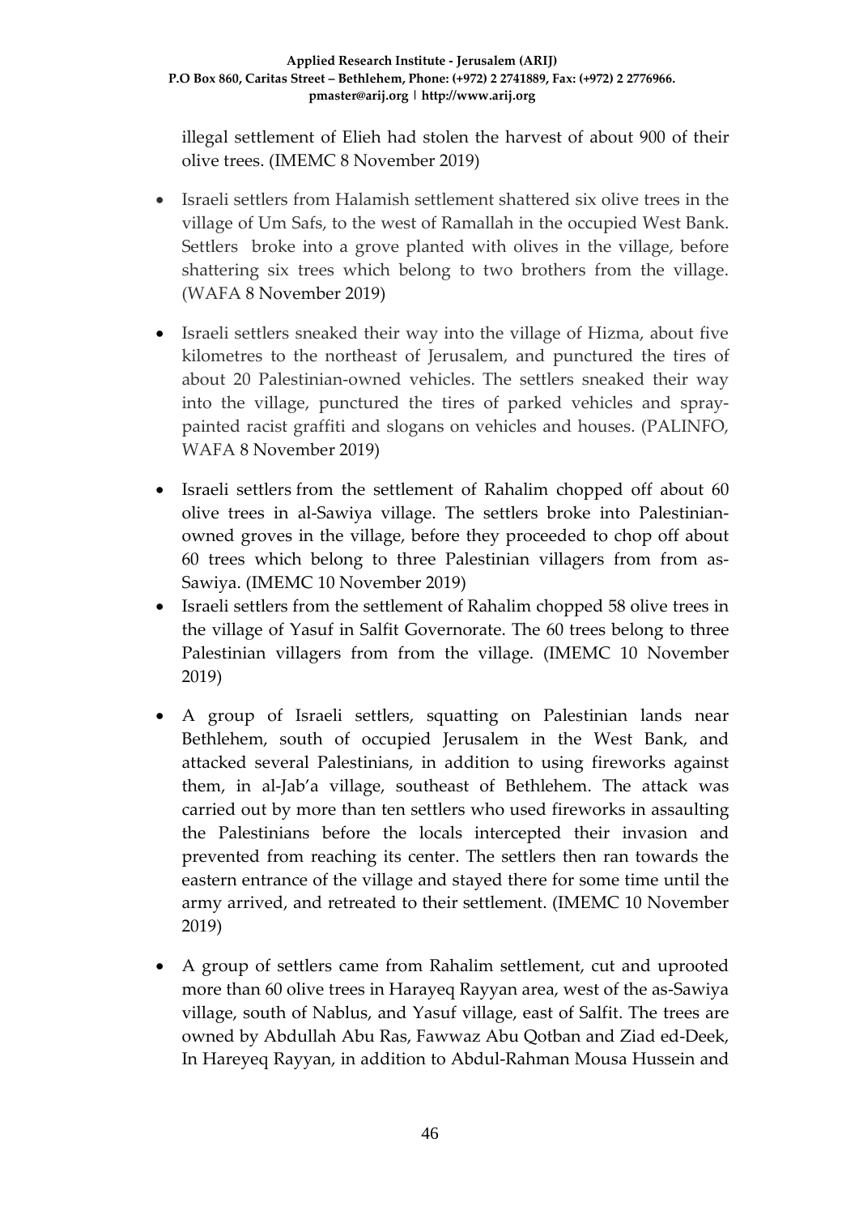illegal settlement of Elieh had stolen the harvest of about 900 of their olive trees. (IMEMC 8 November 2019)

- Israeli settlers from Halamish settlement shattered six olive trees in the village of Um Safs, to the west of Ramallah in the occupied West Bank. Settlers broke into a grove planted with olives in the village, before shattering six trees which belong to two brothers from the village. (WAFA 8 November 2019)

- Israeli settlers sneaked their way into the village of Hizma, about five kilometres to the northeast of Jerusalem, and punctured the tires of about 20 Palestinian-owned vehicles. The settlers sneaked their way into the village, punctured the tires of parked vehicles and spray-painted racist graffiti and slogans on vehicles and houses. (PALINFO, WAFA 8 November 2019)

- Israeli settlers from the settlement of Rahalim chopped off about 60 olive trees in al-Sawiya village. The settlers broke into Palestinian-owned groves in the village, before they proceeded to chop off about 60 trees which belong to three Palestinian villagers from from as-Sawiya. (IMEMC 10 November 2019)
- Israeli settlers from the settlement of Rahalim chopped 58 olive trees in the village of Yasuf in Salfit Governorate. The 60 trees belong to three Palestinian villagers from from the village. (IMEMC 10 November 2019)

- A group of Israeli settlers, squatting on Palestinian lands near Bethlehem, south of occupied Jerusalem in the West Bank, and attacked several Palestinians, in addition to using fireworks against them, in al-Jab'a village, southeast of Bethlehem. The attack was carried out by more than ten settlers who used fireworks in assaulting the Palestinians before the locals intercepted their invasion and prevented from reaching its center. The settlers then ran towards the eastern entrance of the village and stayed there for some time until the army arrived, and retreated to their settlement. (IMEMC 10 November 2019)

- A group of settlers came from Rahalim settlement, cut and uprooted more than 60 olive trees in Harayeq Rayyan area, west of the as-Sawiya village, south of Nablus, and Yasuf village, east of Salfit. The trees are owned by Abdullah Abu Ras, Fawwaz Abu Qotban and Ziad ed-Deek, In Hareyeq Rayyan, in addition to Abdul-Rahman Mousa Hussein and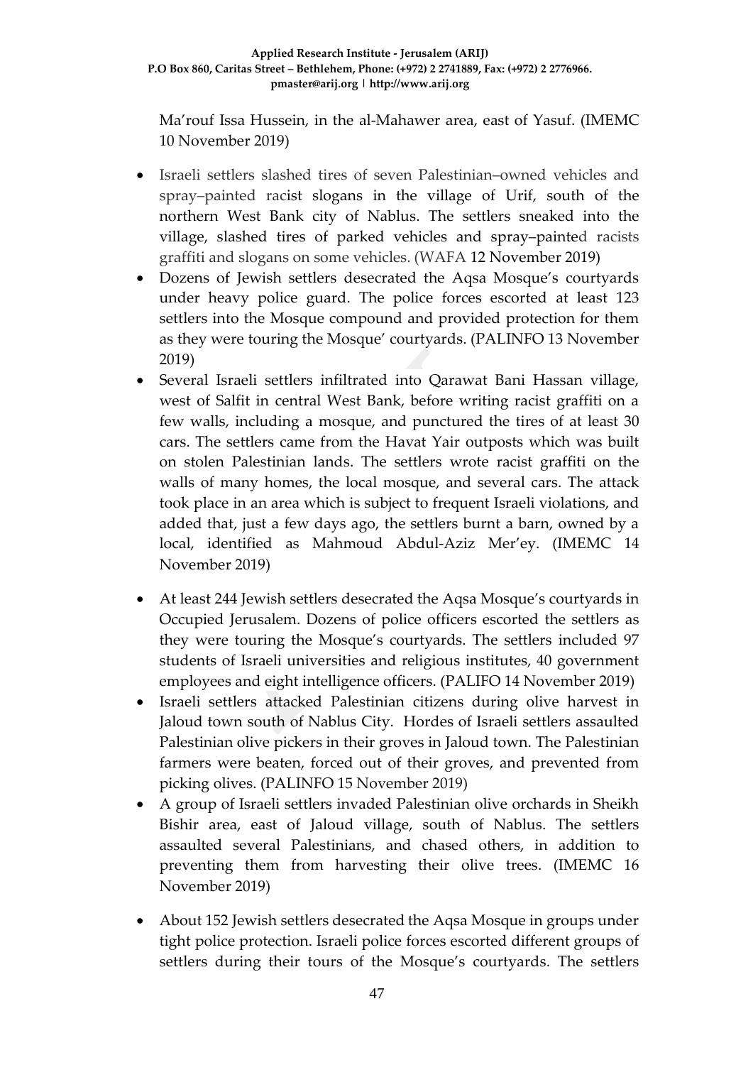Ma'rouf Issa Hussein, in the al-Mahawer area, east of Yasuf. (IMEMC 10 November 2019)

- Israeli settlers slashed tires of seven Palestinian–owned vehicles and spray–painted racist slogans in the village of Urif, south of the northern West Bank city of Nablus. The settlers sneaked into the village, slashed tires of parked vehicles and spray–painted racists graffiti and slogans on some vehicles. (WAFA 12 November 2019)
- Dozens of Jewish settlers desecrated the Aqsa Mosque's courtyards under heavy police guard. The police forces escorted at least 123 settlers into the Mosque compound and provided protection for them as they were touring the Mosque' courtyards. (PALINFO 13 November 2019)
- Several Israeli settlers infiltrated into Qarawat Bani Hassan village, west of Salfit in central West Bank, before writing racist graffiti on a few walls, including a mosque, and punctured the tires of at least 30 cars. The settlers came from the Havat Yair outposts which was built on stolen Palestinian lands. The settlers wrote racist graffiti on the walls of many homes, the local mosque, and several cars. The attack took place in an area which is subject to frequent Israeli violations, and added that, just a few days ago, the settlers burnt a barn, owned by a local, identified as Mahmoud Abdul-Aziz Mer'ey. (IMEMC 14 November 2019)
- At least 244 Jewish settlers desecrated the Aqsa Mosque's courtyards in Occupied Jerusalem. Dozens of police officers escorted the settlers as they were touring the Mosque's courtyards. The settlers included 97 students of Israeli universities and religious institutes, 40 government employees and eight intelligence officers. (PALIFO 14 November 2019)
- Israeli settlers attacked Palestinian citizens during olive harvest in Jaloud town south of Nablus City. Hordes of Israeli settlers assaulted Palestinian olive pickers in their groves in Jaloud town. The Palestinian farmers were beaten, forced out of their groves, and prevented from picking olives. (PALINFO 15 November 2019)
- A group of Israeli settlers invaded Palestinian olive orchards in Sheikh Bishir area, east of Jaloud village, south of Nablus. The settlers assaulted several Palestinians, and chased others, in addition to preventing them from harvesting their olive trees. (IMEMC 16 November 2019)
- About 152 Jewish settlers desecrated the Aqsa Mosque in groups under tight police protection. Israeli police forces escorted different groups of settlers during their tours of the Mosque's courtyards. The settlers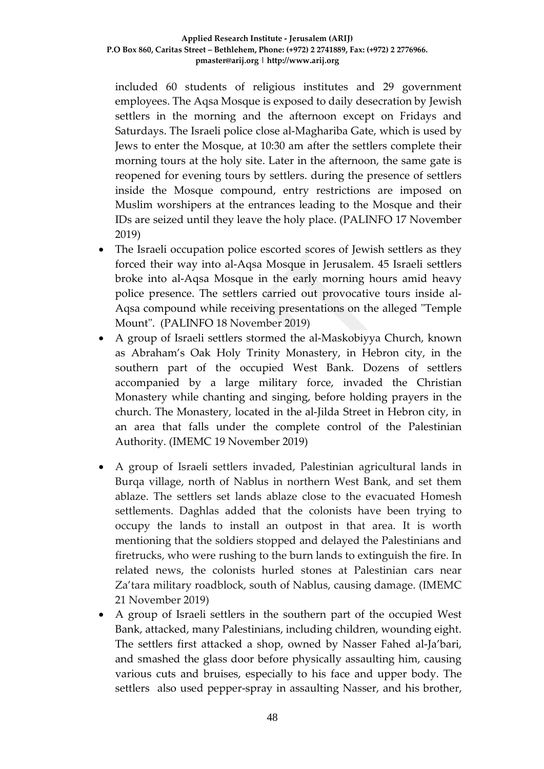included 60 students of religious institutes and 29 government employees. The Aqsa Mosque is exposed to daily desecration by Jewish settlers in the morning and the afternoon except on Fridays and Saturdays. The Israeli police close al-Maghariba Gate, which is used by Jews to enter the Mosque, at 10:30 am after the settlers complete their morning tours at the holy site. Later in the afternoon, the same gate is reopened for evening tours by settlers. during the presence of settlers inside the Mosque compound, entry restrictions are imposed on Muslim worshipers at the entrances leading to the Mosque and their IDs are seized until they leave the holy place. (PALINFO 17 November 2019)

- The Israeli occupation police escorted scores of Jewish settlers as they forced their way into al-Aqsa Mosque in Jerusalem. 45 Israeli settlers broke into al-Aqsa Mosque in the early morning hours amid heavy police presence. The settlers carried out provocative tours inside al-Aqsa compound while receiving presentations on the alleged "Temple Mount". (PALINFO 18 November 2019)
- A group of Israeli settlers stormed the al-Maskobiyya Church, known as Abraham's Oak Holy Trinity Monastery, in Hebron city, in the southern part of the occupied West Bank. Dozens of settlers accompanied by a large military force, invaded the Christian Monastery while chanting and singing, before holding prayers in the church. The Monastery, located in the al-Jilda Street in Hebron city, in an area that falls under the complete control of the Palestinian Authority. (IMEMC 19 November 2019)
- A group of Israeli settlers invaded, Palestinian agricultural lands in Burqa village, north of Nablus in northern West Bank, and set them ablaze. The settlers set lands ablaze close to the evacuated Homesh settlements. Daghlas added that the colonists have been trying to occupy the lands to install an outpost in that area. It is worth mentioning that the soldiers stopped and delayed the Palestinians and firetrucks, who were rushing to the burn lands to extinguish the fire. In related news, the colonists hurled stones at Palestinian cars near Za'tara military roadblock, south of Nablus, causing damage. (IMEMC 21 November 2019)
- A group of Israeli settlers in the southern part of the occupied West Bank, attacked, many Palestinians, including children, wounding eight. The settlers first attacked a shop, owned by Nasser Fahed al-Ja'bari, and smashed the glass door before physically assaulting him, causing various cuts and bruises, especially to his face and upper body. The settlers also used pepper-spray in assaulting Nasser, and his brother,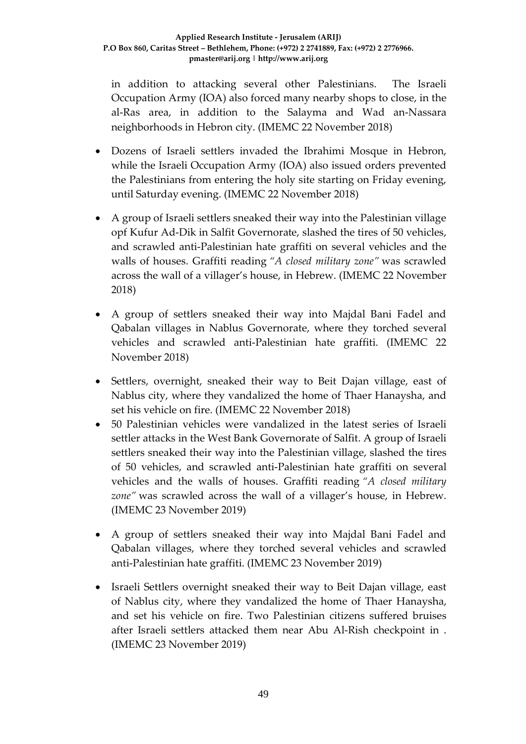in addition to attacking several other Palestinians. The Israeli Occupation Army (IOA) also forced many nearby shops to close, in the al-Ras area, in addition to the Salayma and Wad an-Nassara neighborhoods in Hebron city. (IMEMC 22 November 2018)

- Dozens of Israeli settlers invaded the Ibrahimi Mosque in Hebron, while the Israeli Occupation Army (IOA) also issued orders prevented the Palestinians from entering the holy site starting on Friday evening, until Saturday evening. (IMEMC 22 November 2018)

- A group of Israeli settlers sneaked their way into the Palestinian village opf Kufur Ad-Dik in Salfit Governorate, slashed the tires of 50 vehicles, and scrawled anti-Palestinian hate graffiti on several vehicles and the walls of houses. Graffiti reading "*A closed military zone"* was scrawled across the wall of a villager's house, in Hebrew. (IMEMC 22 November 2018)

- A group of settlers sneaked their way into Majdal Bani Fadel and Qabalan villages in Nablus Governorate, where they torched several vehicles and scrawled anti-Palestinian hate graffiti. (IMEMC 22 November 2018)

- Settlers, overnight, sneaked their way to Beit Dajan village, east of Nablus city, where they vandalized the home of Thaer Hanaysha, and set his vehicle on fire. (IMEMC 22 November 2018)
- 50 Palestinian vehicles were vandalized in the latest series of Israeli settler attacks in the West Bank Governorate of Salfit. A group of Israeli settlers sneaked their way into the Palestinian village, slashed the tires of 50 vehicles, and scrawled anti-Palestinian hate graffiti on several vehicles and the walls of houses. Graffiti reading "*A closed military zone"* was scrawled across the wall of a villager's house, in Hebrew. (IMEMC 23 November 2019)

- A group of settlers sneaked their way into Majdal Bani Fadel and Qabalan villages, where they torched several vehicles and scrawled anti-Palestinian hate graffiti. (IMEMC 23 November 2019)

- Israeli Settlers overnight sneaked their way to Beit Dajan village, east of Nablus city, where they vandalized the home of Thaer Hanaysha, and set his vehicle on fire. Two Palestinian citizens suffered bruises after Israeli settlers attacked them near Abu Al-Rish checkpoint in . (IMEMC 23 November 2019)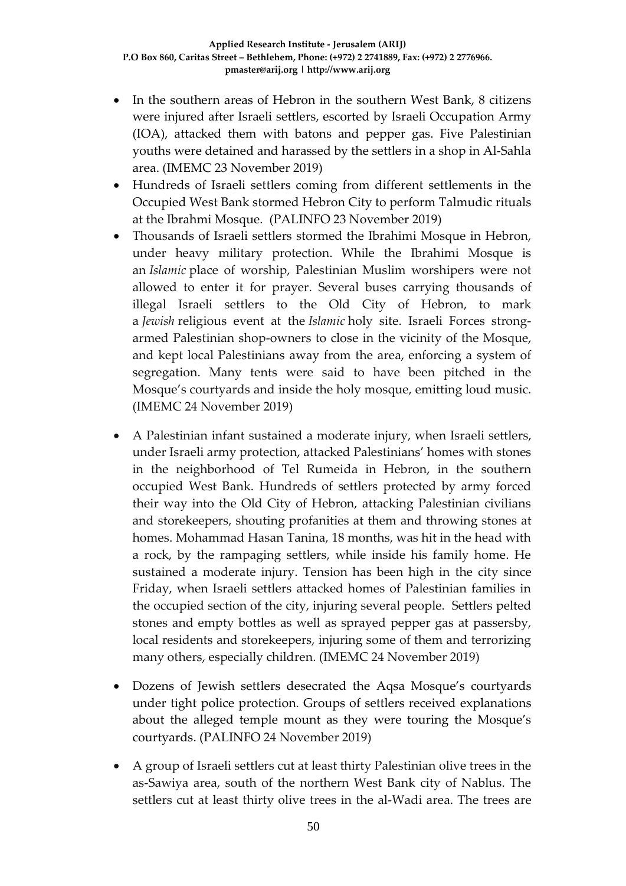- In the southern areas of Hebron in the southern West Bank, 8 citizens were injured after Israeli settlers, escorted by Israeli Occupation Army (IOA), attacked them with batons and pepper gas. Five Palestinian youths were detained and harassed by the settlers in a shop in Al-Sahla area. (IMEMC 23 November 2019)
- Hundreds of Israeli settlers coming from different settlements in the Occupied West Bank stormed Hebron City to perform Talmudic rituals at the Ibrahmi Mosque. (PALINFO 23 November 2019)
- Thousands of Israeli settlers stormed the Ibrahimi Mosque in Hebron, under heavy military protection. While the Ibrahimi Mosque is an *Islamic* place of worship, Palestinian Muslim worshipers were not allowed to enter it for prayer. Several buses carrying thousands of illegal Israeli settlers to the Old City of Hebron, to mark a *Jewish* religious event at the *Islamic* holy site. Israeli Forces strong-armed Palestinian shop-owners to close in the vicinity of the Mosque, and kept local Palestinians away from the area, enforcing a system of segregation. Many tents were said to have been pitched in the Mosque's courtyards and inside the holy mosque, emitting loud music. (IMEMC 24 November 2019)
- A Palestinian infant sustained a moderate injury, when Israeli settlers, under Israeli army protection, attacked Palestinians' homes with stones in the neighborhood of Tel Rumeida in Hebron, in the southern occupied West Bank. Hundreds of settlers protected by army forced their way into the Old City of Hebron, attacking Palestinian civilians and storekeepers, shouting profanities at them and throwing stones at homes. Mohammad Hasan Tanina, 18 months, was hit in the head with a rock, by the rampaging settlers, while inside his family home. He sustained a moderate injury. Tension has been high in the city since Friday, when Israeli settlers attacked homes of Palestinian families in the occupied section of the city, injuring several people. Settlers pelted stones and empty bottles as well as sprayed pepper gas at passersby, local residents and storekeepers, injuring some of them and terrorizing many others, especially children. (IMEMC 24 November 2019)
- Dozens of Jewish settlers desecrated the Aqsa Mosque's courtyards under tight police protection. Groups of settlers received explanations about the alleged temple mount as they were touring the Mosque's courtyards. (PALINFO 24 November 2019)
- A group of Israeli settlers cut at least thirty Palestinian olive trees in the as-Sawiya area, south of the northern West Bank city of Nablus. The settlers cut at least thirty olive trees in the al-Wadi area. The trees are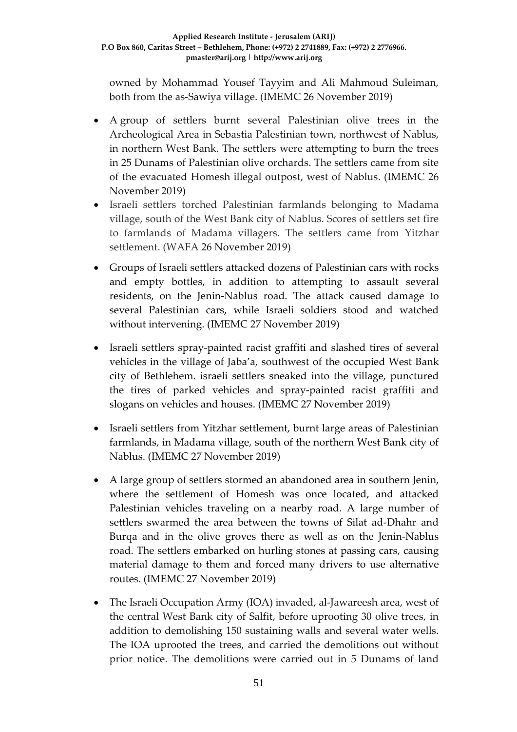owned by Mohammad Yousef Tayyim and Ali Mahmoud Suleiman, both from the as-Sawiya village. (IMEMC 26 November 2019)

- A group of settlers burnt several Palestinian olive trees in the Archeological Area in Sebastia Palestinian town, northwest of Nablus, in northern West Bank. The settlers were attempting to burn the trees in 25 Dunams of Palestinian olive orchards. The settlers came from site of the evacuated Homesh illegal outpost, west of Nablus. (IMEMC 26 November 2019)
- Israeli settlers torched Palestinian farmlands belonging to Madama village, south of the West Bank city of Nablus. Scores of settlers set fire to farmlands of Madama villagers. The settlers came from Yitzhar settlement. (WAFA 26 November 2019)
- Groups of Israeli settlers attacked dozens of Palestinian cars with rocks and empty bottles, in addition to attempting to assault several residents, on the Jenin-Nablus road. The attack caused damage to several Palestinian cars, while Israeli soldiers stood and watched without intervening. (IMEMC 27 November 2019)
- Israeli settlers spray-painted racist graffiti and slashed tires of several vehicles in the village of Jaba'a, southwest of the occupied West Bank city of Bethlehem. israeli settlers sneaked into the village, punctured the tires of parked vehicles and spray-painted racist graffiti and slogans on vehicles and houses. (IMEMC 27 November 2019)
- Israeli settlers from Yitzhar settlement, burnt large areas of Palestinian farmlands, in Madama village, south of the northern West Bank city of Nablus. (IMEMC 27 November 2019)
- A large group of settlers stormed an abandoned area in southern Jenin, where the settlement of Homesh was once located, and attacked Palestinian vehicles traveling on a nearby road. A large number of settlers swarmed the area between the towns of Silat ad-Dhahr and Burqa and in the olive groves there as well as on the Jenin-Nablus road. The settlers embarked on hurling stones at passing cars, causing material damage to them and forced many drivers to use alternative routes. (IMEMC 27 November 2019)
- The Israeli Occupation Army (IOA) invaded, al-Jawareesh area, west of the central West Bank city of Salfit, before uprooting 30 olive trees, in addition to demolishing 150 sustaining walls and several water wells. The IOA uprooted the trees, and carried the demolitions out without prior notice. The demolitions were carried out in 5 Dunams of land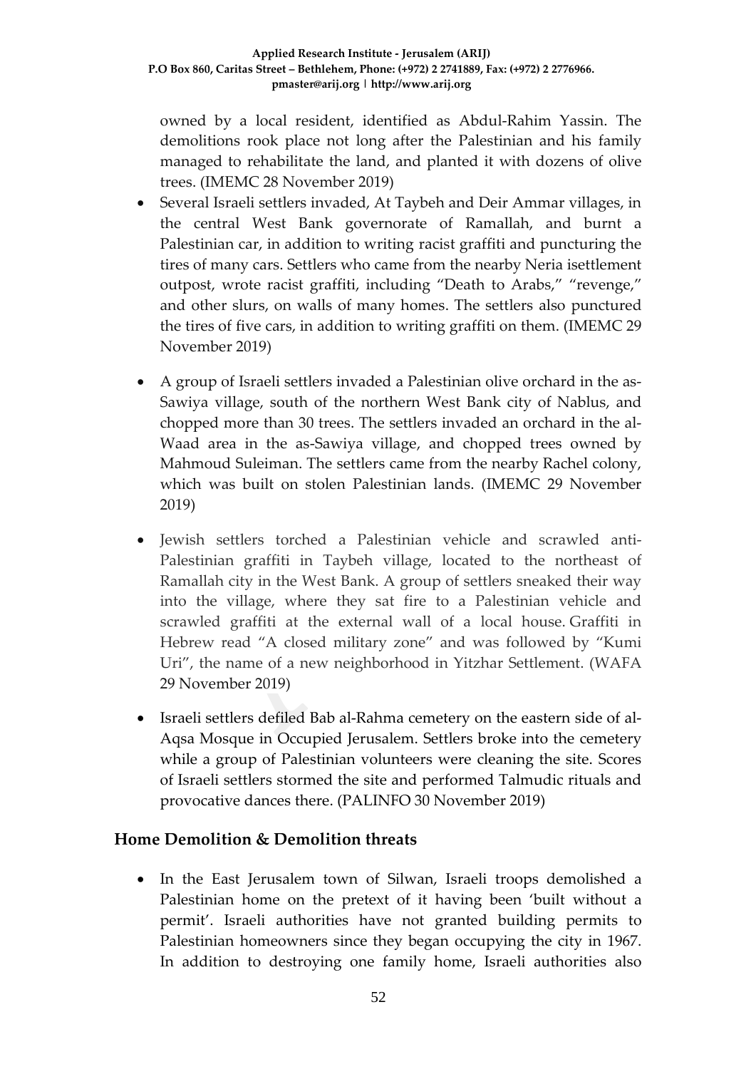owned by a local resident, identified as Abdul-Rahim Yassin. The demolitions rook place not long after the Palestinian and his family managed to rehabilitate the land, and planted it with dozens of olive trees. (IMEMC 28 November 2019)

- Several Israeli settlers invaded, At Taybeh and Deir Ammar villages, in the central West Bank governorate of Ramallah, and burnt a Palestinian car, in addition to writing racist graffiti and puncturing the tires of many cars. Settlers who came from the nearby Neria isettlement outpost, wrote racist graffiti, including "Death to Arabs," "revenge," and other slurs, on walls of many homes. The settlers also punctured the tires of five cars, in addition to writing graffiti on them. (IMEMC 29 November 2019)

- A group of Israeli settlers invaded a Palestinian olive orchard in the as-Sawiya village, south of the northern West Bank city of Nablus, and chopped more than 30 trees. The settlers invaded an orchard in the al-Waad area in the as-Sawiya village, and chopped trees owned by Mahmoud Suleiman. The settlers came from the nearby Rachel colony, which was built on stolen Palestinian lands. (IMEMC 29 November 2019)

- Jewish settlers torched a Palestinian vehicle and scrawled anti-Palestinian graffiti in Taybeh village, located to the northeast of Ramallah city in the West Bank. A group of settlers sneaked their way into the village, where they sat fire to a Palestinian vehicle and scrawled graffiti at the external wall of a local house. Graffiti in Hebrew read "A closed military zone" and was followed by "Kumi Uri", the name of a new neighborhood in Yitzhar Settlement. (WAFA 29 November 2019)

- Israeli settlers defiled Bab al-Rahma cemetery on the eastern side of al-Aqsa Mosque in Occupied Jerusalem. Settlers broke into the cemetery while a group of Palestinian volunteers were cleaning the site. Scores of Israeli settlers stormed the site and performed Talmudic rituals and provocative dances there. (PALINFO 30 November 2019)

## Home Demolition & Demolition threats

- In the East Jerusalem town of Silwan, Israeli troops demolished a Palestinian home on the pretext of it having been 'built without a permit'. Israeli authorities have not granted building permits to Palestinian homeowners since they began occupying the city in 1967. In addition to destroying one family home, Israeli authorities also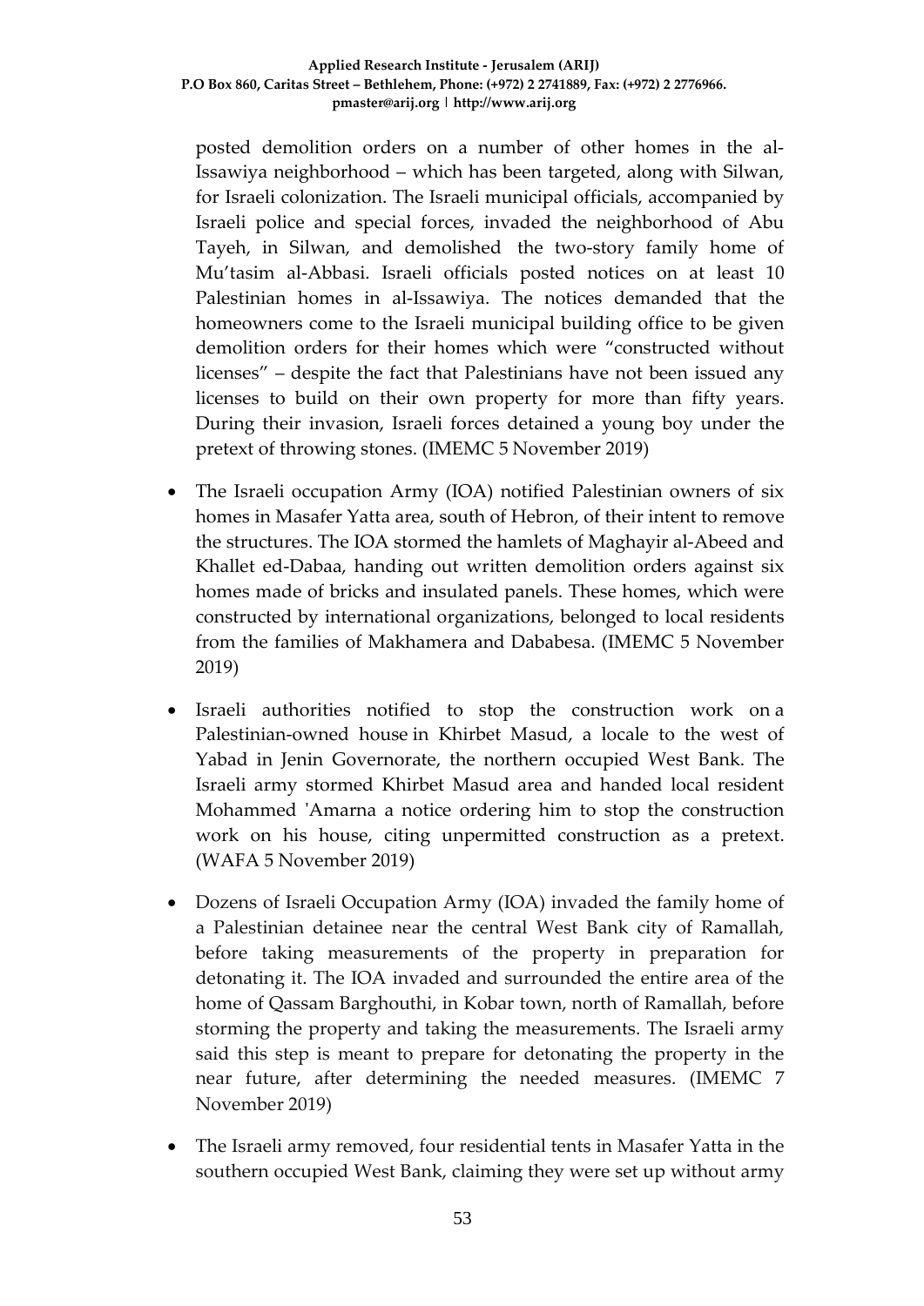posted demolition orders on a number of other homes in the al-Issawiya neighborhood – which has been targeted, along with Silwan, for Israeli colonization. The Israeli municipal officials, accompanied by Israeli police and special forces, invaded the neighborhood of Abu Tayeh, in Silwan, and demolished the two-story family home of Mu'tasim al-Abbasi. Israeli officials posted notices on at least 10 Palestinian homes in al-Issawiya. The notices demanded that the homeowners come to the Israeli municipal building office to be given demolition orders for their homes which were "constructed without licenses" – despite the fact that Palestinians have not been issued any licenses to build on their own property for more than fifty years. During their invasion, Israeli forces detained a young boy under the pretext of throwing stones. (IMEMC 5 November 2019)

- The Israeli occupation Army (IOA) notified Palestinian owners of six homes in Masafer Yatta area, south of Hebron, of their intent to remove the structures. The IOA stormed the hamlets of Maghayir al-Abeed and Khallet ed-Dabaa, handing out written demolition orders against six homes made of bricks and insulated panels. These homes, which were constructed by international organizations, belonged to local residents from the families of Makhamera and Dababesa. (IMEMC 5 November 2019)
- Israeli authorities notified to stop the construction work on a Palestinian-owned house in Khirbet Masud, a locale to the west of Yabad in Jenin Governorate, the northern occupied West Bank. The Israeli army stormed Khirbet Masud area and handed local resident Mohammed 'Amarna a notice ordering him to stop the construction work on his house, citing unpermitted construction as a pretext. (WAFA 5 November 2019)
- Dozens of Israeli Occupation Army (IOA) invaded the family home of a Palestinian detainee near the central West Bank city of Ramallah, before taking measurements of the property in preparation for detonating it. The IOA invaded and surrounded the entire area of the home of Qassam Barghouthi, in Kobar town, north of Ramallah, before storming the property and taking the measurements. The Israeli army said this step is meant to prepare for detonating the property in the near future, after determining the needed measures. (IMEMC 7 November 2019)
- The Israeli army removed, four residential tents in Masafer Yatta in the southern occupied West Bank, claiming they were set up without army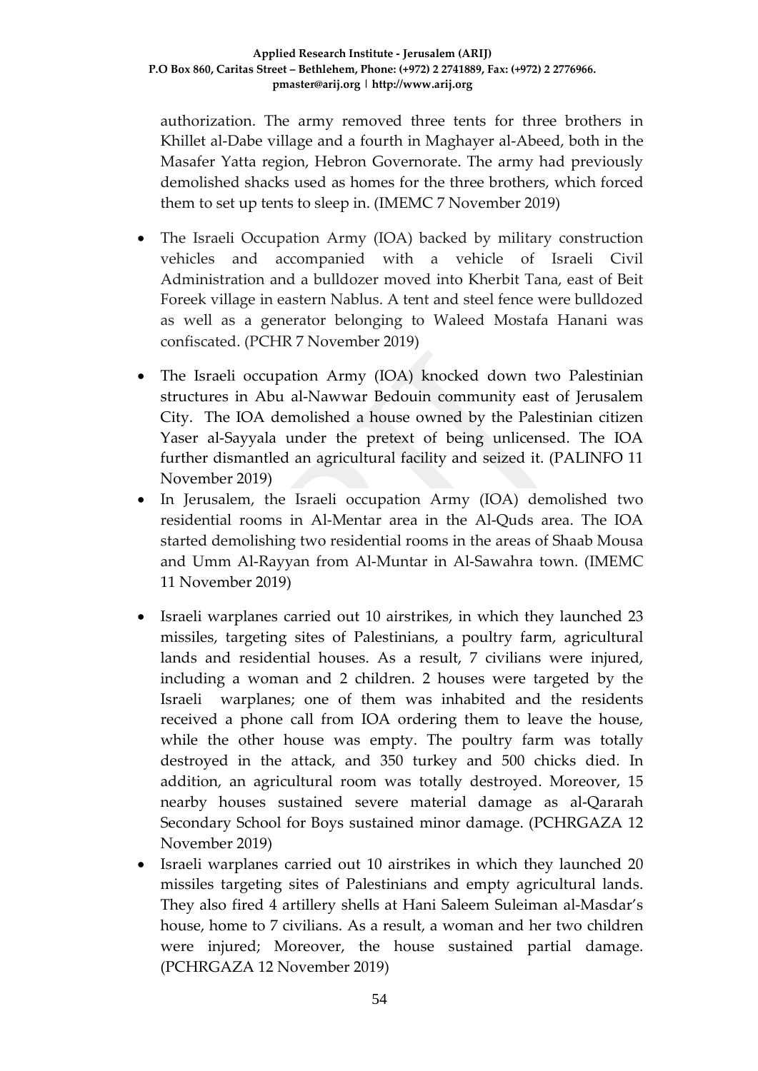authorization. The army removed three tents for three brothers in Khillet al-Dabe village and a fourth in Maghayer al-Abeed, both in the Masafer Yatta region, Hebron Governorate. The army had previously demolished shacks used as homes for the three brothers, which forced them to set up tents to sleep in. (IMEMC 7 November 2019)

- The Israeli Occupation Army (IOA) backed by military construction vehicles and accompanied with a vehicle of Israeli Civil Administration and a bulldozer moved into Kherbit Tana, east of Beit Foreek village in eastern Nablus. A tent and steel fence were bulldozed as well as a generator belonging to Waleed Mostafa Hanani was confiscated. (PCHR 7 November 2019)
- The Israeli occupation Army (IOA) knocked down two Palestinian structures in Abu al-Nawwar Bedouin community east of Jerusalem City. The IOA demolished a house owned by the Palestinian citizen Yaser al-Sayyala under the pretext of being unlicensed. The IOA further dismantled an agricultural facility and seized it. (PALINFO 11 November 2019)
- In Jerusalem, the Israeli occupation Army (IOA) demolished two residential rooms in Al-Mentar area in the Al-Quds area. The IOA started demolishing two residential rooms in the areas of Shaab Mousa and Umm Al-Rayyan from Al-Muntar in Al-Sawahra town. (IMEMC 11 November 2019)
- Israeli warplanes carried out 10 airstrikes, in which they launched 23 missiles, targeting sites of Palestinians, a poultry farm, agricultural lands and residential houses. As a result, 7 civilians were injured, including a woman and 2 children. 2 houses were targeted by the Israeli warplanes; one of them was inhabited and the residents received a phone call from IOA ordering them to leave the house, while the other house was empty. The poultry farm was totally destroyed in the attack, and 350 turkey and 500 chicks died. In addition, an agricultural room was totally destroyed. Moreover, 15 nearby houses sustained severe material damage as al-Qararah Secondary School for Boys sustained minor damage. (PCHRGAZA 12 November 2019)
- Israeli warplanes carried out 10 airstrikes in which they launched 20 missiles targeting sites of Palestinians and empty agricultural lands. They also fired 4 artillery shells at Hani Saleem Suleiman al-Masdar's house, home to 7 civilians. As a result, a woman and her two children were injured; Moreover, the house sustained partial damage. (PCHRGAZA 12 November 2019)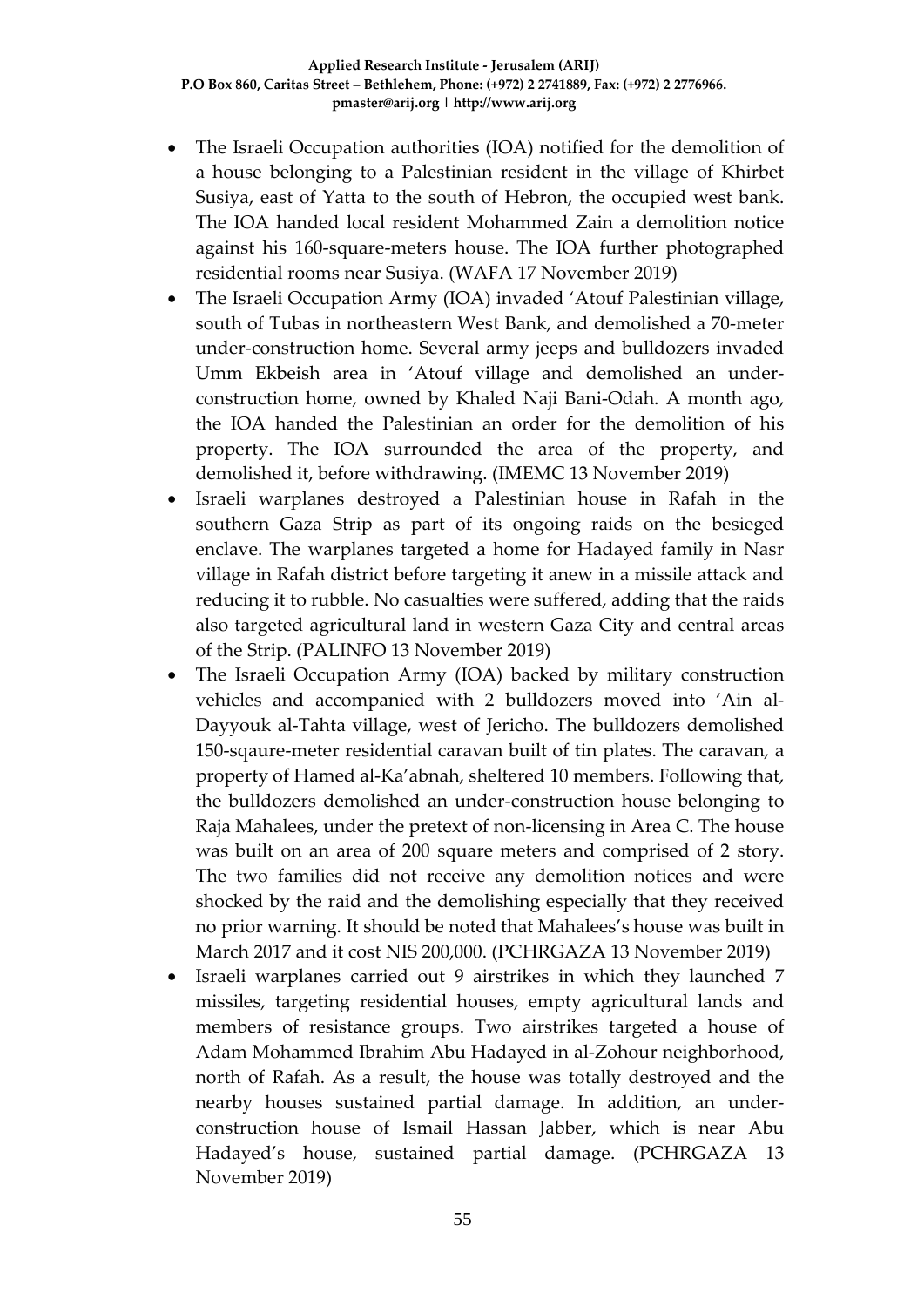- The Israeli Occupation authorities (IOA) notified for the demolition of a house belonging to a Palestinian resident in the village of Khirbet Susiya, east of Yatta to the south of Hebron, the occupied west bank. The IOA handed local resident Mohammed Zain a demolition notice against his 160-square-meters house. The IOA further photographed residential rooms near Susiya. (WAFA 17 November 2019)
- The Israeli Occupation Army (IOA) invaded 'Atouf Palestinian village, south of Tubas in northeastern West Bank, and demolished a 70-meter under-construction home. Several army jeeps and bulldozers invaded Umm Ekbeish area in 'Atouf village and demolished an under-construction home, owned by Khaled Naji Bani-Odah. A month ago, the IOA handed the Palestinian an order for the demolition of his property. The IOA surrounded the area of the property, and demolished it, before withdrawing. (IMEMC 13 November 2019)
- Israeli warplanes destroyed a Palestinian house in Rafah in the southern Gaza Strip as part of its ongoing raids on the besieged enclave. The warplanes targeted a home for Hadayed family in Nasr village in Rafah district before targeting it anew in a missile attack and reducing it to rubble. No casualties were suffered, adding that the raids also targeted agricultural land in western Gaza City and central areas of the Strip. (PALINFO 13 November 2019)
- The Israeli Occupation Army (IOA) backed by military construction vehicles and accompanied with 2 bulldozers moved into 'Ain al-Dayyouk al-Tahta village, west of Jericho. The bulldozers demolished 150-sqaure-meter residential caravan built of tin plates. The caravan, a property of Hamed al-Ka'abnah, sheltered 10 members. Following that, the bulldozers demolished an under-construction house belonging to Raja Mahalees, under the pretext of non-licensing in Area C. The house was built on an area of 200 square meters and comprised of 2 story. The two families did not receive any demolition notices and were shocked by the raid and the demolishing especially that they received no prior warning. It should be noted that Mahalees's house was built in March 2017 and it cost NIS 200,000. (PCHRGAZA 13 November 2019)
- Israeli warplanes carried out 9 airstrikes in which they launched 7 missiles, targeting residential houses, empty agricultural lands and members of resistance groups. Two airstrikes targeted a house of Adam Mohammed Ibrahim Abu Hadayed in al-Zohour neighborhood, north of Rafah. As a result, the house was totally destroyed and the nearby houses sustained partial damage. In addition, an under-construction house of Ismail Hassan Jabber, which is near Abu Hadayed's house, sustained partial damage. (PCHRGAZA 13 November 2019)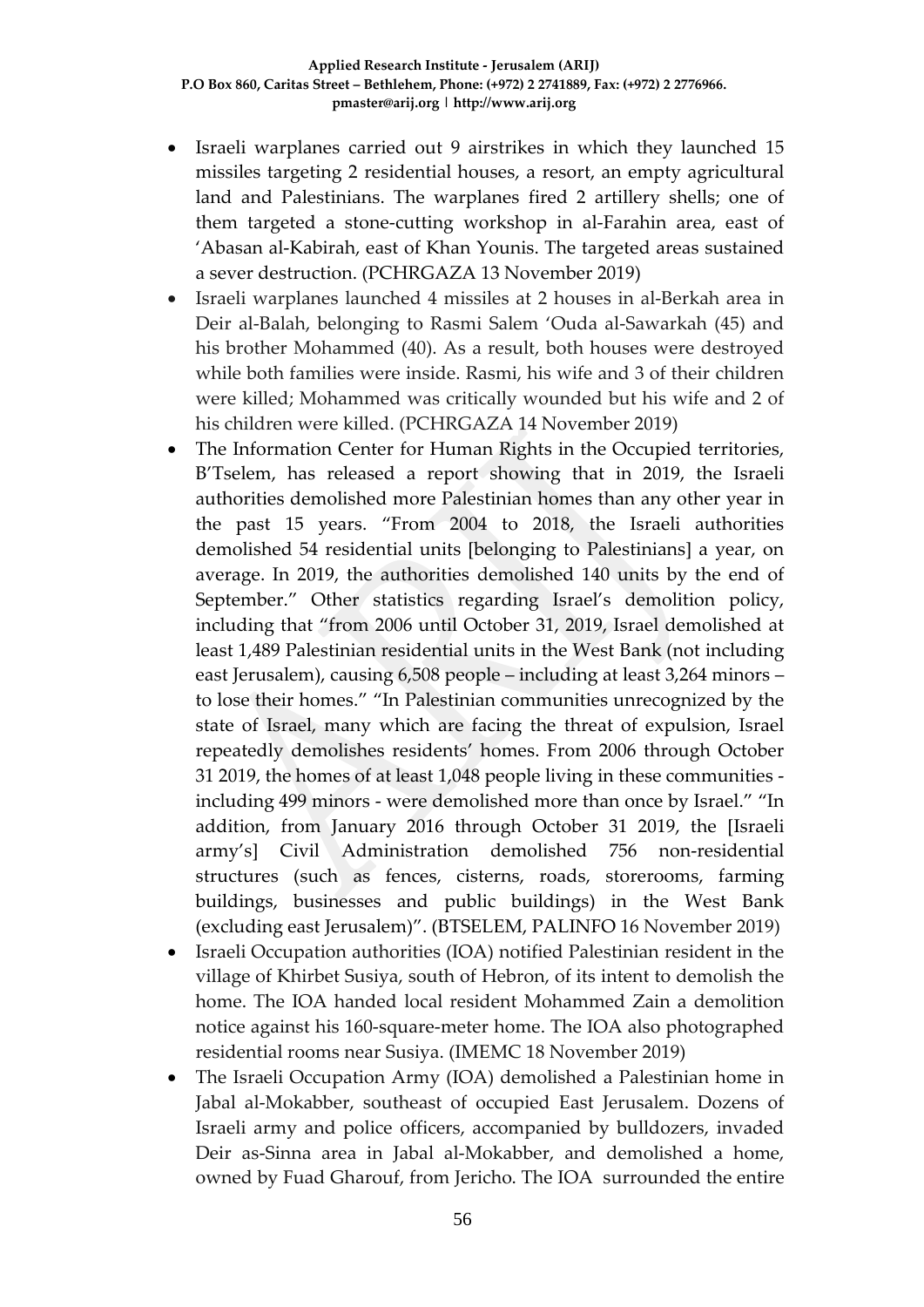- Israeli warplanes carried out 9 airstrikes in which they launched 15 missiles targeting 2 residential houses, a resort, an empty agricultural land and Palestinians. The warplanes fired 2 artillery shells; one of them targeted a stone-cutting workshop in al-Farahin area, east of 'Abasan al-Kabirah, east of Khan Younis. The targeted areas sustained a sever destruction. (PCHRGAZA 13 November 2019)
- Israeli warplanes launched 4 missiles at 2 houses in al-Berkah area in Deir al-Balah, belonging to Rasmi Salem 'Ouda al-Sawarkah (45) and his brother Mohammed (40). As a result, both houses were destroyed while both families were inside. Rasmi, his wife and 3 of their children were killed; Mohammed was critically wounded but his wife and 2 of his children were killed. (PCHRGAZA 14 November 2019)
- The Information Center for Human Rights in the Occupied territories, B'Tselem, has released a report showing that in 2019, the Israeli authorities demolished more Palestinian homes than any other year in the past 15 years. "From 2004 to 2018, the Israeli authorities demolished 54 residential units [belonging to Palestinians] a year, on average. In 2019, the authorities demolished 140 units by the end of September." Other statistics regarding Israel's demolition policy, including that "from 2006 until October 31, 2019, Israel demolished at least 1,489 Palestinian residential units in the West Bank (not including east Jerusalem), causing 6,508 people – including at least 3,264 minors – to lose their homes." "In Palestinian communities unrecognized by the state of Israel, many which are facing the threat of expulsion, Israel repeatedly demolishes residents' homes. From 2006 through October 31 2019, the homes of at least 1,048 people living in these communities - including 499 minors - were demolished more than once by Israel." "In addition, from January 2016 through October 31 2019, the [Israeli army's] Civil Administration demolished 756 non-residential structures (such as fences, cisterns, roads, storerooms, farming buildings, businesses and public buildings) in the West Bank (excluding east Jerusalem)". (BTSELEM, PALINFO 16 November 2019)
- Israeli Occupation authorities (IOA) notified Palestinian resident in the village of Khirbet Susiya, south of Hebron, of its intent to demolish the home. The IOA handed local resident Mohammed Zain a demolition notice against his 160-square-meter home. The IOA also photographed residential rooms near Susiya. (IMEMC 18 November 2019)
- The Israeli Occupation Army (IOA) demolished a Palestinian home in Jabal al-Mokabber, southeast of occupied East Jerusalem. Dozens of Israeli army and police officers, accompanied by bulldozers, invaded Deir as-Sinna area in Jabal al-Mokabber, and demolished a home, owned by Fuad Gharouf, from Jericho. The IOA surrounded the entire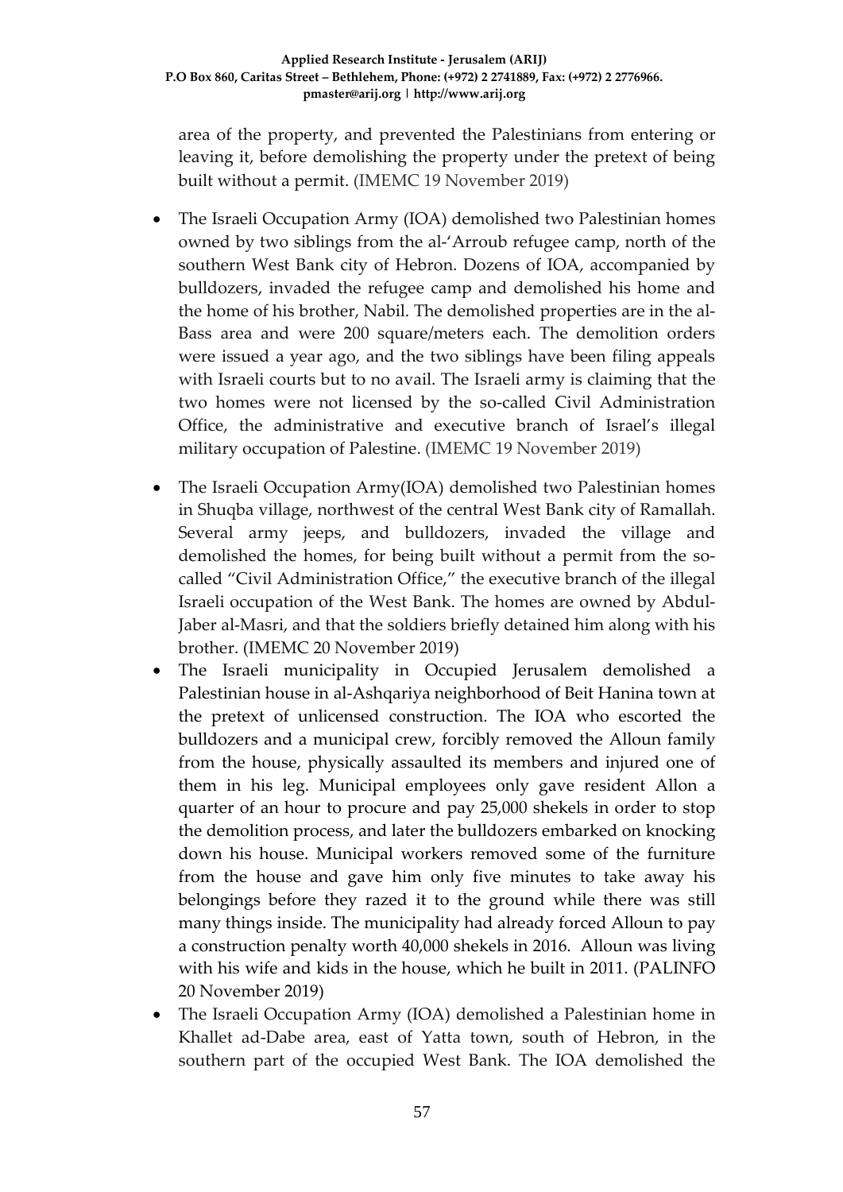area of the property, and prevented the Palestinians from entering or leaving it, before demolishing the property under the pretext of being built without a permit. (IMEMC 19 November 2019)

- The Israeli Occupation Army (IOA) demolished two Palestinian homes owned by two siblings from the al-'Arroub refugee camp, north of the southern West Bank city of Hebron. Dozens of IOA, accompanied by bulldozers, invaded the refugee camp and demolished his home and the home of his brother, Nabil. The demolished properties are in the al-Bass area and were 200 square/meters each. The demolition orders were issued a year ago, and the two siblings have been filing appeals with Israeli courts but to no avail. The Israeli army is claiming that the two homes were not licensed by the so-called Civil Administration Office, the administrative and executive branch of Israel's illegal military occupation of Palestine. (IMEMC 19 November 2019)
- The Israeli Occupation Army(IOA) demolished two Palestinian homes in Shuqba village, northwest of the central West Bank city of Ramallah. Several army jeeps, and bulldozers, invaded the village and demolished the homes, for being built without a permit from the so-called "Civil Administration Office," the executive branch of the illegal Israeli occupation of the West Bank. The homes are owned by Abdul-Jaber al-Masri, and that the soldiers briefly detained him along with his brother. (IMEMC 20 November 2019)
- The Israeli municipality in Occupied Jerusalem demolished a Palestinian house in al-Ashqariya neighborhood of Beit Hanina town at the pretext of unlicensed construction. The IOA who escorted the bulldozers and a municipal crew, forcibly removed the Alloun family from the house, physically assaulted its members and injured one of them in his leg. Municipal employees only gave resident Allon a quarter of an hour to procure and pay 25,000 shekels in order to stop the demolition process, and later the bulldozers embarked on knocking down his house. Municipal workers removed some of the furniture from the house and gave him only five minutes to take away his belongings before they razed it to the ground while there was still many things inside. The municipality had already forced Alloun to pay a construction penalty worth 40,000 shekels in 2016. Alloun was living with his wife and kids in the house, which he built in 2011. (PALINFO 20 November 2019)
- The Israeli Occupation Army (IOA) demolished a Palestinian home in Khallet ad-Dabe area, east of Yatta town, south of Hebron, in the southern part of the occupied West Bank. The IOA demolished the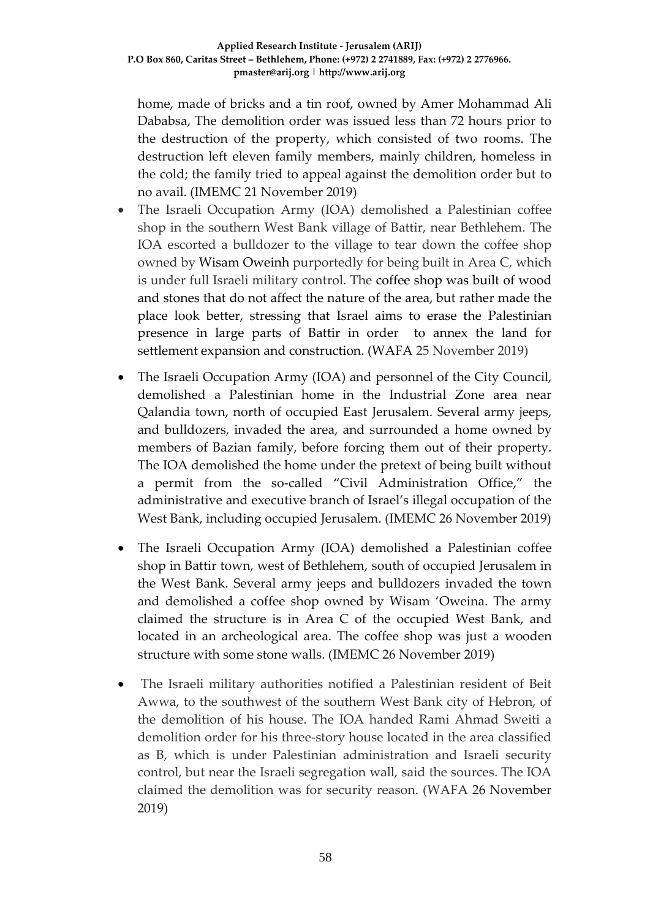home, made of bricks and a tin roof, owned by Amer Mohammad Ali Dababsa, The demolition order was issued less than 72 hours prior to the destruction of the property, which consisted of two rooms. The destruction left eleven family members, mainly children, homeless in the cold; the family tried to appeal against the demolition order but to no avail. (IMEMC 21 November 2019)

- The Israeli Occupation Army (IOA) demolished a Palestinian coffee shop in the southern West Bank village of Battir, near Bethlehem. The IOA escorted a bulldozer to the village to tear down the coffee shop owned by Wisam Oweinh purportedly for being built in Area C, which is under full Israeli military control. The coffee shop was built of wood and stones that do not affect the nature of the area, but rather made the place look better, stressing that Israel aims to erase the Palestinian presence in large parts of Battir in order to annex the land for settlement expansion and construction. (WAFA 25 November 2019)
- The Israeli Occupation Army (IOA) and personnel of the City Council, demolished a Palestinian home in the Industrial Zone area near Qalandia town, north of occupied East Jerusalem. Several army jeeps, and bulldozers, invaded the area, and surrounded a home owned by members of Bazian family, before forcing them out of their property. The IOA demolished the home under the pretext of being built without a permit from the so-called "Civil Administration Office," the administrative and executive branch of Israel's illegal occupation of the West Bank, including occupied Jerusalem. (IMEMC 26 November 2019)
- The Israeli Occupation Army (IOA) demolished a Palestinian coffee shop in Battir town, west of Bethlehem, south of occupied Jerusalem in the West Bank. Several army jeeps and bulldozers invaded the town and demolished a coffee shop owned by Wisam 'Oweina. The army claimed the structure is in Area C of the occupied West Bank, and located in an archeological area. The coffee shop was just a wooden structure with some stone walls. (IMEMC 26 November 2019)
- The Israeli military authorities notified a Palestinian resident of Beit Awwa, to the southwest of the southern West Bank city of Hebron, of the demolition of his house. The IOA handed Rami Ahmad Sweiti a demolition order for his three-story house located in the area classified as B, which is under Palestinian administration and Israeli security control, but near the Israeli segregation wall, said the sources. The IOA claimed the demolition was for security reason. (WAFA 26 November 2019)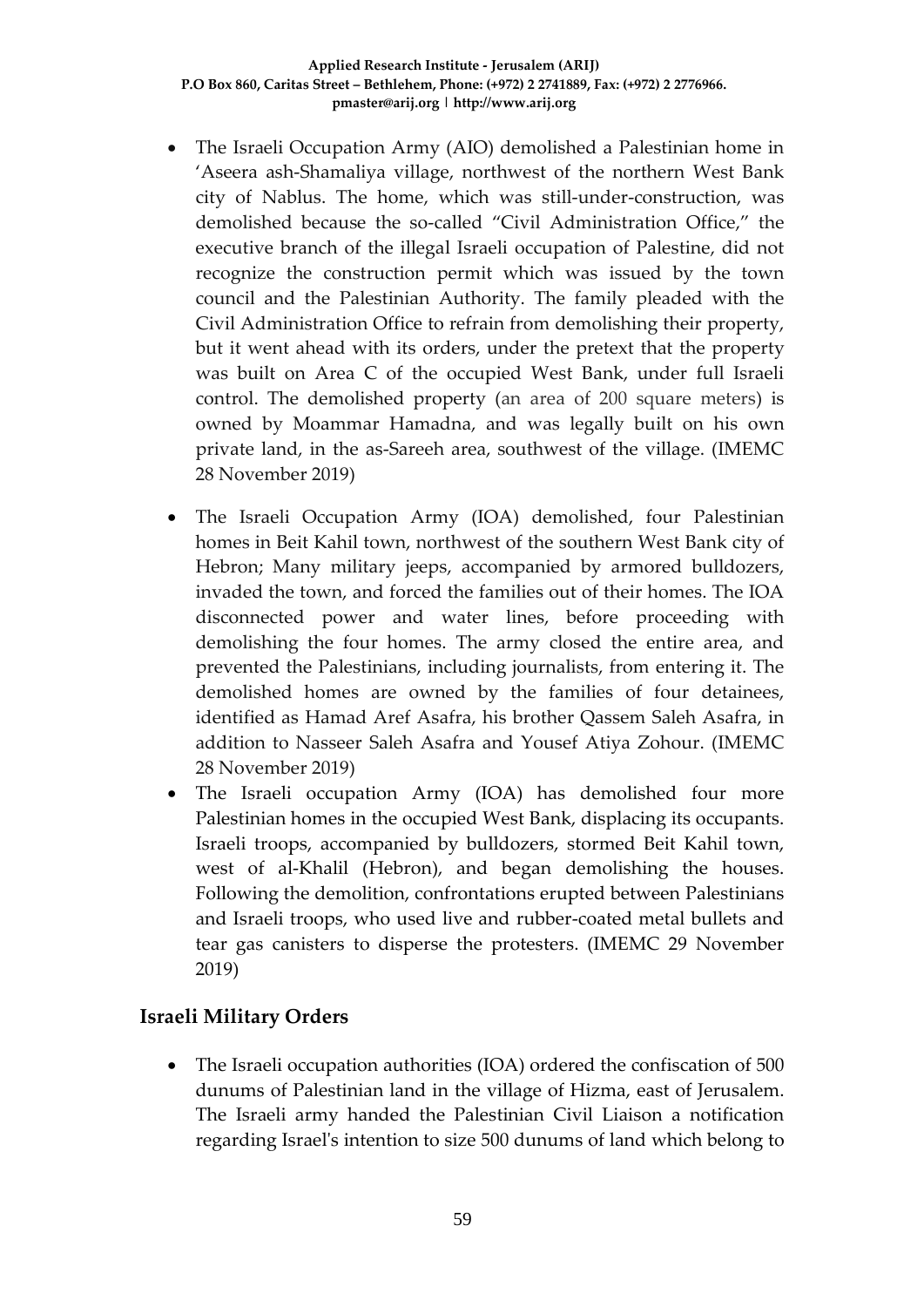- The Israeli Occupation Army (AIO) demolished a Palestinian home in 'Aseera ash-Shamaliya village, northwest of the northern West Bank city of Nablus. The home, which was still-under-construction, was demolished because the so-called "Civil Administration Office," the executive branch of the illegal Israeli occupation of Palestine, did not recognize the construction permit which was issued by the town council and the Palestinian Authority. The family pleaded with the Civil Administration Office to refrain from demolishing their property, but it went ahead with its orders, under the pretext that the property was built on Area C of the occupied West Bank, under full Israeli control. The demolished property (an area of 200 square meters) is owned by Moammar Hamadna, and was legally built on his own private land, in the as-Sareeh area, southwest of the village. (IMEMC 28 November 2019)
- The Israeli Occupation Army (IOA) demolished, four Palestinian homes in Beit Kahil town, northwest of the southern West Bank city of Hebron; Many military jeeps, accompanied by armored bulldozers, invaded the town, and forced the families out of their homes. The IOA disconnected power and water lines, before proceeding with demolishing the four homes. The army closed the entire area, and prevented the Palestinians, including journalists, from entering it. The demolished homes are owned by the families of four detainees, identified as Hamad Aref Asafra, his brother Qassem Saleh Asafra, in addition to Nasseer Saleh Asafra and Yousef Atiya Zohour. (IMEMC 28 November 2019)
- The Israeli occupation Army (IOA) has demolished four more Palestinian homes in the occupied West Bank, displacing its occupants. Israeli troops, accompanied by bulldozers, stormed Beit Kahil town, west of al-Khalil (Hebron), and began demolishing the houses. Following the demolition, confrontations erupted between Palestinians and Israeli troops, who used live and rubber-coated metal bullets and tear gas canisters to disperse the protesters. (IMEMC 29 November 2019)

## Israeli Military Orders

- The Israeli occupation authorities (IOA) ordered the confiscation of 500 dunums of Palestinian land in the village of Hizma, east of Jerusalem. The Israeli army handed the Palestinian Civil Liaison a notification regarding Israel's intention to size 500 dunums of land which belong to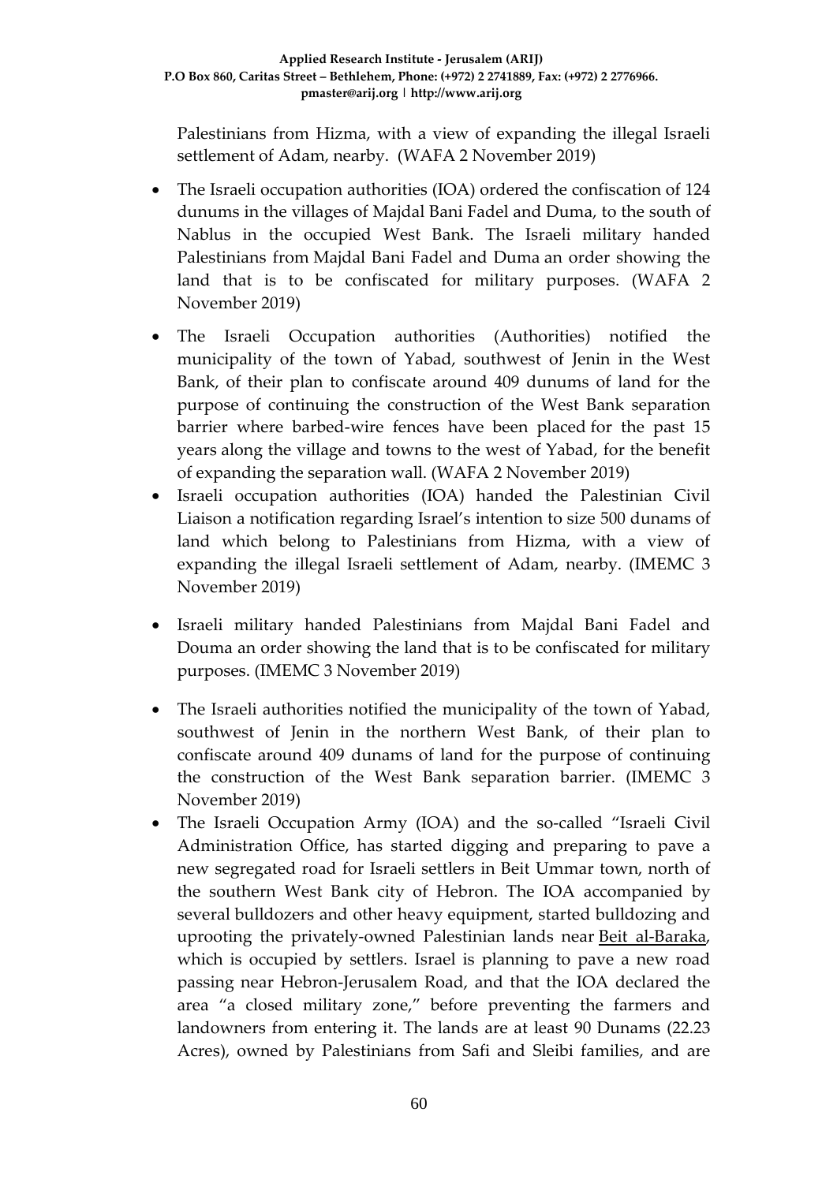Palestinians from Hizma, with a view of expanding the illegal Israeli settlement of Adam, nearby. (WAFA 2 November 2019)

- The Israeli occupation authorities (IOA) ordered the confiscation of 124 dunums in the villages of Majdal Bani Fadel and Duma, to the south of Nablus in the occupied West Bank. The Israeli military handed Palestinians from Majdal Bani Fadel and Duma an order showing the land that is to be confiscated for military purposes. (WAFA 2 November 2019)
- The Israeli Occupation authorities (Authorities) notified the municipality of the town of Yabad, southwest of Jenin in the West Bank, of their plan to confiscate around 409 dunums of land for the purpose of continuing the construction of the West Bank separation barrier where barbed-wire fences have been placed for the past 15 years along the village and towns to the west of Yabad, for the benefit of expanding the separation wall. (WAFA 2 November 2019)
- Israeli occupation authorities (IOA) handed the Palestinian Civil Liaison a notification regarding Israel's intention to size 500 dunams of land which belong to Palestinians from Hizma, with a view of expanding the illegal Israeli settlement of Adam, nearby. (IMEMC 3 November 2019)
- Israeli military handed Palestinians from Majdal Bani Fadel and Douma an order showing the land that is to be confiscated for military purposes. (IMEMC 3 November 2019)
- The Israeli authorities notified the municipality of the town of Yabad, southwest of Jenin in the northern West Bank, of their plan to confiscate around 409 dunams of land for the purpose of continuing the construction of the West Bank separation barrier. (IMEMC 3 November 2019)
- The Israeli Occupation Army (IOA) and the so-called "Israeli Civil Administration Office, has started digging and preparing to pave a new segregated road for Israeli settlers in Beit Ummar town, north of the southern West Bank city of Hebron. The IOA accompanied by several bulldozers and other heavy equipment, started bulldozing and uprooting the privately-owned Palestinian lands near Beit al-Baraka, which is occupied by settlers. Israel is planning to pave a new road passing near Hebron-Jerusalem Road, and that the IOA declared the area "a closed military zone," before preventing the farmers and landowners from entering it. The lands are at least 90 Dunams (22.23 Acres), owned by Palestinians from Safi and Sleibi families, and are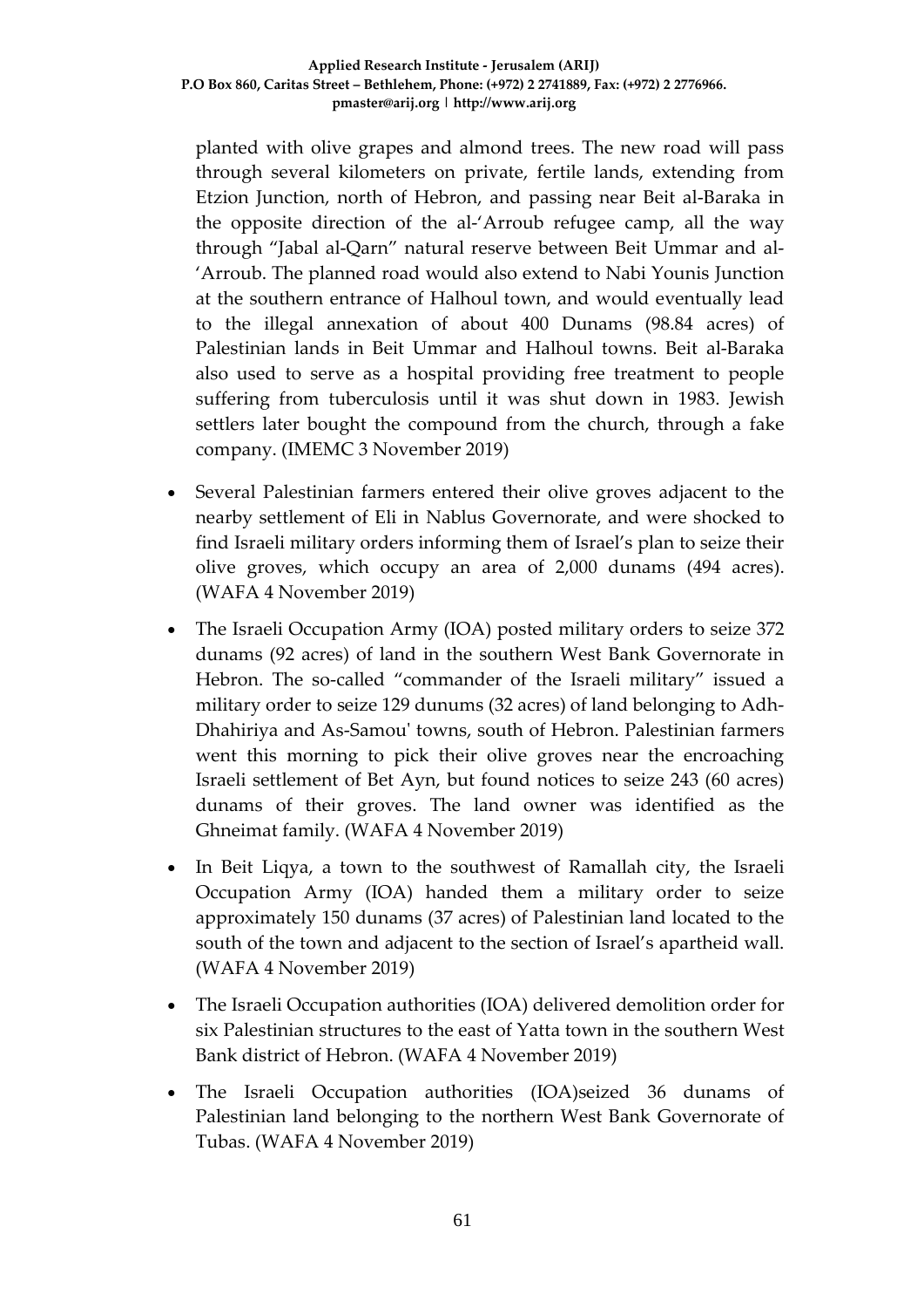planted with olive grapes and almond trees. The new road will pass through several kilometers on private, fertile lands, extending from Etzion Junction, north of Hebron, and passing near Beit al-Baraka in the opposite direction of the al-'Arroub refugee camp, all the way through "Jabal al-Qarn" natural reserve between Beit Ummar and al-'Arroub. The planned road would also extend to Nabi Younis Junction at the southern entrance of Halhoul town, and would eventually lead to the illegal annexation of about 400 Dunams (98.84 acres) of Palestinian lands in Beit Ummar and Halhoul towns. Beit al-Baraka also used to serve as a hospital providing free treatment to people suffering from tuberculosis until it was shut down in 1983. Jewish settlers later bought the compound from the church, through a fake company. (IMEMC 3 November 2019)

- Several Palestinian farmers entered their olive groves adjacent to the nearby settlement of Eli in Nablus Governorate, and were shocked to find Israeli military orders informing them of Israel's plan to seize their olive groves, which occupy an area of 2,000 dunams (494 acres). (WAFA 4 November 2019)
- The Israeli Occupation Army (IOA) posted military orders to seize 372 dunams (92 acres) of land in the southern West Bank Governorate in Hebron. The so-called "commander of the Israeli military" issued a military order to seize 129 dunums (32 acres) of land belonging to Adh-Dhahiriya and As-Samou' towns, south of Hebron. Palestinian farmers went this morning to pick their olive groves near the encroaching Israeli settlement of Bet Ayn, but found notices to seize 243 (60 acres) dunams of their groves. The land owner was identified as the Ghneimat family. (WAFA 4 November 2019)
- In Beit Liqya, a town to the southwest of Ramallah city, the Israeli Occupation Army (IOA) handed them a military order to seize approximately 150 dunams (37 acres) of Palestinian land located to the south of the town and adjacent to the section of Israel's apartheid wall. (WAFA 4 November 2019)
- The Israeli Occupation authorities (IOA) delivered demolition order for six Palestinian structures to the east of Yatta town in the southern West Bank district of Hebron. (WAFA 4 November 2019)
- The Israeli Occupation authorities (IOA)seized 36 dunams of Palestinian land belonging to the northern West Bank Governorate of Tubas. (WAFA 4 November 2019)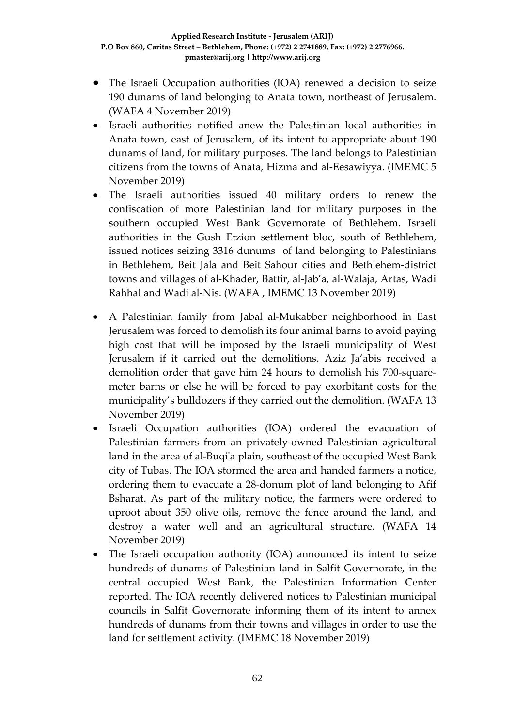- The Israeli Occupation authorities (IOA) renewed a decision to seize 190 dunams of land belonging to Anata town, northeast of Jerusalem. (WAFA 4 November 2019)
- Israeli authorities notified anew the Palestinian local authorities in Anata town, east of Jerusalem, of its intent to appropriate about 190 dunams of land, for military purposes. The land belongs to Palestinian citizens from the towns of Anata, Hizma and al-Eesawiyya. (IMEMC 5 November 2019)
- The Israeli authorities issued 40 military orders to renew the confiscation of more Palestinian land for military purposes in the southern occupied West Bank Governorate of Bethlehem. Israeli authorities in the Gush Etzion settlement bloc, south of Bethlehem, issued notices seizing 3316 dunums of land belonging to Palestinians in Bethlehem, Beit Jala and Beit Sahour cities and Bethlehem-district towns and villages of al-Khader, Battir, al-Jab'a, al-Walaja, Artas, Wadi Rahhal and Wadi al-Nis. (WAFA , IMEMC 13 November 2019)
- A Palestinian family from Jabal al-Mukabber neighborhood in East Jerusalem was forced to demolish its four animal barns to avoid paying high cost that will be imposed by the Israeli municipality of West Jerusalem if it carried out the demolitions. Aziz Ja'abis received a demolition order that gave him 24 hours to demolish his 700-square-meter barns or else he will be forced to pay exorbitant costs for the municipality's bulldozers if they carried out the demolition. (WAFA 13 November 2019)
- Israeli Occupation authorities (IOA) ordered the evacuation of Palestinian farmers from an privately-owned Palestinian agricultural land in the area of al-Buqi'a plain, southeast of the occupied West Bank city of Tubas. The IOA stormed the area and handed farmers a notice, ordering them to evacuate a 28-donum plot of land belonging to Afif Bsharat. As part of the military notice, the farmers were ordered to uproot about 350 olive oils, remove the fence around the land, and destroy a water well and an agricultural structure. (WAFA 14 November 2019)
- The Israeli occupation authority (IOA) announced its intent to seize hundreds of dunams of Palestinian land in Salfit Governorate, in the central occupied West Bank, the Palestinian Information Center reported. The IOA recently delivered notices to Palestinian municipal councils in Salfit Governorate informing them of its intent to annex hundreds of dunams from their towns and villages in order to use the land for settlement activity. (IMEMC 18 November 2019)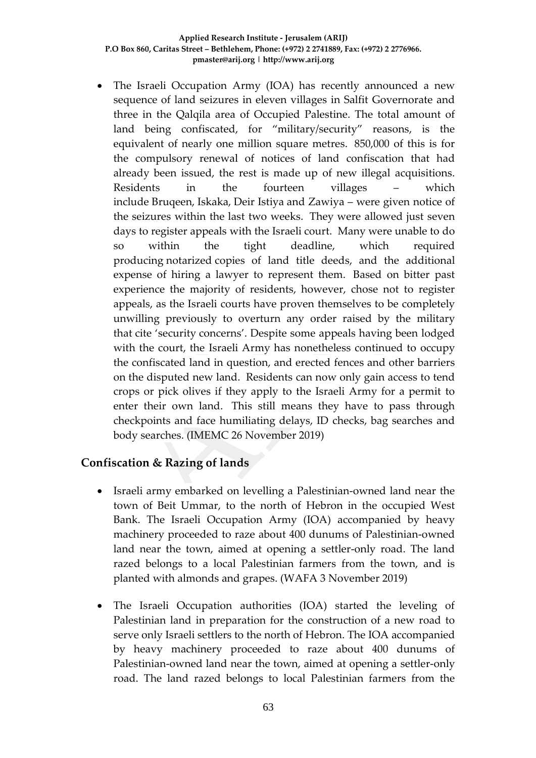- The Israeli Occupation Army (IOA) has recently announced a new sequence of land seizures in eleven villages in Salfit Governorate and three in the Qalqila area of Occupied Palestine. The total amount of land being confiscated, for "military/security" reasons, is the equivalent of nearly one million square metres. 850,000 of this is for the compulsory renewal of notices of land confiscation that had already been issued, the rest is made up of new illegal acquisitions. Residents in the fourteen villages – which include Bruqeen, Iskaka, Deir Istiya and Zawiya – were given notice of the seizures within the last two weeks. They were allowed just seven days to register appeals with the Israeli court. Many were unable to do so within the tight deadline, which required producing notarized copies of land title deeds, and the additional expense of hiring a lawyer to represent them. Based on bitter past experience the majority of residents, however, chose not to register appeals, as the Israeli courts have proven themselves to be completely unwilling previously to overturn any order raised by the military that cite 'security concerns'. Despite some appeals having been lodged with the court, the Israeli Army has nonetheless continued to occupy the confiscated land in question, and erected fences and other barriers on the disputed new land. Residents can now only gain access to tend crops or pick olives if they apply to the Israeli Army for a permit to enter their own land. This still means they have to pass through checkpoints and face humiliating delays, ID checks, bag searches and body searches. (IMEMC 26 November 2019)

## Confiscation & Razing of lands

- Israeli army embarked on levelling a Palestinian-owned land near the town of Beit Ummar, to the north of Hebron in the occupied West Bank. The Israeli Occupation Army (IOA) accompanied by heavy machinery proceeded to raze about 400 dunums of Palestinian-owned land near the town, aimed at opening a settler-only road. The land razed belongs to a local Palestinian farmers from the town, and is planted with almonds and grapes. (WAFA 3 November 2019)

- The Israeli Occupation authorities (IOA) started the leveling of Palestinian land in preparation for the construction of a new road to serve only Israeli settlers to the north of Hebron. The IOA accompanied by heavy machinery proceeded to raze about 400 dunums of Palestinian-owned land near the town, aimed at opening a settler-only road. The land razed belongs to local Palestinian farmers from the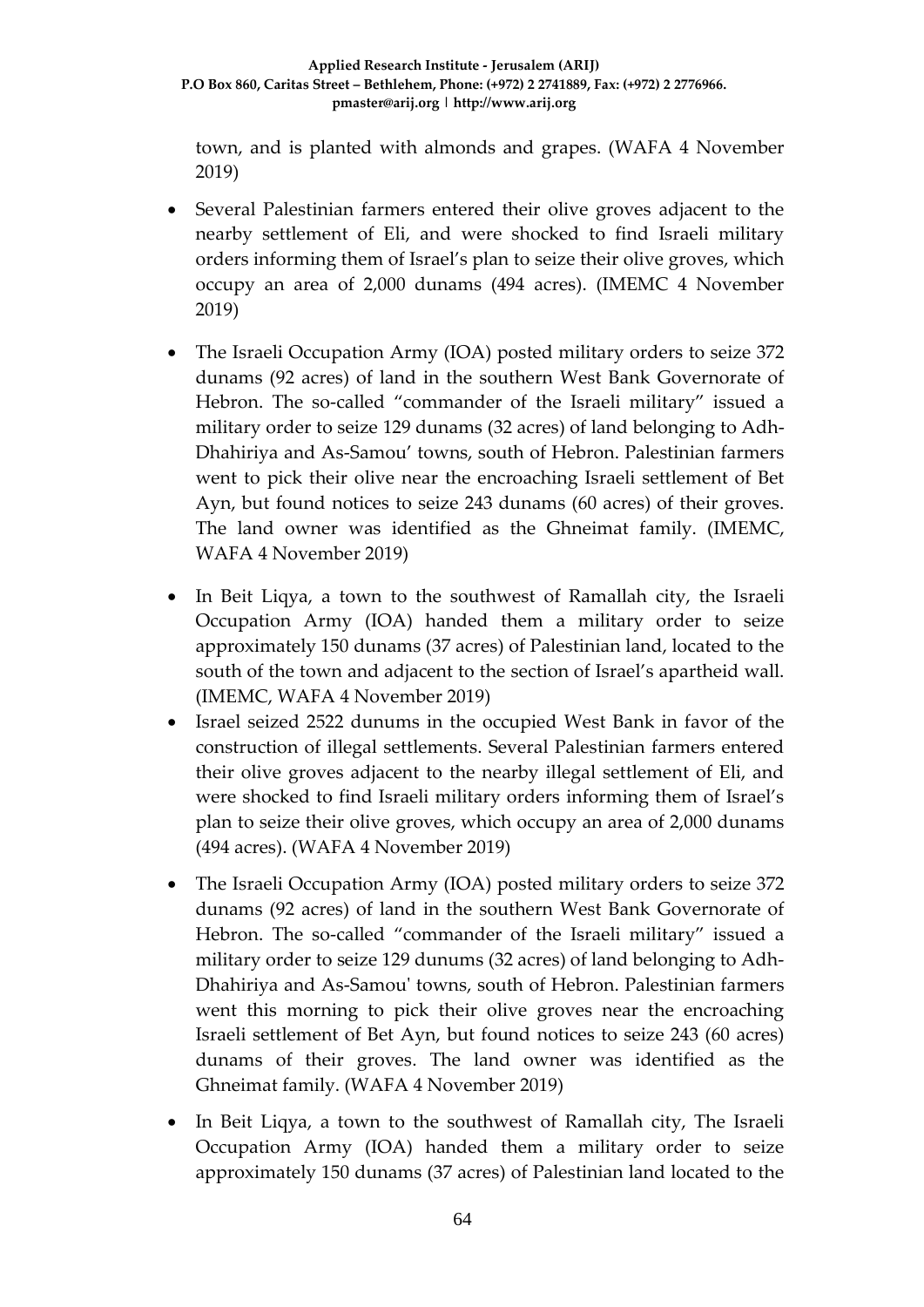town, and is planted with almonds and grapes. (WAFA 4 November 2019)

- Several Palestinian farmers entered their olive groves adjacent to the nearby settlement of Eli, and were shocked to find Israeli military orders informing them of Israel's plan to seize their olive groves, which occupy an area of 2,000 dunams (494 acres). (IMEMC 4 November 2019)

- The Israeli Occupation Army (IOA) posted military orders to seize 372 dunams (92 acres) of land in the southern West Bank Governorate of Hebron. The so-called "commander of the Israeli military" issued a military order to seize 129 dunams (32 acres) of land belonging to Adh-Dhahiriya and As-Samou' towns, south of Hebron. Palestinian farmers went to pick their olive near the encroaching Israeli settlement of Bet Ayn, but found notices to seize 243 dunams (60 acres) of their groves. The land owner was identified as the Ghneimat family. (IMEMC, WAFA 4 November 2019)

- In Beit Liqya, a town to the southwest of Ramallah city, the Israeli Occupation Army (IOA) handed them a military order to seize approximately 150 dunams (37 acres) of Palestinian land, located to the south of the town and adjacent to the section of Israel's apartheid wall. (IMEMC, WAFA 4 November 2019)
- Israel seized 2522 dunums in the occupied West Bank in favor of the construction of illegal settlements. Several Palestinian farmers entered their olive groves adjacent to the nearby illegal settlement of Eli, and were shocked to find Israeli military orders informing them of Israel's plan to seize their olive groves, which occupy an area of 2,000 dunams (494 acres). (WAFA 4 November 2019)

- The Israeli Occupation Army (IOA) posted military orders to seize 372 dunams (92 acres) of land in the southern West Bank Governorate of Hebron. The so-called "commander of the Israeli military" issued a military order to seize 129 dunums (32 acres) of land belonging to Adh-Dhahiriya and As-Samou' towns, south of Hebron. Palestinian farmers went this morning to pick their olive groves near the encroaching Israeli settlement of Bet Ayn, but found notices to seize 243 (60 acres) dunams of their groves. The land owner was identified as the Ghneimat family. (WAFA 4 November 2019)

- In Beit Liqya, a town to the southwest of Ramallah city, The Israeli Occupation Army (IOA) handed them a military order to seize approximately 150 dunams (37 acres) of Palestinian land located to the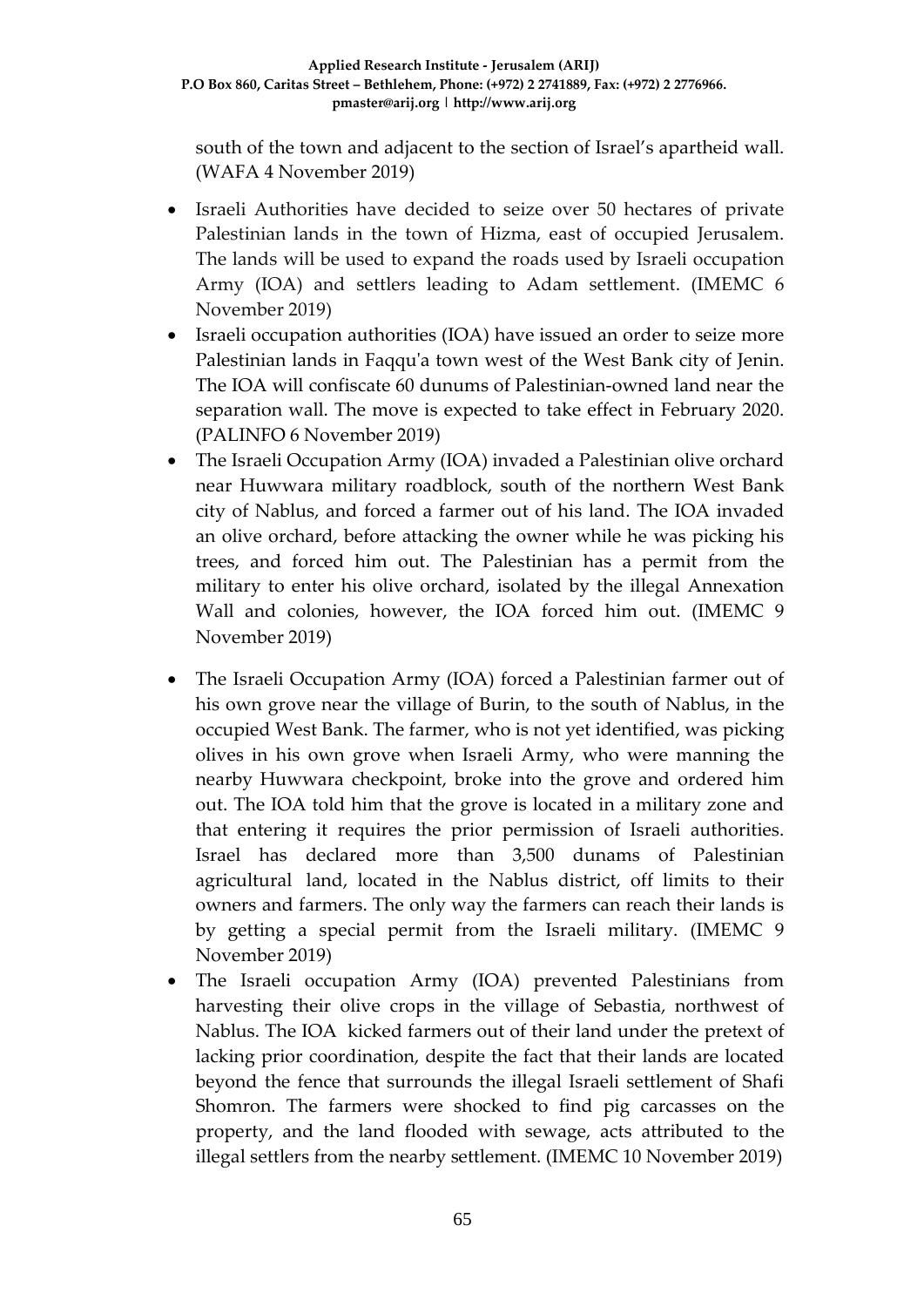south of the town and adjacent to the section of Israel's apartheid wall. (WAFA 4 November 2019)

- Israeli Authorities have decided to seize over 50 hectares of private Palestinian lands in the town of Hizma, east of occupied Jerusalem. The lands will be used to expand the roads used by Israeli occupation Army (IOA) and settlers leading to Adam settlement. (IMEMC 6 November 2019)
- Israeli occupation authorities (IOA) have issued an order to seize more Palestinian lands in Faqqu'a town west of the West Bank city of Jenin. The IOA will confiscate 60 dunums of Palestinian-owned land near the separation wall. The move is expected to take effect in February 2020. (PALINFO 6 November 2019)
- The Israeli Occupation Army (IOA) invaded a Palestinian olive orchard near Huwwara military roadblock, south of the northern West Bank city of Nablus, and forced a farmer out of his land. The IOA invaded an olive orchard, before attacking the owner while he was picking his trees, and forced him out. The Palestinian has a permit from the military to enter his olive orchard, isolated by the illegal Annexation Wall and colonies, however, the IOA forced him out. (IMEMC 9 November 2019)
- The Israeli Occupation Army (IOA) forced a Palestinian farmer out of his own grove near the village of Burin, to the south of Nablus, in the occupied West Bank. The farmer, who is not yet identified, was picking olives in his own grove when Israeli Army, who were manning the nearby Huwwara checkpoint, broke into the grove and ordered him out. The IOA told him that the grove is located in a military zone and that entering it requires the prior permission of Israeli authorities. Israel has declared more than 3,500 dunams of Palestinian agricultural land, located in the Nablus district, off limits to their owners and farmers. The only way the farmers can reach their lands is by getting a special permit from the Israeli military. (IMEMC 9 November 2019)
- The Israeli occupation Army (IOA) prevented Palestinians from harvesting their olive crops in the village of Sebastia, northwest of Nablus. The IOA kicked farmers out of their land under the pretext of lacking prior coordination, despite the fact that their lands are located beyond the fence that surrounds the illegal Israeli settlement of Shafi Shomron. The farmers were shocked to find pig carcasses on the property, and the land flooded with sewage, acts attributed to the illegal settlers from the nearby settlement. (IMEMC 10 November 2019)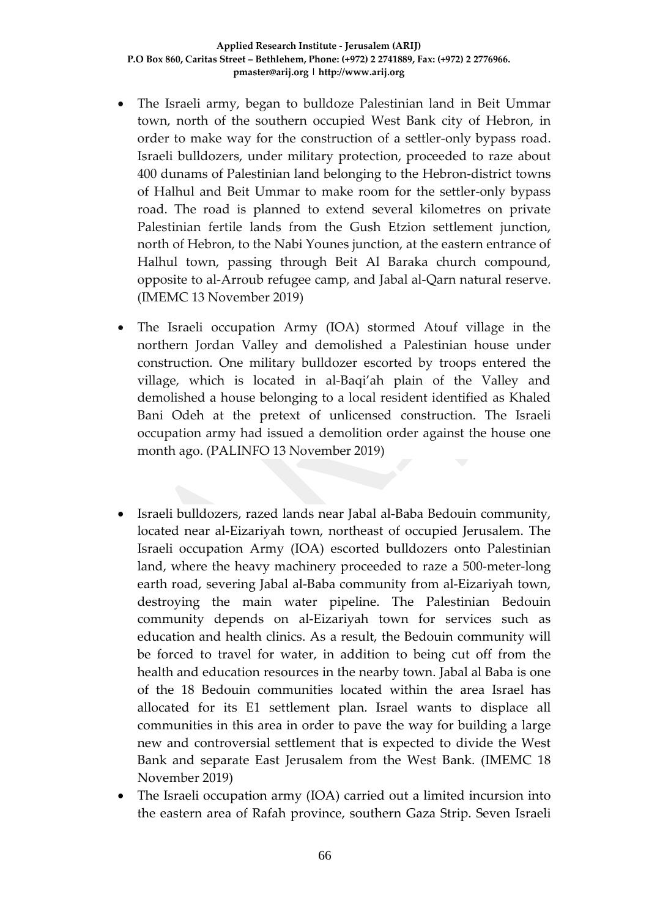- The Israeli army, began to bulldoze Palestinian land in Beit Ummar town, north of the southern occupied West Bank city of Hebron, in order to make way for the construction of a settler-only bypass road. Israeli bulldozers, under military protection, proceeded to raze about 400 dunams of Palestinian land belonging to the Hebron-district towns of Halhul and Beit Ummar to make room for the settler-only bypass road. The road is planned to extend several kilometres on private Palestinian fertile lands from the Gush Etzion settlement junction, north of Hebron, to the Nabi Younes junction, at the eastern entrance of Halhul town, passing through Beit Al Baraka church compound, opposite to al-Arroub refugee camp, and Jabal al-Qarn natural reserve. (IMEMC 13 November 2019)
- The Israeli occupation Army (IOA) stormed Atouf village in the northern Jordan Valley and demolished a Palestinian house under construction. One military bulldozer escorted by troops entered the village, which is located in al-Baqi'ah plain of the Valley and demolished a house belonging to a local resident identified as Khaled Bani Odeh at the pretext of unlicensed construction. The Israeli occupation army had issued a demolition order against the house one month ago. (PALINFO 13 November 2019)
- Israeli bulldozers, razed lands near Jabal al-Baba Bedouin community, located near al-Eizariyah town, northeast of occupied Jerusalem. The Israeli occupation Army (IOA) escorted bulldozers onto Palestinian land, where the heavy machinery proceeded to raze a 500-meter-long earth road, severing Jabal al-Baba community from al-Eizariyah town, destroying the main water pipeline. The Palestinian Bedouin community depends on al-Eizariyah town for services such as education and health clinics. As a result, the Bedouin community will be forced to travel for water, in addition to being cut off from the health and education resources in the nearby town. Jabal al Baba is one of the 18 Bedouin communities located within the area Israel has allocated for its E1 settlement plan. Israel wants to displace all communities in this area in order to pave the way for building a large new and controversial settlement that is expected to divide the West Bank and separate East Jerusalem from the West Bank. (IMEMC 18 November 2019)
- The Israeli occupation army (IOA) carried out a limited incursion into the eastern area of Rafah province, southern Gaza Strip. Seven Israeli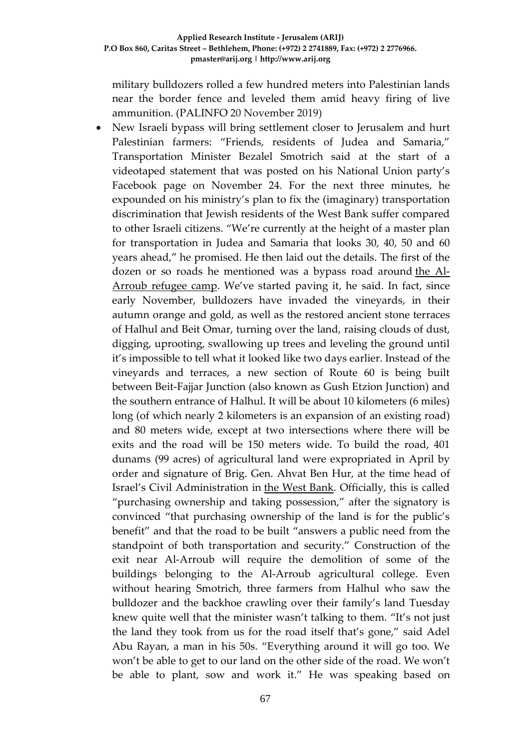military bulldozers rolled a few hundred meters into Palestinian lands near the border fence and leveled them amid heavy firing of live ammunition. (PALINFO 20 November 2019)

- New Israeli bypass will bring settlement closer to Jerusalem and hurt Palestinian farmers: "Friends, residents of Judea and Samaria," Transportation Minister Bezalel Smotrich said at the start of a videotaped statement that was posted on his National Union party's Facebook page on November 24. For the next three minutes, he expounded on his ministry's plan to fix the (imaginary) transportation discrimination that Jewish residents of the West Bank suffer compared to other Israeli citizens. "We're currently at the height of a master plan for transportation in Judea and Samaria that looks 30, 40, 50 and 60 years ahead," he promised. He then laid out the details. The first of the dozen or so roads he mentioned was a bypass road around the Al-Arroub refugee camp. We've started paving it, he said. In fact, since early November, bulldozers have invaded the vineyards, in their autumn orange and gold, as well as the restored ancient stone terraces of Halhul and Beit Omar, turning over the land, raising clouds of dust, digging, uprooting, swallowing up trees and leveling the ground until it's impossible to tell what it looked like two days earlier. Instead of the vineyards and terraces, a new section of Route 60 is being built between Beit-Fajjar Junction (also known as Gush Etzion Junction) and the southern entrance of Halhul. It will be about 10 kilometers (6 miles) long (of which nearly 2 kilometers is an expansion of an existing road) and 80 meters wide, except at two intersections where there will be exits and the road will be 150 meters wide. To build the road, 401 dunams (99 acres) of agricultural land were expropriated in April by order and signature of Brig. Gen. Ahvat Ben Hur, at the time head of Israel's Civil Administration in the West Bank. Officially, this is called "purchasing ownership and taking possession," after the signatory is convinced "that purchasing ownership of the land is for the public's benefit" and that the road to be built "answers a public need from the standpoint of both transportation and security." Construction of the exit near Al-Arroub will require the demolition of some of the buildings belonging to the Al-Arroub agricultural college. Even without hearing Smotrich, three farmers from Halhul who saw the bulldozer and the backhoe crawling over their family's land Tuesday knew quite well that the minister wasn't talking to them. "It's not just the land they took from us for the road itself that's gone," said Adel Abu Rayan, a man in his 50s. "Everything around it will go too. We won't be able to get to our land on the other side of the road. We won't be able to plant, sow and work it." He was speaking based on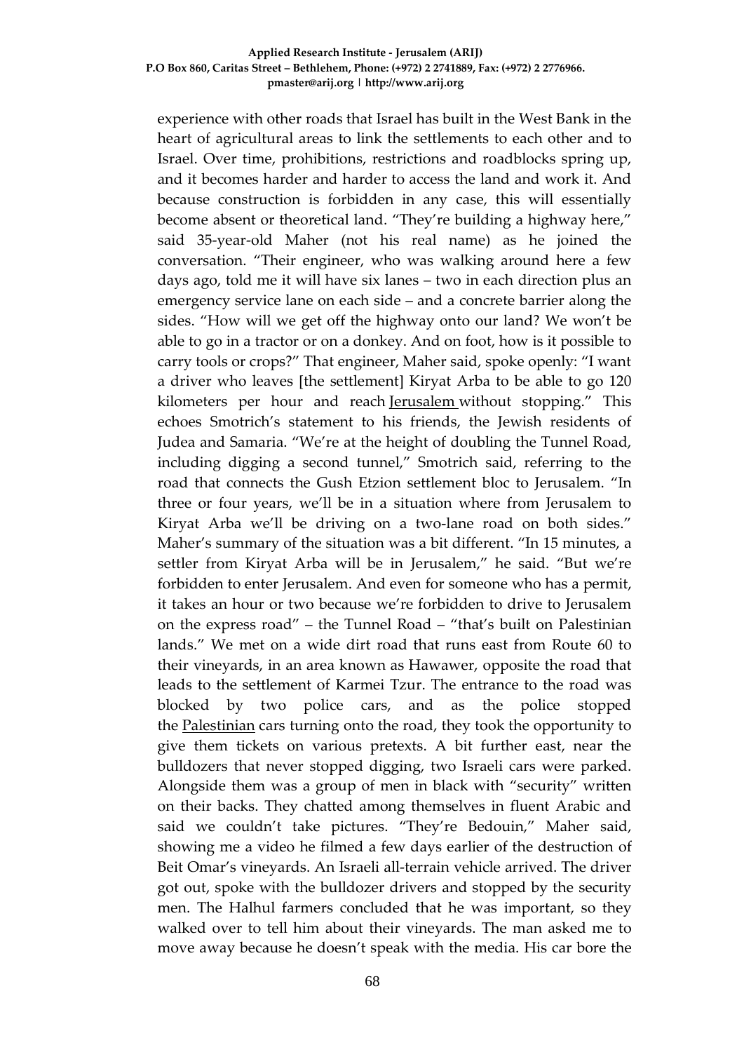experience with other roads that Israel has built in the West Bank in the heart of agricultural areas to link the settlements to each other and to Israel. Over time, prohibitions, restrictions and roadblocks spring up, and it becomes harder and harder to access the land and work it. And because construction is forbidden in any case, this will essentially become absent or theoretical land. "They're building a highway here," said 35-year-old Maher (not his real name) as he joined the conversation. "Their engineer, who was walking around here a few days ago, told me it will have six lanes – two in each direction plus an emergency service lane on each side – and a concrete barrier along the sides. "How will we get off the highway onto our land? We won't be able to go in a tractor or on a donkey. And on foot, how is it possible to carry tools or crops?" That engineer, Maher said, spoke openly: "I want a driver who leaves [the settlement] Kiryat Arba to be able to go 120 kilometers per hour and reach Jerusalem without stopping." This echoes Smotrich's statement to his friends, the Jewish residents of Judea and Samaria. "We're at the height of doubling the Tunnel Road, including digging a second tunnel," Smotrich said, referring to the road that connects the Gush Etzion settlement bloc to Jerusalem. "In three or four years, we'll be in a situation where from Jerusalem to Kiryat Arba we'll be driving on a two-lane road on both sides." Maher's summary of the situation was a bit different. "In 15 minutes, a settler from Kiryat Arba will be in Jerusalem," he said. "But we're forbidden to enter Jerusalem. And even for someone who has a permit, it takes an hour or two because we're forbidden to drive to Jerusalem on the express road" – the Tunnel Road – "that's built on Palestinian lands." We met on a wide dirt road that runs east from Route 60 to their vineyards, in an area known as Hawawer, opposite the road that leads to the settlement of Karmei Tzur. The entrance to the road was blocked by two police cars, and as the police stopped the Palestinian cars turning onto the road, they took the opportunity to give them tickets on various pretexts. A bit further east, near the bulldozers that never stopped digging, two Israeli cars were parked. Alongside them was a group of men in black with "security" written on their backs. They chatted among themselves in fluent Arabic and said we couldn't take pictures. "They're Bedouin," Maher said, showing me a video he filmed a few days earlier of the destruction of Beit Omar's vineyards. An Israeli all-terrain vehicle arrived. The driver got out, spoke with the bulldozer drivers and stopped by the security men. The Halhul farmers concluded that he was important, so they walked over to tell him about their vineyards. The man asked me to move away because he doesn't speak with the media. His car bore the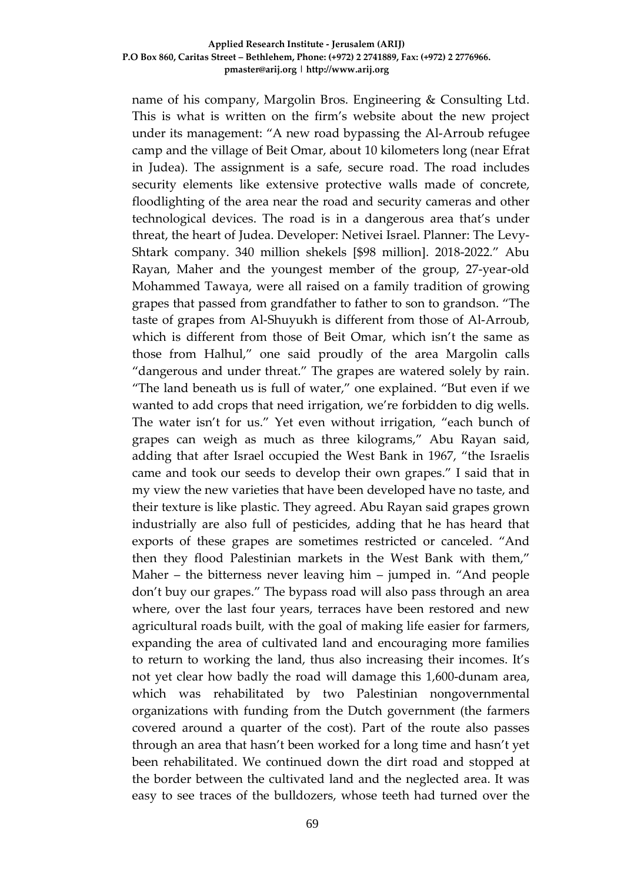name of his company, Margolin Bros. Engineering & Consulting Ltd. This is what is written on the firm's website about the new project under its management: "A new road bypassing the Al-Arroub refugee camp and the village of Beit Omar, about 10 kilometers long (near Efrat in Judea). The assignment is a safe, secure road. The road includes security elements like extensive protective walls made of concrete, floodlighting of the area near the road and security cameras and other technological devices. The road is in a dangerous area that's under threat, the heart of Judea. Developer: Netivei Israel. Planner: The Levy-Shtark company. 340 million shekels [$98 million]. 2018-2022." Abu Rayan, Maher and the youngest member of the group, 27-year-old Mohammed Tawaya, were all raised on a family tradition of growing grapes that passed from grandfather to father to son to grandson. "The taste of grapes from Al-Shuyukh is different from those of Al-Arroub, which is different from those of Beit Omar, which isn't the same as those from Halhul," one said proudly of the area Margolin calls "dangerous and under threat." The grapes are watered solely by rain. "The land beneath us is full of water," one explained. "But even if we wanted to add crops that need irrigation, we're forbidden to dig wells. The water isn't for us." Yet even without irrigation, "each bunch of grapes can weigh as much as three kilograms," Abu Rayan said, adding that after Israel occupied the West Bank in 1967, "the Israelis came and took our seeds to develop their own grapes." I said that in my view the new varieties that have been developed have no taste, and their texture is like plastic. They agreed. Abu Rayan said grapes grown industrially are also full of pesticides, adding that he has heard that exports of these grapes are sometimes restricted or canceled. "And then they flood Palestinian markets in the West Bank with them," Maher – the bitterness never leaving him – jumped in. "And people don't buy our grapes." The bypass road will also pass through an area where, over the last four years, terraces have been restored and new agricultural roads built, with the goal of making life easier for farmers, expanding the area of cultivated land and encouraging more families to return to working the land, thus also increasing their incomes. It's not yet clear how badly the road will damage this 1,600-dunam area, which was rehabilitated by two Palestinian nongovernmental organizations with funding from the Dutch government (the farmers covered around a quarter of the cost). Part of the route also passes through an area that hasn't been worked for a long time and hasn't yet been rehabilitated. We continued down the dirt road and stopped at the border between the cultivated land and the neglected area. It was easy to see traces of the bulldozers, whose teeth had turned over the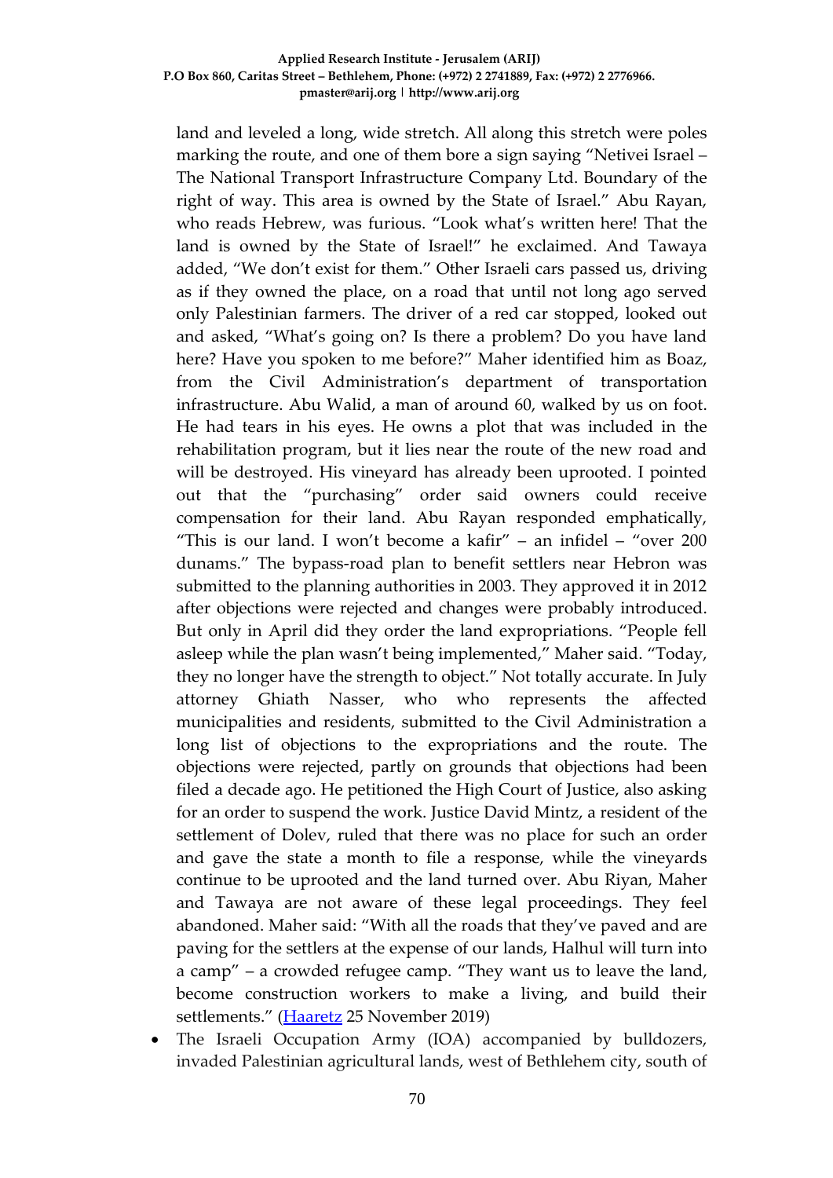land and leveled a long, wide stretch. All along this stretch were poles marking the route, and one of them bore a sign saying "Netivei Israel – The National Transport Infrastructure Company Ltd. Boundary of the right of way. This area is owned by the State of Israel." Abu Rayan, who reads Hebrew, was furious. "Look what's written here! That the land is owned by the State of Israel!" he exclaimed. And Tawaya added, "We don't exist for them." Other Israeli cars passed us, driving as if they owned the place, on a road that until not long ago served only Palestinian farmers. The driver of a red car stopped, looked out and asked, "What's going on? Is there a problem? Do you have land here? Have you spoken to me before?" Maher identified him as Boaz, from the Civil Administration's department of transportation infrastructure. Abu Walid, a man of around 60, walked by us on foot. He had tears in his eyes. He owns a plot that was included in the rehabilitation program, but it lies near the route of the new road and will be destroyed. His vineyard has already been uprooted. I pointed out that the "purchasing" order said owners could receive compensation for their land. Abu Rayan responded emphatically, "This is our land. I won't become a kafir" – an infidel – "over 200 dunams." The bypass-road plan to benefit settlers near Hebron was submitted to the planning authorities in 2003. They approved it in 2012 after objections were rejected and changes were probably introduced. But only in April did they order the land expropriations. "People fell asleep while the plan wasn't being implemented," Maher said. "Today, they no longer have the strength to object." Not totally accurate. In July attorney Ghiath Nasser, who who represents the affected municipalities and residents, submitted to the Civil Administration a long list of objections to the expropriations and the route. The objections were rejected, partly on grounds that objections had been filed a decade ago. He petitioned the High Court of Justice, also asking for an order to suspend the work. Justice David Mintz, a resident of the settlement of Dolev, ruled that there was no place for such an order and gave the state a month to file a response, while the vineyards continue to be uprooted and the land turned over. Abu Riyan, Maher and Tawaya are not aware of these legal proceedings. They feel abandoned. Maher said: "With all the roads that they've paved and are paving for the settlers at the expense of our lands, Halhul will turn into a camp" – a crowded refugee camp. "They want us to leave the land, become construction workers to make a living, and build their settlements." (Haaretz 25 November 2019)

- The Israeli Occupation Army (IOA) accompanied by bulldozers, invaded Palestinian agricultural lands, west of Bethlehem city, south of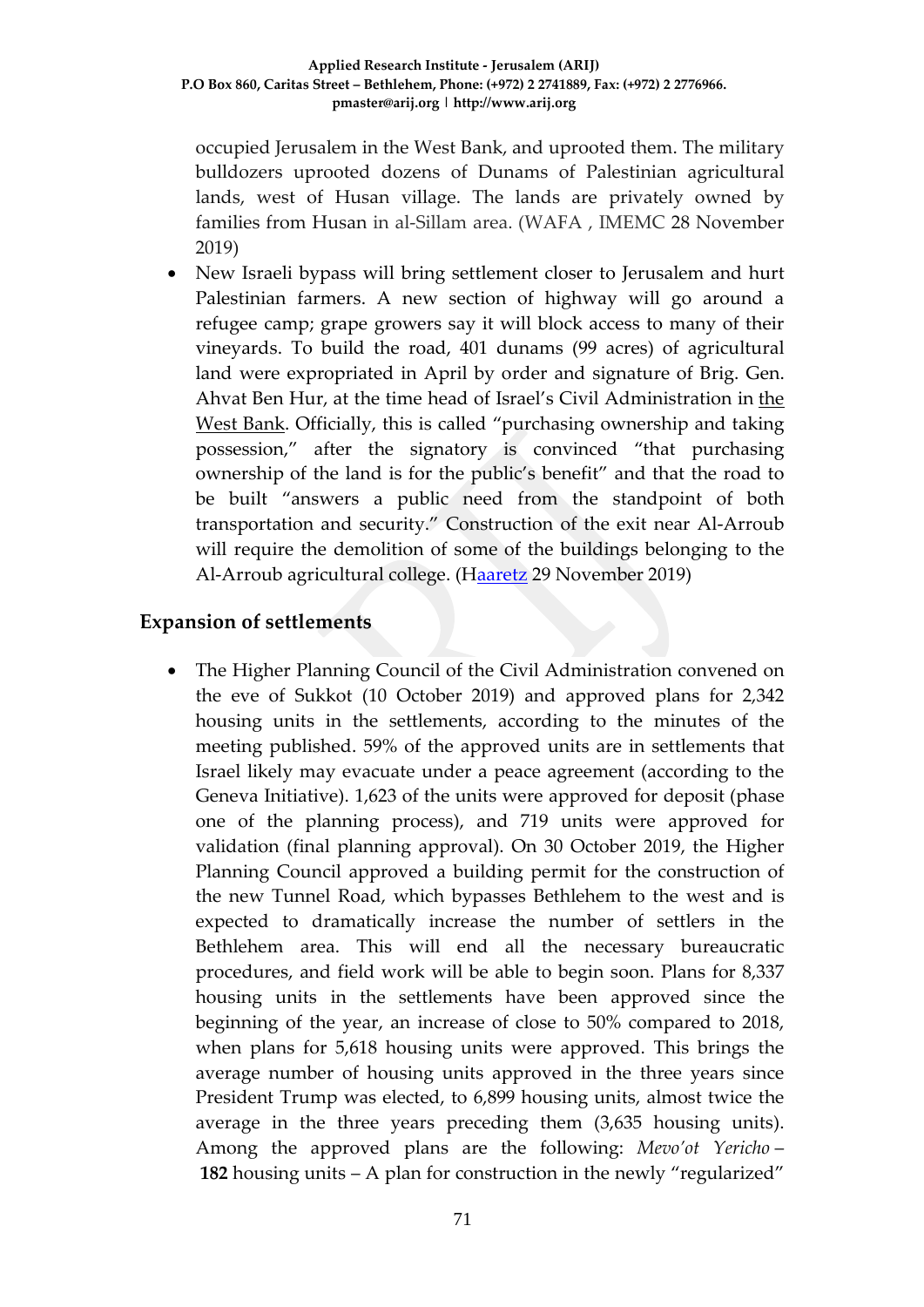occupied Jerusalem in the West Bank, and uprooted them. The military bulldozers uprooted dozens of Dunams of Palestinian agricultural lands, west of Husan village. The lands are privately owned by families from Husan in al-Sillam area. (WAFA , IMEMC 28 November 2019)

- New Israeli bypass will bring settlement closer to Jerusalem and hurt Palestinian farmers. A new section of highway will go around a refugee camp; grape growers say it will block access to many of their vineyards. To build the road, 401 dunams (99 acres) of agricultural land were expropriated in April by order and signature of Brig. Gen. Ahvat Ben Hur, at the time head of Israel's Civil Administration in the West Bank. Officially, this is called "purchasing ownership and taking possession," after the signatory is convinced "that purchasing ownership of the land is for the public's benefit" and that the road to be built "answers a public need from the standpoint of both transportation and security." Construction of the exit near Al-Arroub will require the demolition of some of the buildings belonging to the Al-Arroub agricultural college. (Haaretz 29 November 2019)

## Expansion of settlements

- The Higher Planning Council of the Civil Administration convened on the eve of Sukkot (10 October 2019) and approved plans for 2,342 housing units in the settlements, according to the minutes of the meeting published. 59% of the approved units are in settlements that Israel likely may evacuate under a peace agreement (according to the Geneva Initiative). 1,623 of the units were approved for deposit (phase one of the planning process), and 719 units were approved for validation (final planning approval). On 30 October 2019, the Higher Planning Council approved a building permit for the construction of the new Tunnel Road, which bypasses Bethlehem to the west and is expected to dramatically increase the number of settlers in the Bethlehem area. This will end all the necessary bureaucratic procedures, and field work will be able to begin soon. Plans for 8,337 housing units in the settlements have been approved since the beginning of the year, an increase of close to 50% compared to 2018, when plans for 5,618 housing units were approved. This brings the average number of housing units approved in the three years since President Trump was elected, to 6,899 housing units, almost twice the average in the three years preceding them (3,635 housing units). Among the approved plans are the following: *Mevo'ot Yericho* – **182** housing units – A plan for construction in the newly "regularized"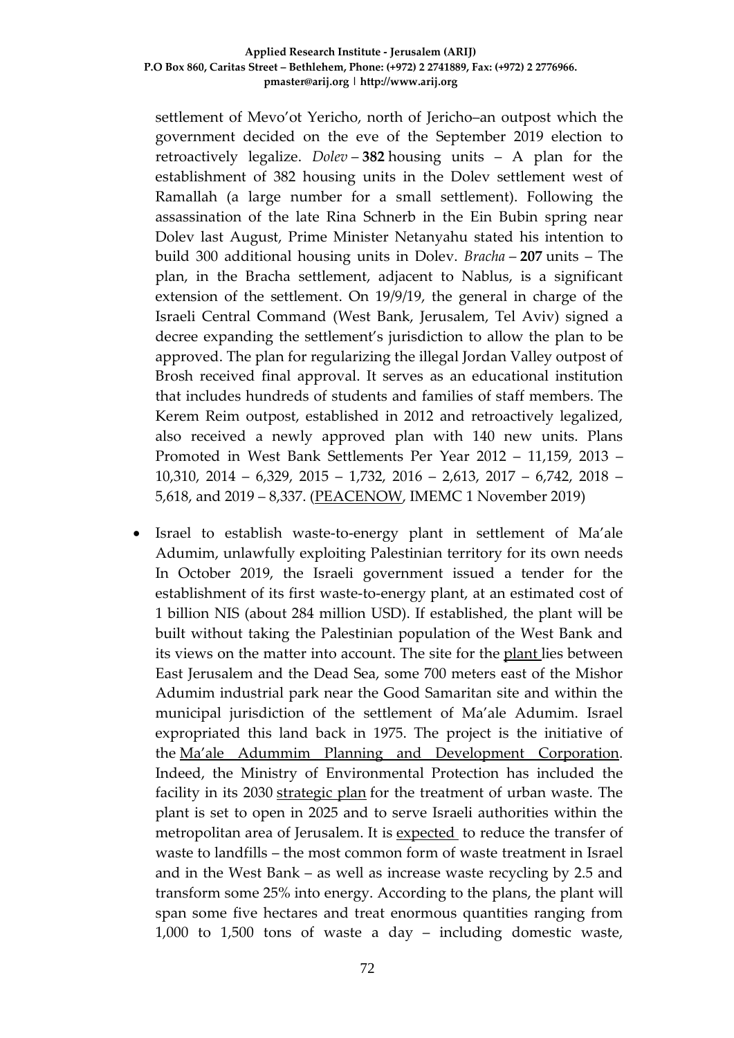settlement of Mevo'ot Yericho, north of Jericho–an outpost which the government decided on the eve of the September 2019 election to retroactively legalize. *Dolev* – **382** housing units – A plan for the establishment of 382 housing units in the Dolev settlement west of Ramallah (a large number for a small settlement). Following the assassination of the late Rina Schnerb in the Ein Bubin spring near Dolev last August, Prime Minister Netanyahu stated his intention to build 300 additional housing units in Dolev. *Bracha* – **207** units – The plan, in the Bracha settlement, adjacent to Nablus, is a significant extension of the settlement. On 19/9/19, the general in charge of the Israeli Central Command (West Bank, Jerusalem, Tel Aviv) signed a decree expanding the settlement's jurisdiction to allow the plan to be approved. The plan for regularizing the illegal Jordan Valley outpost of Brosh received final approval. It serves as an educational institution that includes hundreds of students and families of staff members. The Kerem Reim outpost, established in 2012 and retroactively legalized, also received a newly approved plan with 140 new units. Plans Promoted in West Bank Settlements Per Year 2012 – 11,159, 2013 – 10,310, 2014 – 6,329, 2015 – 1,732, 2016 – 2,613, 2017 – 6,742, 2018 – 5,618, and 2019 – 8,337. (PEACENOW, IMEMC 1 November 2019)

- Israel to establish waste-to-energy plant in settlement of Ma'ale Adumim, unlawfully exploiting Palestinian territory for its own needs In October 2019, the Israeli government issued a tender for the establishment of its first waste-to-energy plant, at an estimated cost of 1 billion NIS (about 284 million USD). If established, the plant will be built without taking the Palestinian population of the West Bank and its views on the matter into account. The site for the plant lies between East Jerusalem and the Dead Sea, some 700 meters east of the Mishor Adumim industrial park near the Good Samaritan site and within the municipal jurisdiction of the settlement of Ma'ale Adumim. Israel expropriated this land back in 1975. The project is the initiative of the Ma'ale Adummim Planning and Development Corporation. Indeed, the Ministry of Environmental Protection has included the facility in its 2030 strategic plan for the treatment of urban waste. The plant is set to open in 2025 and to serve Israeli authorities within the metropolitan area of Jerusalem. It is expected to reduce the transfer of waste to landfills – the most common form of waste treatment in Israel and in the West Bank – as well as increase waste recycling by 2.5 and transform some 25% into energy. According to the plans, the plant will span some five hectares and treat enormous quantities ranging from 1,000 to 1,500 tons of waste a day – including domestic waste,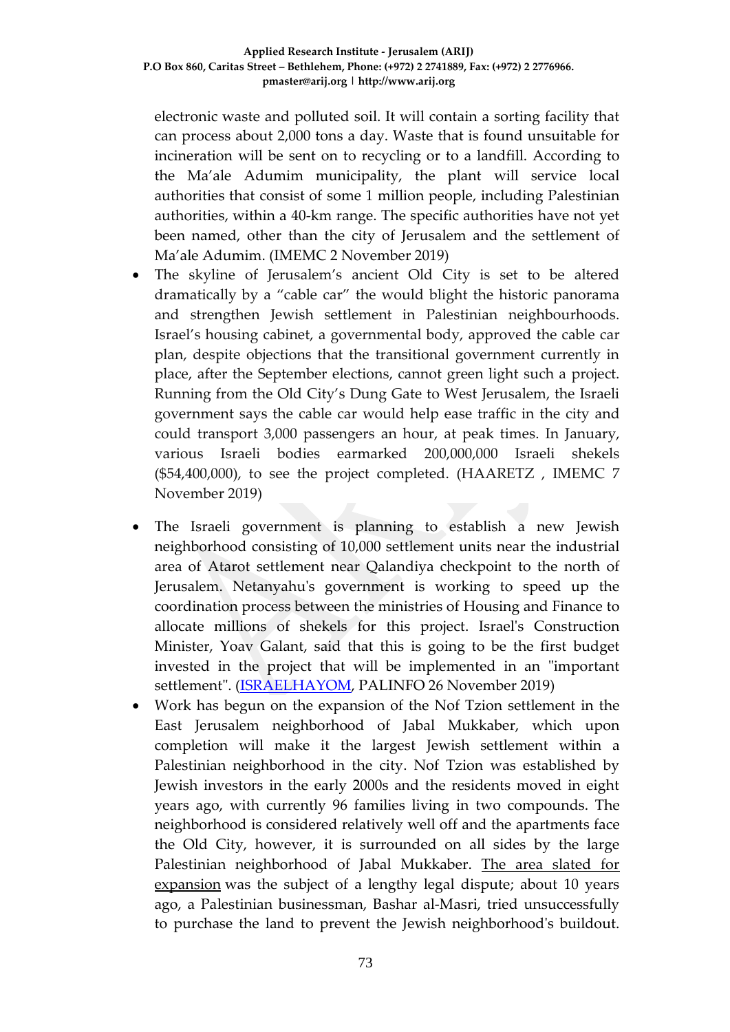electronic waste and polluted soil. It will contain a sorting facility that can process about 2,000 tons a day. Waste that is found unsuitable for incineration will be sent on to recycling or to a landfill. According to the Ma'ale Adumim municipality, the plant will service local authorities that consist of some 1 million people, including Palestinian authorities, within a 40-km range. The specific authorities have not yet been named, other than the city of Jerusalem and the settlement of Ma'ale Adumim. (IMEMC 2 November 2019)

- The skyline of Jerusalem's ancient Old City is set to be altered dramatically by a "cable car" the would blight the historic panorama and strengthen Jewish settlement in Palestinian neighbourhoods. Israel's housing cabinet, a governmental body, approved the cable car plan, despite objections that the transitional government currently in place, after the September elections, cannot green light such a project. Running from the Old City's Dung Gate to West Jerusalem, the Israeli government says the cable car would help ease traffic in the city and could transport 3,000 passengers an hour, at peak times. In January, various Israeli bodies earmarked 200,000,000 Israeli shekels ($54,400,000), to see the project completed. (HAARETZ , IMEMC 7 November 2019)

- The Israeli government is planning to establish a new Jewish neighborhood consisting of 10,000 settlement units near the industrial area of Atarot settlement near Qalandiya checkpoint to the north of Jerusalem. Netanyahu's government is working to speed up the coordination process between the ministries of Housing and Finance to allocate millions of shekels for this project. Israel's Construction Minister, Yoav Galant, said that this is going to be the first budget invested in the project that will be implemented in an "important settlement". (ISRAELHAYOM, PALINFO 26 November 2019)
- Work has begun on the expansion of the Nof Tzion settlement in the East Jerusalem neighborhood of Jabal Mukkaber, which upon completion will make it the largest Jewish settlement within a Palestinian neighborhood in the city. Nof Tzion was established by Jewish investors in the early 2000s and the residents moved in eight years ago, with currently 96 families living in two compounds. The neighborhood is considered relatively well off and the apartments face the Old City, however, it is surrounded on all sides by the large Palestinian neighborhood of Jabal Mukkaber. The area slated for expansion was the subject of a lengthy legal dispute; about 10 years ago, a Palestinian businessman, Bashar al-Masri, tried unsuccessfully to purchase the land to prevent the Jewish neighborhood's buildout.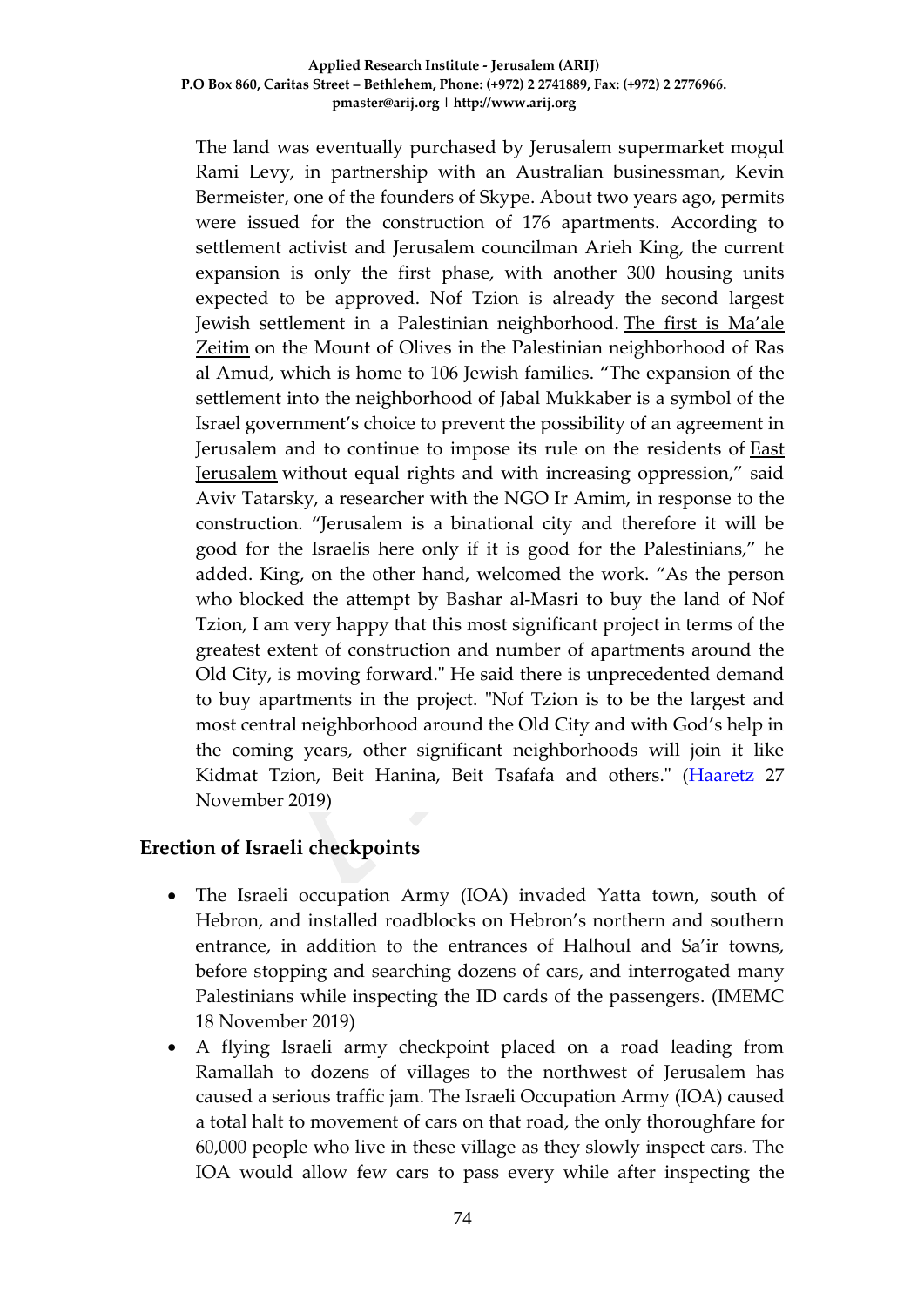The land was eventually purchased by Jerusalem supermarket mogul Rami Levy, in partnership with an Australian businessman, Kevin Bermeister, one of the founders of Skype. About two years ago, permits were issued for the construction of 176 apartments. According to settlement activist and Jerusalem councilman Arieh King, the current expansion is only the first phase, with another 300 housing units expected to be approved. Nof Tzion is already the second largest Jewish settlement in a Palestinian neighborhood. The first is Ma'ale Zeitim on the Mount of Olives in the Palestinian neighborhood of Ras al Amud, which is home to 106 Jewish families. "The expansion of the settlement into the neighborhood of Jabal Mukkaber is a symbol of the Israel government's choice to prevent the possibility of an agreement in Jerusalem and to continue to impose its rule on the residents of East Jerusalem without equal rights and with increasing oppression," said Aviv Tatarsky, a researcher with the NGO Ir Amim, in response to the construction. "Jerusalem is a binational city and therefore it will be good for the Israelis here only if it is good for the Palestinians," he added. King, on the other hand, welcomed the work. "As the person who blocked the attempt by Bashar al-Masri to buy the land of Nof Tzion, I am very happy that this most significant project in terms of the greatest extent of construction and number of apartments around the Old City, is moving forward." He said there is unprecedented demand to buy apartments in the project. "Nof Tzion is to be the largest and most central neighborhood around the Old City and with God's help in the coming years, other significant neighborhoods will join it like Kidmat Tzion, Beit Hanina, Beit Tsafafa and others." (Haaretz 27 November 2019)

## Erection of Israeli checkpoints

- The Israeli occupation Army (IOA) invaded Yatta town, south of Hebron, and installed roadblocks on Hebron's northern and southern entrance, in addition to the entrances of Halhoul and Sa'ir towns, before stopping and searching dozens of cars, and interrogated many Palestinians while inspecting the ID cards of the passengers. (IMEMC 18 November 2019)
- A flying Israeli army checkpoint placed on a road leading from Ramallah to dozens of villages to the northwest of Jerusalem has caused a serious traffic jam. The Israeli Occupation Army (IOA) caused a total halt to movement of cars on that road, the only thoroughfare for 60,000 people who live in these village as they slowly inspect cars. The IOA would allow few cars to pass every while after inspecting the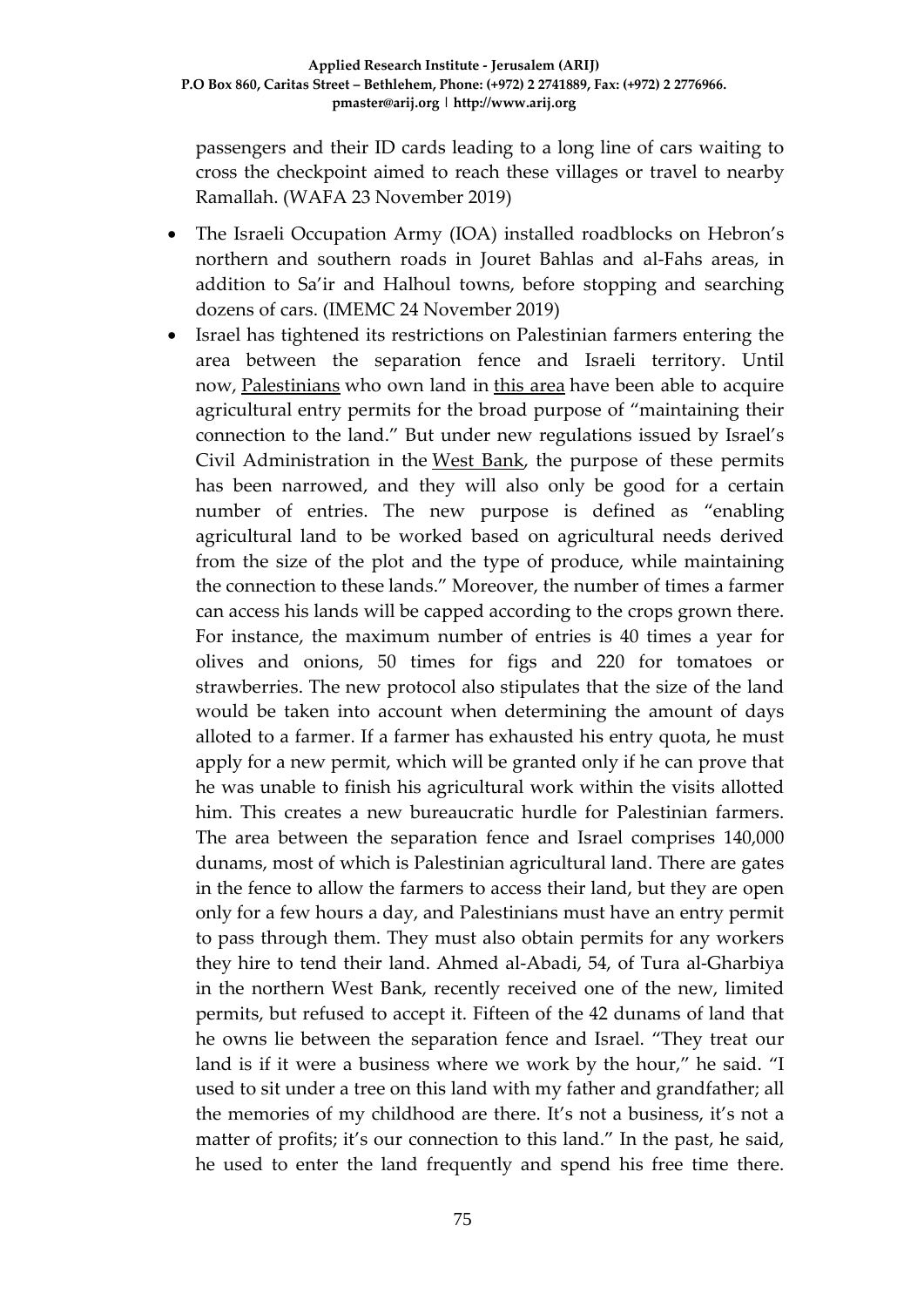passengers and their ID cards leading to a long line of cars waiting to cross the checkpoint aimed to reach these villages or travel to nearby Ramallah. (WAFA 23 November 2019)

- The Israeli Occupation Army (IOA) installed roadblocks on Hebron's northern and southern roads in Jouret Bahlas and al-Fahs areas, in addition to Sa'ir and Halhoul towns, before stopping and searching dozens of cars. (IMEMC 24 November 2019)
- Israel has tightened its restrictions on Palestinian farmers entering the area between the separation fence and Israeli territory. Until now, Palestinians who own land in this area have been able to acquire agricultural entry permits for the broad purpose of "maintaining their connection to the land." But under new regulations issued by Israel's Civil Administration in the West Bank, the purpose of these permits has been narrowed, and they will also only be good for a certain number of entries. The new purpose is defined as "enabling agricultural land to be worked based on agricultural needs derived from the size of the plot and the type of produce, while maintaining the connection to these lands." Moreover, the number of times a farmer can access his lands will be capped according to the crops grown there. For instance, the maximum number of entries is 40 times a year for olives and onions, 50 times for figs and 220 for tomatoes or strawberries. The new protocol also stipulates that the size of the land would be taken into account when determining the amount of days alloted to a farmer. If a farmer has exhausted his entry quota, he must apply for a new permit, which will be granted only if he can prove that he was unable to finish his agricultural work within the visits allotted him. This creates a new bureaucratic hurdle for Palestinian farmers. The area between the separation fence and Israel comprises 140,000 dunams, most of which is Palestinian agricultural land. There are gates in the fence to allow the farmers to access their land, but they are open only for a few hours a day, and Palestinians must have an entry permit to pass through them. They must also obtain permits for any workers they hire to tend their land. Ahmed al-Abadi, 54, of Tura al-Gharbiya in the northern West Bank, recently received one of the new, limited permits, but refused to accept it. Fifteen of the 42 dunams of land that he owns lie between the separation fence and Israel. "They treat our land is if it were a business where we work by the hour," he said. "I used to sit under a tree on this land with my father and grandfather; all the memories of my childhood are there. It's not a business, it's not a matter of profits; it's our connection to this land." In the past, he said, he used to enter the land frequently and spend his free time there.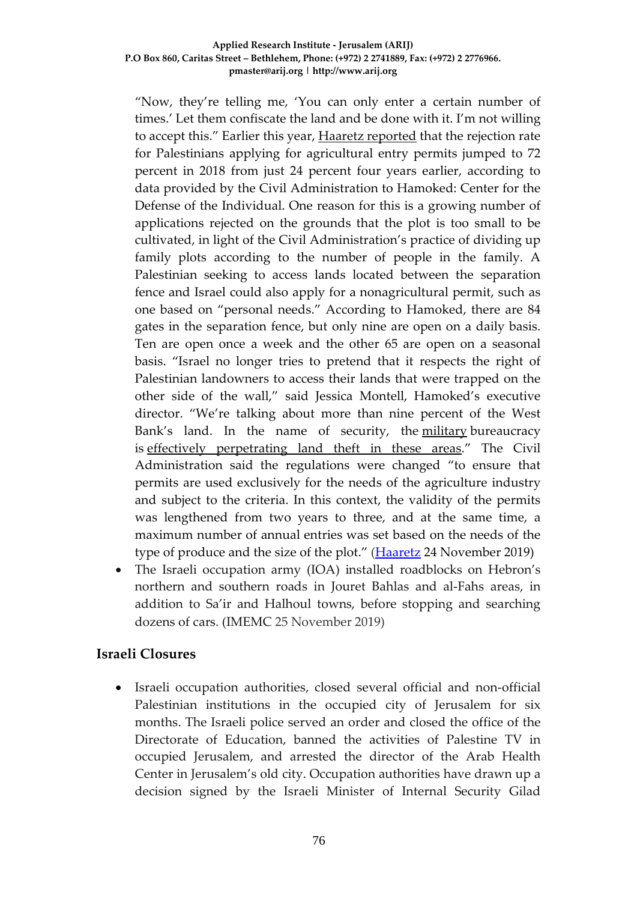"Now, they're telling me, 'You can only enter a certain number of times.' Let them confiscate the land and be done with it. I'm not willing to accept this." Earlier this year, Haaretz reported that the rejection rate for Palestinians applying for agricultural entry permits jumped to 72 percent in 2018 from just 24 percent four years earlier, according to data provided by the Civil Administration to Hamoked: Center for the Defense of the Individual. One reason for this is a growing number of applications rejected on the grounds that the plot is too small to be cultivated, in light of the Civil Administration's practice of dividing up family plots according to the number of people in the family. A Palestinian seeking to access lands located between the separation fence and Israel could also apply for a nonagricultural permit, such as one based on "personal needs." According to Hamoked, there are 84 gates in the separation fence, but only nine are open on a daily basis. Ten are open once a week and the other 65 are open on a seasonal basis. "Israel no longer tries to pretend that it respects the right of Palestinian landowners to access their lands that were trapped on the other side of the wall," said Jessica Montell, Hamoked's executive director. "We're talking about more than nine percent of the West Bank's land. In the name of security, the military bureaucracy is effectively perpetrating land theft in these areas." The Civil Administration said the regulations were changed "to ensure that permits are used exclusively for the needs of the agriculture industry and subject to the criteria. In this context, the validity of the permits was lengthened from two years to three, and at the same time, a maximum number of annual entries was set based on the needs of the type of produce and the size of the plot." (Haaretz 24 November 2019)

- The Israeli occupation army (IOA) installed roadblocks on Hebron's northern and southern roads in Jouret Bahlas and al-Fahs areas, in addition to Sa'ir and Halhoul towns, before stopping and searching dozens of cars. (IMEMC 25 November 2019)

## Israeli Closures

- Israeli occupation authorities, closed several official and non-official Palestinian institutions in the occupied city of Jerusalem for six months. The Israeli police served an order and closed the office of the Directorate of Education, banned the activities of Palestine TV in occupied Jerusalem, and arrested the director of the Arab Health Center in Jerusalem's old city. Occupation authorities have drawn up a decision signed by the Israeli Minister of Internal Security Gilad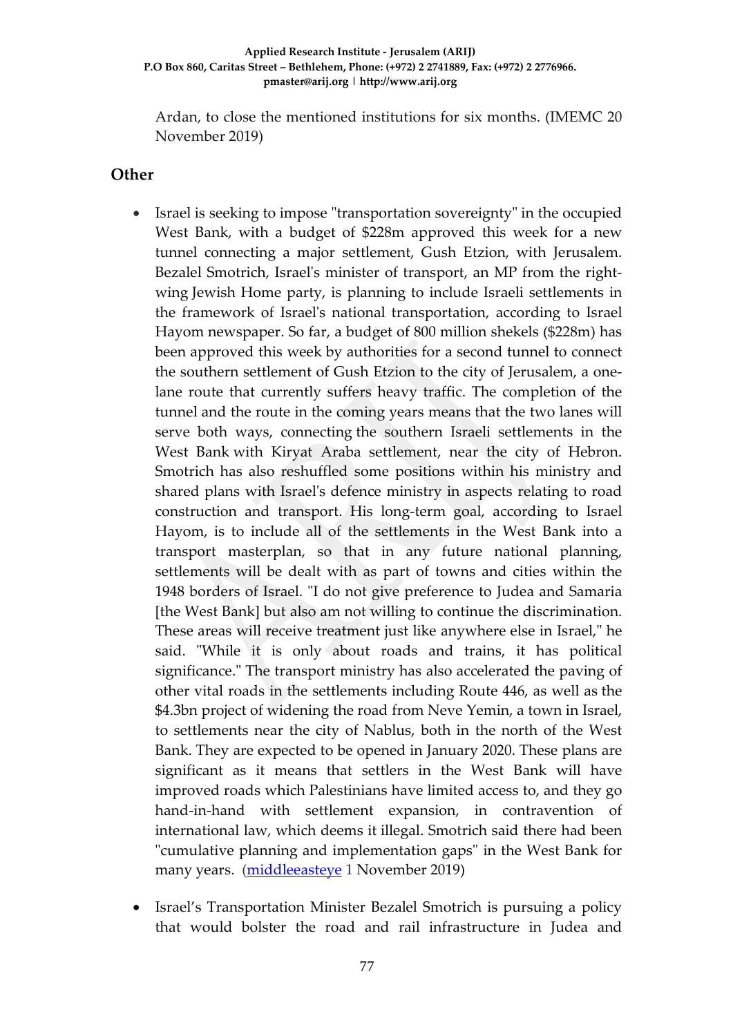Ardan, to close the mentioned institutions for six months. (IMEMC 20 November 2019)

## Other

- Israel is seeking to impose "transportation sovereignty" in the occupied West Bank, with a budget of $228m approved this week for a new tunnel connecting a major settlement, Gush Etzion, with Jerusalem. Bezalel Smotrich, Israel's minister of transport, an MP from the right-wing Jewish Home party, is planning to include Israeli settlements in the framework of Israel's national transportation, according to Israel Hayom newspaper. So far, a budget of 800 million shekels ($228m) has been approved this week by authorities for a second tunnel to connect the southern settlement of Gush Etzion to the city of Jerusalem, a one-lane route that currently suffers heavy traffic. The completion of the tunnel and the route in the coming years means that the two lanes will serve both ways, connecting the southern Israeli settlements in the West Bank with Kiryat Araba settlement, near the city of Hebron. Smotrich has also reshuffled some positions within his ministry and shared plans with Israel's defence ministry in aspects relating to road construction and transport. His long-term goal, according to Israel Hayom, is to include all of the settlements in the West Bank into a transport masterplan, so that in any future national planning, settlements will be dealt with as part of towns and cities within the 1948 borders of Israel. "I do not give preference to Judea and Samaria [the West Bank] but also am not willing to continue the discrimination. These areas will receive treatment just like anywhere else in Israel," he said. "While it is only about roads and trains, it has political significance." The transport ministry has also accelerated the paving of other vital roads in the settlements including Route 446, as well as the $4.3bn project of widening the road from Neve Yemin, a town in Israel, to settlements near the city of Nablus, both in the north of the West Bank. They are expected to be opened in January 2020. These plans are significant as it means that settlers in the West Bank will have improved roads which Palestinians have limited access to, and they go hand-in-hand with settlement expansion, in contravention of international law, which deems it illegal. Smotrich said there had been "cumulative planning and implementation gaps" in the West Bank for many years. (middleeasteye 1 November 2019)

- Israel's Transportation Minister Bezalel Smotrich is pursuing a policy that would bolster the road and rail infrastructure in Judea and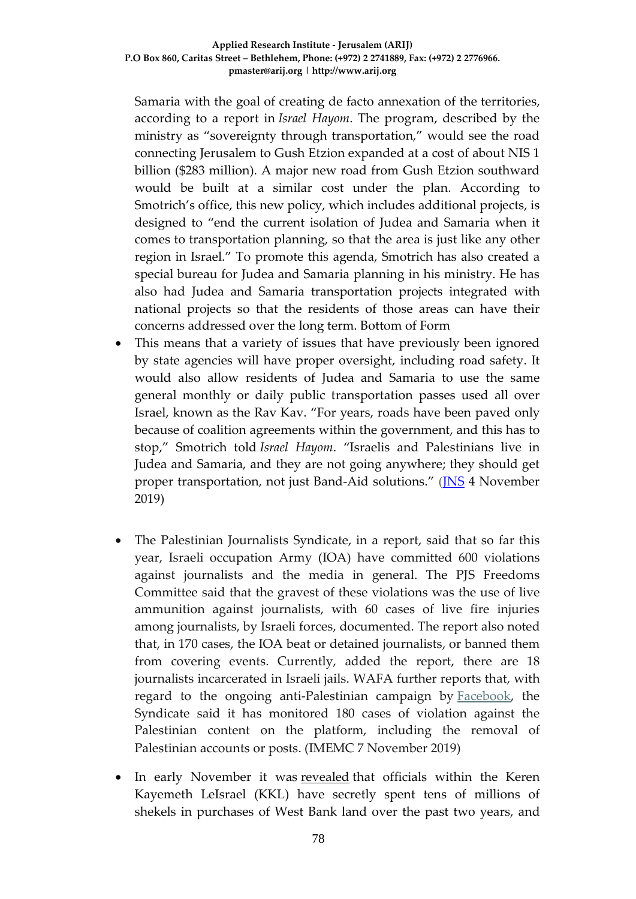Samaria with the goal of creating de facto annexation of the territories, according to a report in *Israel Hayom*. The program, described by the ministry as "sovereignty through transportation," would see the road connecting Jerusalem to Gush Etzion expanded at a cost of about NIS 1 billion ($283 million). A major new road from Gush Etzion southward would be built at a similar cost under the plan. According to Smotrich's office, this new policy, which includes additional projects, is designed to "end the current isolation of Judea and Samaria when it comes to transportation planning, so that the area is just like any other region in Israel." To promote this agenda, Smotrich has also created a special bureau for Judea and Samaria planning in his ministry. He has also had Judea and Samaria transportation projects integrated with national projects so that the residents of those areas can have their concerns addressed over the long term. Bottom of Form

- This means that a variety of issues that have previously been ignored by state agencies will have proper oversight, including road safety. It would also allow residents of Judea and Samaria to use the same general monthly or daily public transportation passes used all over Israel, known as the Rav Kav. "For years, roads have been paved only because of coalition agreements within the government, and this has to stop," Smotrich told *Israel Hayom*. "Israelis and Palestinians live in Judea and Samaria, and they are not going anywhere; they should get proper transportation, not just Band-Aid solutions." (JNS 4 November 2019)

- The Palestinian Journalists Syndicate, in a report, said that so far this year, Israeli occupation Army (IOA) have committed 600 violations against journalists and the media in general. The PJS Freedoms Committee said that the gravest of these violations was the use of live ammunition against journalists, with 60 cases of live fire injuries among journalists, by Israeli forces, documented. The report also noted that, in 170 cases, the IOA beat or detained journalists, or banned them from covering events. Currently, added the report, there are 18 journalists incarcerated in Israeli jails. WAFA further reports that, with regard to the ongoing anti-Palestinian campaign by Facebook, the Syndicate said it has monitored 180 cases of violation against the Palestinian content on the platform, including the removal of Palestinian accounts or posts. (IMEMC 7 November 2019)

- In early November it was revealed that officials within the Keren Kayemeth LeIsrael (KKL) have secretly spent tens of millions of shekels in purchases of West Bank land over the past two years, and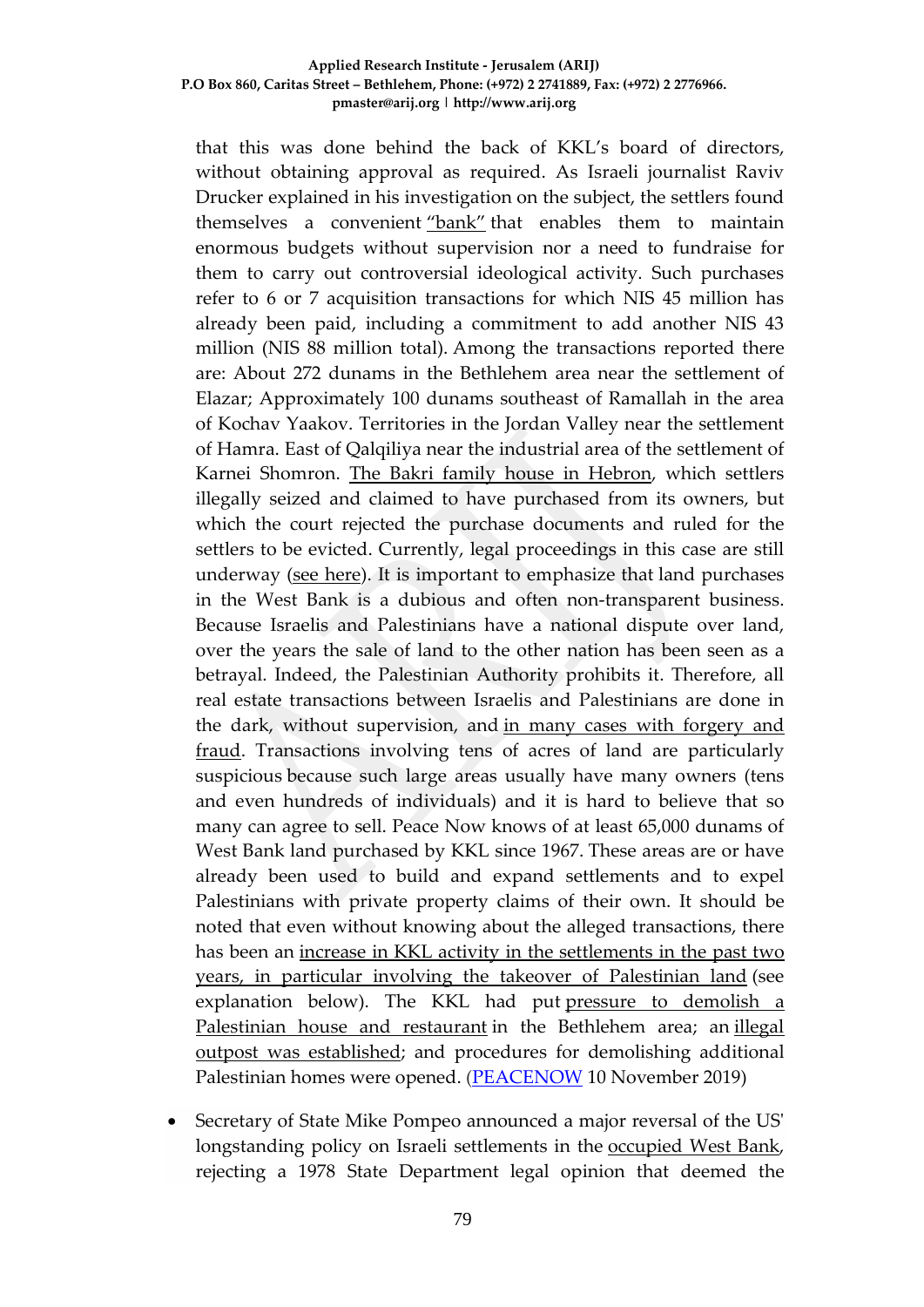that this was done behind the back of KKL's board of directors, without obtaining approval as required. As Israeli journalist Raviv Drucker explained in his investigation on the subject, the settlers found themselves a convenient "bank" that enables them to maintain enormous budgets without supervision nor a need to fundraise for them to carry out controversial ideological activity. Such purchases refer to 6 or 7 acquisition transactions for which NIS 45 million has already been paid, including a commitment to add another NIS 43 million (NIS 88 million total). Among the transactions reported there are: About 272 dunams in the Bethlehem area near the settlement of Elazar; Approximately 100 dunams southeast of Ramallah in the area of Kochav Yaakov. Territories in the Jordan Valley near the settlement of Hamra. East of Qalqiliya near the industrial area of the settlement of Karnei Shomron. The Bakri family house in Hebron, which settlers illegally seized and claimed to have purchased from its owners, but which the court rejected the purchase documents and ruled for the settlers to be evicted. Currently, legal proceedings in this case are still underway (see here). It is important to emphasize that land purchases in the West Bank is a dubious and often non-transparent business. Because Israelis and Palestinians have a national dispute over land, over the years the sale of land to the other nation has been seen as a betrayal. Indeed, the Palestinian Authority prohibits it. Therefore, all real estate transactions between Israelis and Palestinians are done in the dark, without supervision, and in many cases with forgery and fraud. Transactions involving tens of acres of land are particularly suspicious because such large areas usually have many owners (tens and even hundreds of individuals) and it is hard to believe that so many can agree to sell. Peace Now knows of at least 65,000 dunams of West Bank land purchased by KKL since 1967. These areas are or have already been used to build and expand settlements and to expel Palestinians with private property claims of their own. It should be noted that even without knowing about the alleged transactions, there has been an increase in KKL activity in the settlements in the past two years, in particular involving the takeover of Palestinian land (see explanation below). The KKL had put pressure to demolish a Palestinian house and restaurant in the Bethlehem area; an illegal outpost was established; and procedures for demolishing additional Palestinian homes were opened. (PEACENOW 10 November 2019)

- Secretary of State Mike Pompeo announced a major reversal of the US' longstanding policy on Israeli settlements in the occupied West Bank, rejecting a 1978 State Department legal opinion that deemed the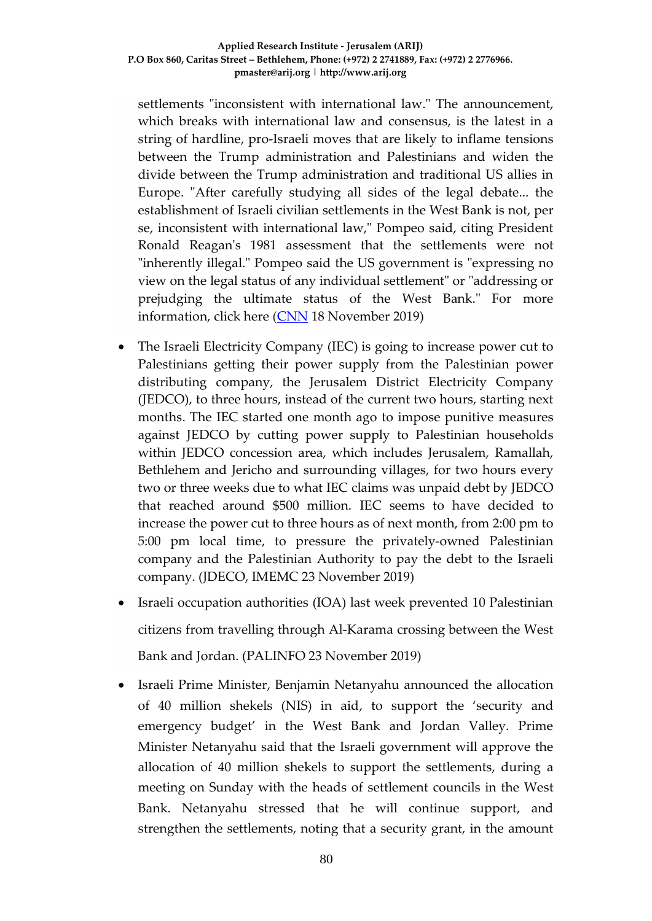settlements "inconsistent with international law." The announcement, which breaks with international law and consensus, is the latest in a string of hardline, pro-Israeli moves that are likely to inflame tensions between the Trump administration and Palestinians and widen the divide between the Trump administration and traditional US allies in Europe. "After carefully studying all sides of the legal debate... the establishment of Israeli civilian settlements in the West Bank is not, per se, inconsistent with international law," Pompeo said, citing President Ronald Reagan's 1981 assessment that the settlements were not "inherently illegal." Pompeo said the US government is "expressing no view on the legal status of any individual settlement" or "addressing or prejudging the ultimate status of the West Bank." For more information, click here (CNN 18 November 2019)

- The Israeli Electricity Company (IEC) is going to increase power cut to Palestinians getting their power supply from the Palestinian power distributing company, the Jerusalem District Electricity Company (JEDCO), to three hours, instead of the current two hours, starting next months. The IEC started one month ago to impose punitive measures against JEDCO by cutting power supply to Palestinian households within JEDCO concession area, which includes Jerusalem, Ramallah, Bethlehem and Jericho and surrounding villages, for two hours every two or three weeks due to what IEC claims was unpaid debt by JEDCO that reached around $500 million. IEC seems to have decided to increase the power cut to three hours as of next month, from 2:00 pm to 5:00 pm local time, to pressure the privately-owned Palestinian company and the Palestinian Authority to pay the debt to the Israeli company. (JDECO, IMEMC 23 November 2019)
- Israeli occupation authorities (IOA) last week prevented 10 Palestinian citizens from travelling through Al-Karama crossing between the West Bank and Jordan. (PALINFO 23 November 2019)
- Israeli Prime Minister, Benjamin Netanyahu announced the allocation of 40 million shekels (NIS) in aid, to support the 'security and emergency budget' in the West Bank and Jordan Valley. Prime Minister Netanyahu said that the Israeli government will approve the allocation of 40 million shekels to support the settlements, during a meeting on Sunday with the heads of settlement councils in the West Bank. Netanyahu stressed that he will continue support, and strengthen the settlements, noting that a security grant, in the amount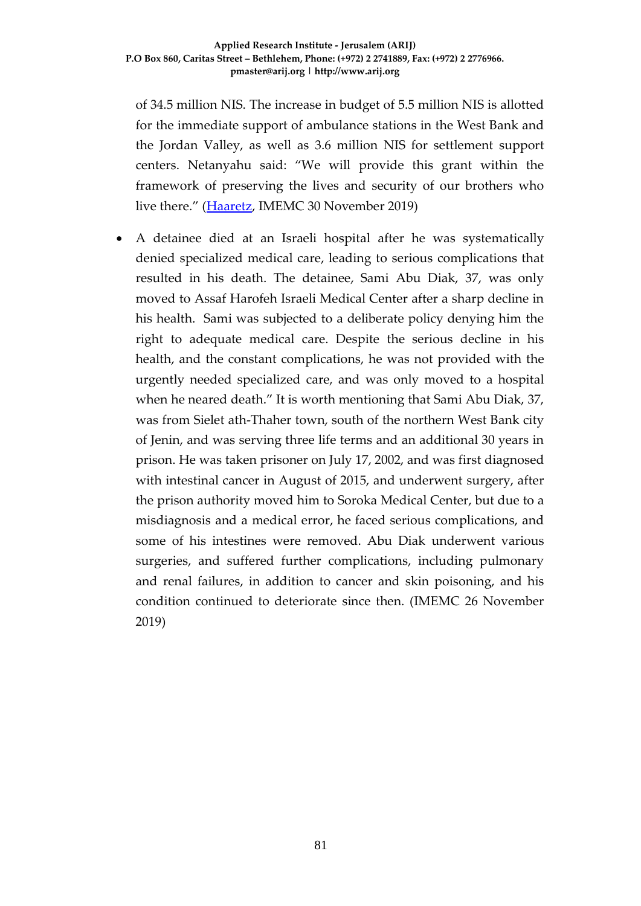of 34.5 million NIS. The increase in budget of 5.5 million NIS is allotted for the immediate support of ambulance stations in the West Bank and the Jordan Valley, as well as 3.6 million NIS for settlement support centers. Netanyahu said: "We will provide this grant within the framework of preserving the lives and security of our brothers who live there." (Haaretz, IMEMC 30 November 2019)

- A detainee died at an Israeli hospital after he was systematically denied specialized medical care, leading to serious complications that resulted in his death. The detainee, Sami Abu Diak, 37, was only moved to Assaf Harofeh Israeli Medical Center after a sharp decline in his health. Sami was subjected to a deliberate policy denying him the right to adequate medical care. Despite the serious decline in his health, and the constant complications, he was not provided with the urgently needed specialized care, and was only moved to a hospital when he neared death." It is worth mentioning that Sami Abu Diak, 37, was from Sielet ath-Thaher town, south of the northern West Bank city of Jenin, and was serving three life terms and an additional 30 years in prison. He was taken prisoner on July 17, 2002, and was first diagnosed with intestinal cancer in August of 2015, and underwent surgery, after the prison authority moved him to Soroka Medical Center, but due to a misdiagnosis and a medical error, he faced serious complications, and some of his intestines were removed. Abu Diak underwent various surgeries, and suffered further complications, including pulmonary and renal failures, in addition to cancer and skin poisoning, and his condition continued to deteriorate since then. (IMEMC 26 November 2019)